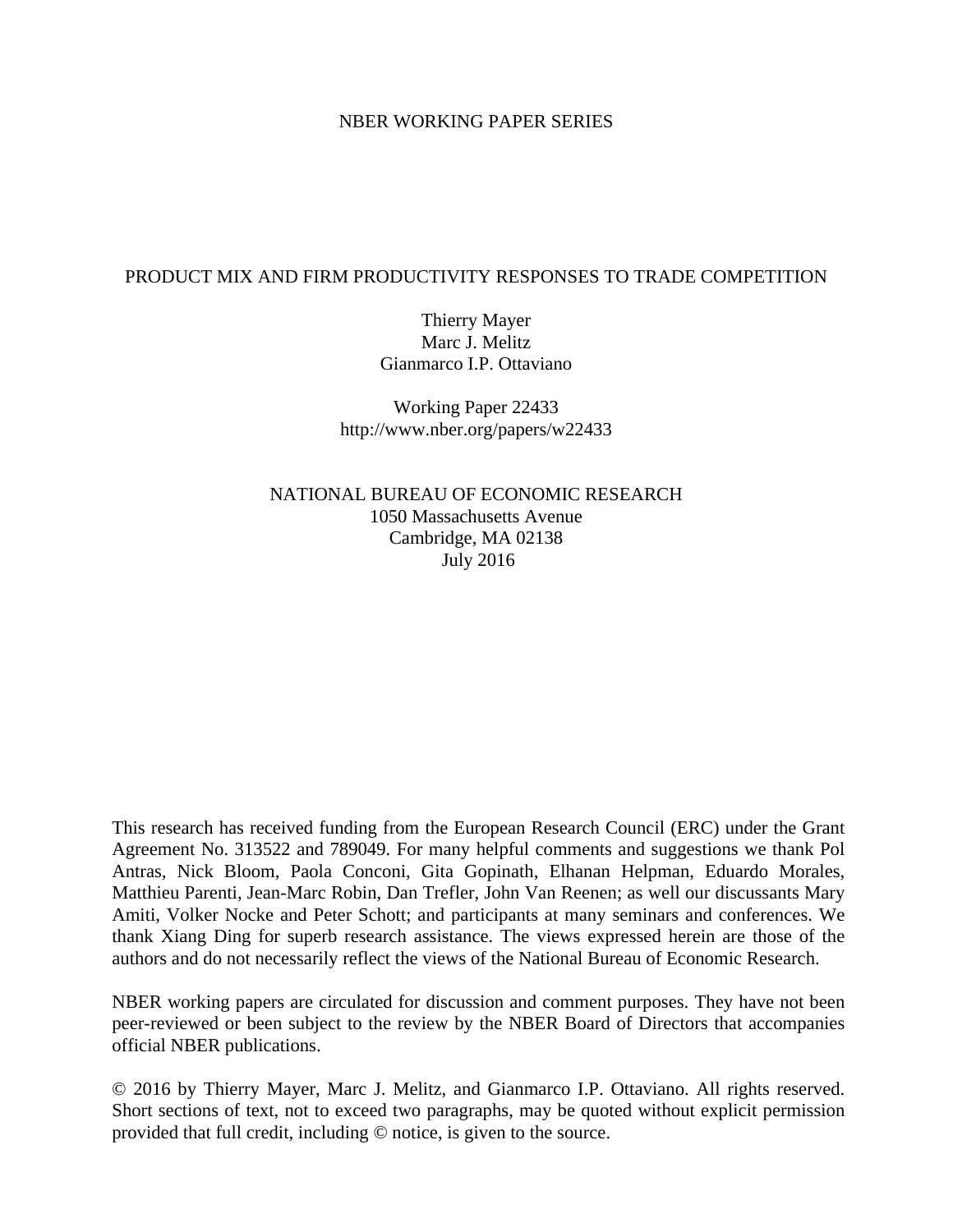NBER WORKING PAPER SERIES

# PRODUCT MIX AND FIRM PRODUCTIVITY RESPONSES TO TRADE COMPETITION

Thierry Mayer
Marc J. Melitz
Gianmarco I.P. Ottaviano

Working Paper 22433
http://www.nber.org/papers/w22433

NATIONAL BUREAU OF ECONOMIC RESEARCH
1050 Massachusetts Avenue
Cambridge, MA 02138
July 2016

This research has received funding from the European Research Council (ERC) under the Grant Agreement No. 313522 and 789049. For many helpful comments and suggestions we thank Pol Antras, Nick Bloom, Paola Conconi, Gita Gopinath, Elhanan Helpman, Eduardo Morales, Matthieu Parenti, Jean-Marc Robin, Dan Trefler, John Van Reenen; as well our discussants Mary Amiti, Volker Nocke and Peter Schott; and participants at many seminars and conferences. We thank Xiang Ding for superb research assistance. The views expressed herein are those of the authors and do not necessarily reflect the views of the National Bureau of Economic Research.

NBER working papers are circulated for discussion and comment purposes. They have not been peer-reviewed or been subject to the review by the NBER Board of Directors that accompanies official NBER publications.

© 2016 by Thierry Mayer, Marc J. Melitz, and Gianmarco I.P. Ottaviano. All rights reserved. Short sections of text, not to exceed two paragraphs, may be quoted without explicit permission provided that full credit, including © notice, is given to the source.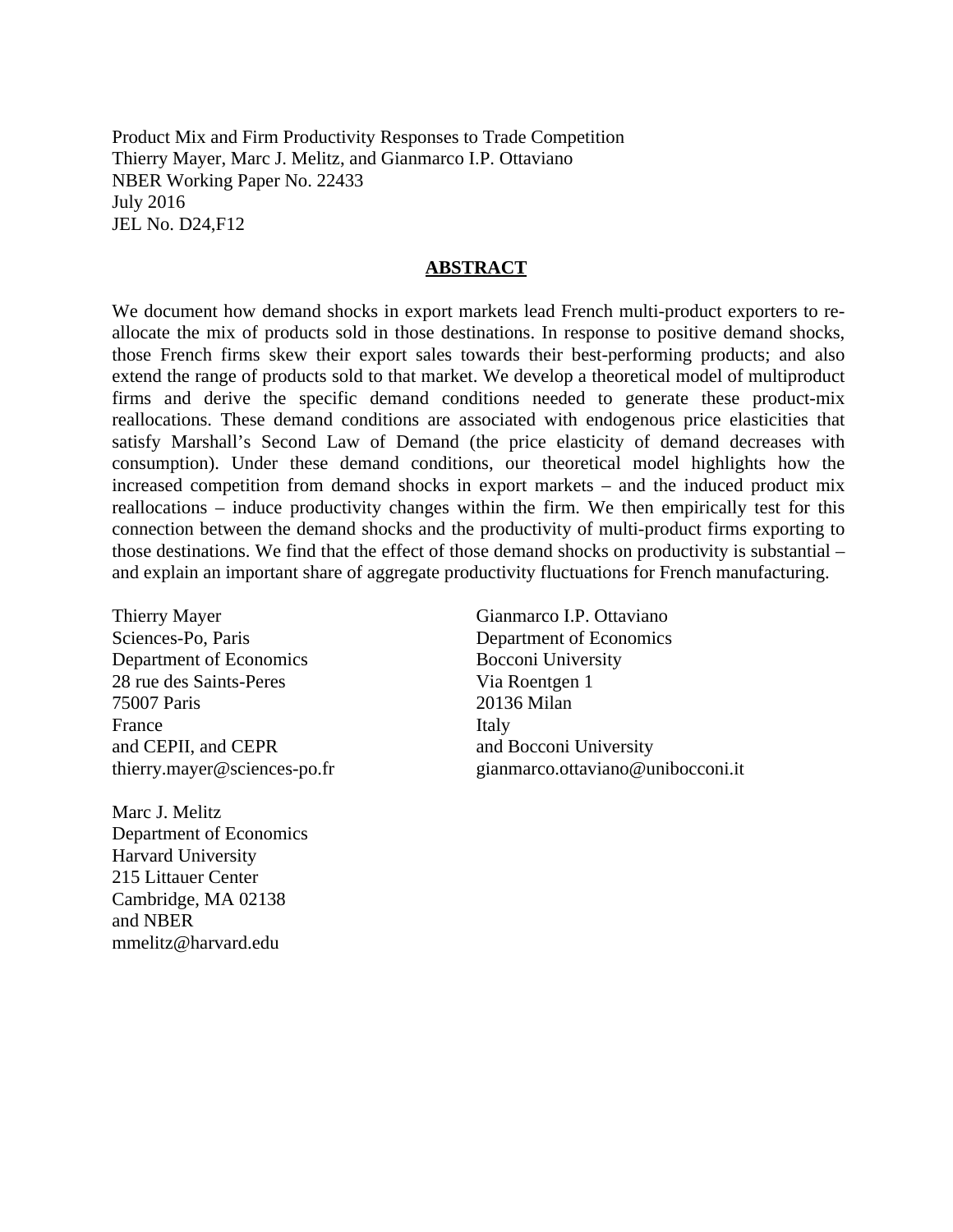Product Mix and Firm Productivity Responses to Trade Competition
Thierry Mayer, Marc J. Melitz, and Gianmarco I.P. Ottaviano
NBER Working Paper No. 22433
July 2016
JEL No. D24,F12

## ABSTRACT

We document how demand shocks in export markets lead French multi-product exporters to re-allocate the mix of products sold in those destinations. In response to positive demand shocks, those French firms skew their export sales towards their best-performing products; and also extend the range of products sold to that market. We develop a theoretical model of multiproduct firms and derive the specific demand conditions needed to generate these product-mix reallocations. These demand conditions are associated with endogenous price elasticities that satisfy Marshall's Second Law of Demand (the price elasticity of demand decreases with consumption). Under these demand conditions, our theoretical model highlights how the increased competition from demand shocks in export markets – and the induced product mix reallocations – induce productivity changes within the firm. We then empirically test for this connection between the demand shocks and the productivity of multi-product firms exporting to those destinations. We find that the effect of those demand shocks on productivity is substantial – and explain an important share of aggregate productivity fluctuations for French manufacturing.

Thierry Mayer
Sciences-Po, Paris
Department of Economics
28 rue des Saints-Peres
75007 Paris
France
and CEPII, and CEPR
thierry.mayer@sciences-po.fr

Gianmarco I.P. Ottaviano
Department of Economics
Bocconi University
Via Roentgen 1
20136 Milan
Italy
and Bocconi University
gianmarco.ottaviano@unibocconi.it

Marc J. Melitz
Department of Economics
Harvard University
215 Littauer Center
Cambridge, MA 02138
and NBER
mmelitz@harvard.edu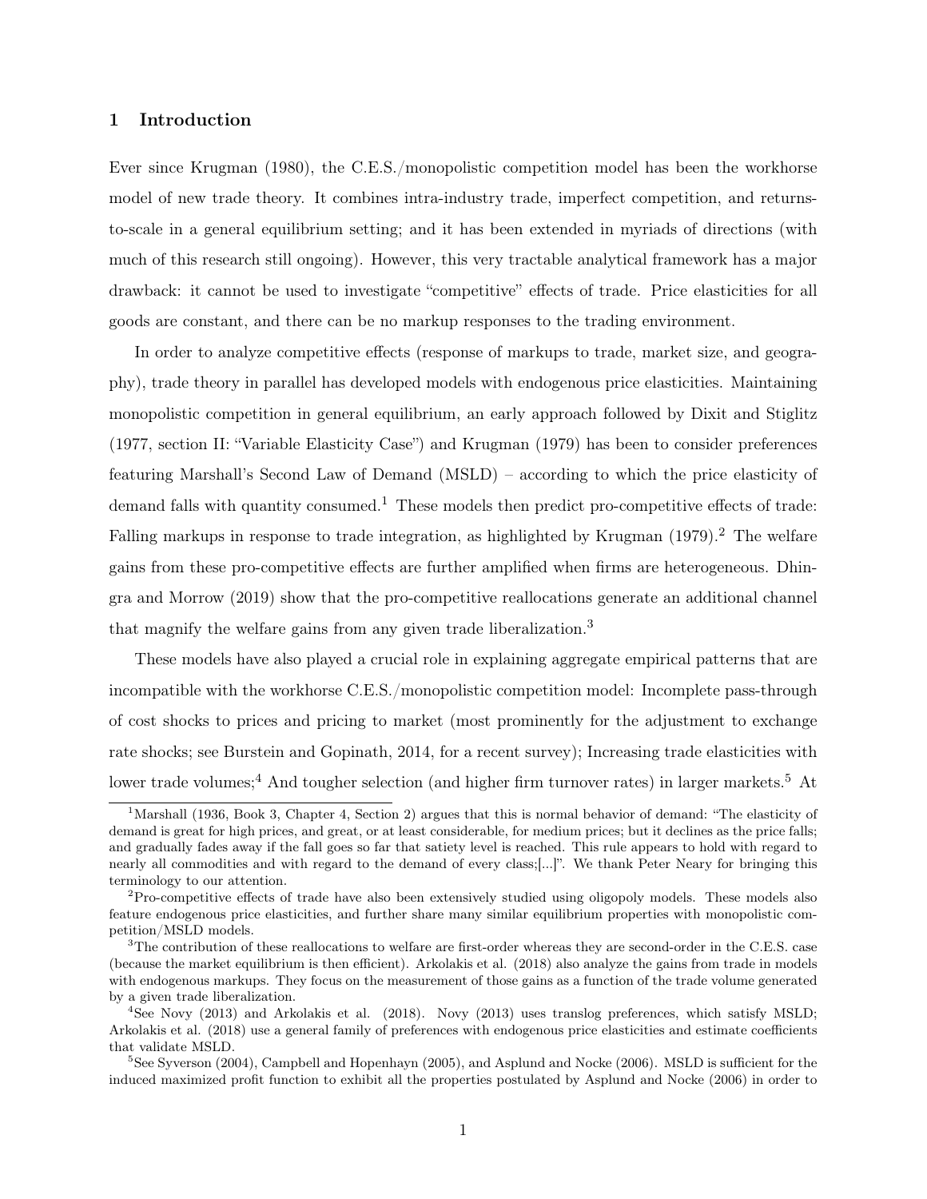# 1 Introduction

Ever since Krugman (1980), the C.E.S./monopolistic competition model has been the workhorse model of new trade theory. It combines intra-industry trade, imperfect competition, and returns-to-scale in a general equilibrium setting; and it has been extended in myriads of directions (with much of this research still ongoing). However, this very tractable analytical framework has a major drawback: it cannot be used to investigate "competitive" effects of trade. Price elasticities for all goods are constant, and there can be no markup responses to the trading environment.

In order to analyze competitive effects (response of markups to trade, market size, and geography), trade theory in parallel has developed models with endogenous price elasticities. Maintaining monopolistic competition in general equilibrium, an early approach followed by Dixit and Stiglitz (1977, section II: "Variable Elasticity Case") and Krugman (1979) has been to consider preferences featuring Marshall's Second Law of Demand (MSLD) – according to which the price elasticity of demand falls with quantity consumed.[1] These models then predict pro-competitive effects of trade: Falling markups in response to trade integration, as highlighted by Krugman (1979).[2] The welfare gains from these pro-competitive effects are further amplified when firms are heterogeneous. Dhingra and Morrow (2019) show that the pro-competitive reallocations generate an additional channel that magnify the welfare gains from any given trade liberalization.[3]

These models have also played a crucial role in explaining aggregate empirical patterns that are incompatible with the workhorse C.E.S./monopolistic competition model: Incomplete pass-through of cost shocks to prices and pricing to market (most prominently for the adjustment to exchange rate shocks; see Burstein and Gopinath, 2014, for a recent survey); Increasing trade elasticities with lower trade volumes;[4] And tougher selection (and higher firm turnover rates) in larger markets.[5] At

[1] Marshall (1936, Book 3, Chapter 4, Section 2) argues that this is normal behavior of demand: "The elasticity of demand is great for high prices, and great, or at least considerable, for medium prices; but it declines as the price falls; and gradually fades away if the fall goes so far that satiety level is reached. This rule appears to hold with regard to nearly all commodities and with regard to the demand of every class;[...]". We thank Peter Neary for bringing this terminology to our attention.

[2] Pro-competitive effects of trade have also been extensively studied using oligopoly models. These models also feature endogenous price elasticities, and further share many similar equilibrium properties with monopolistic competition/MSLD models.

[3] The contribution of these reallocations to welfare are first-order whereas they are second-order in the C.E.S. case (because the market equilibrium is then efficient). Arkolakis et al. (2018) also analyze the gains from trade in models with endogenous markups. They focus on the measurement of those gains as a function of the trade volume generated by a given trade liberalization.

[4] See Novy (2013) and Arkolakis et al. (2018). Novy (2013) uses translog preferences, which satisfy MSLD; Arkolakis et al. (2018) use a general family of preferences with endogenous price elasticities and estimate coefficients that validate MSLD.

[5] See Syverson (2004), Campbell and Hopenhayn (2005), and Asplund and Nocke (2006). MSLD is sufficient for the induced maximized profit function to exhibit all the properties postulated by Asplund and Nocke (2006) in order to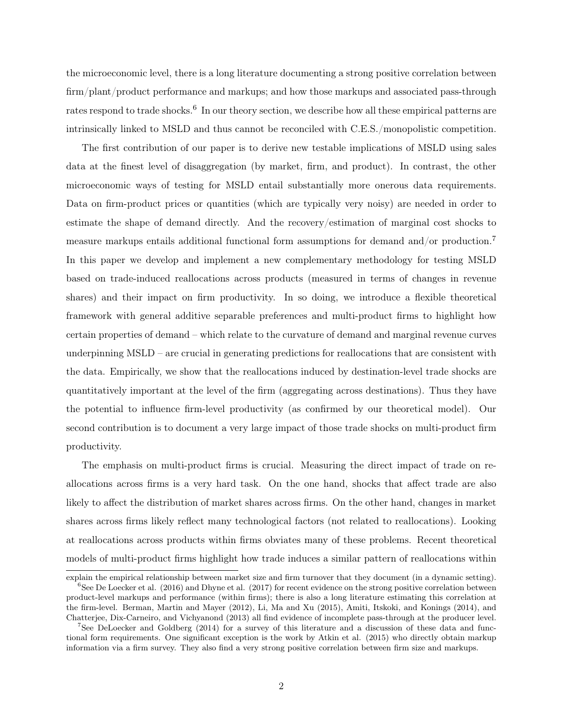the microeconomic level, there is a long literature documenting a strong positive correlation between firm/plant/product performance and markups; and how those markups and associated pass-through rates respond to trade shocks.[6] In our theory section, we describe how all these empirical patterns are intrinsically linked to MSLD and thus cannot be reconciled with C.E.S./monopolistic competition.

The first contribution of our paper is to derive new testable implications of MSLD using sales data at the finest level of disaggregation (by market, firm, and product). In contrast, the other microeconomic ways of testing for MSLD entail substantially more onerous data requirements. Data on firm-product prices or quantities (which are typically very noisy) are needed in order to estimate the shape of demand directly. And the recovery/estimation of marginal cost shocks to measure markups entails additional functional form assumptions for demand and/or production.[7] In this paper we develop and implement a new complementary methodology for testing MSLD based on trade-induced reallocations across products (measured in terms of changes in revenue shares) and their impact on firm productivity. In so doing, we introduce a flexible theoretical framework with general additive separable preferences and multi-product firms to highlight how certain properties of demand – which relate to the curvature of demand and marginal revenue curves underpinning MSLD – are crucial in generating predictions for reallocations that are consistent with the data. Empirically, we show that the reallocations induced by destination-level trade shocks are quantitatively important at the level of the firm (aggregating across destinations). Thus they have the potential to influence firm-level productivity (as confirmed by our theoretical model). Our second contribution is to document a very large impact of those trade shocks on multi-product firm productivity.

The emphasis on multi-product firms is crucial. Measuring the direct impact of trade on reallocations across firms is a very hard task. On the one hand, shocks that affect trade are also likely to affect the distribution of market shares across firms. On the other hand, changes in market shares across firms likely reflect many technological factors (not related to reallocations). Looking at reallocations across products within firms obviates many of these problems. Recent theoretical models of multi-product firms highlight how trade induces a similar pattern of reallocations within

explain the empirical relationship between market size and firm turnover that they document (in a dynamic setting).

[6] See De Loecker et al. (2016) and Dhyne et al. (2017) for recent evidence on the strong positive correlation between product-level markups and performance (within firms); there is also a long literature estimating this correlation at the firm-level. Berman, Martin and Mayer (2012), Li, Ma and Xu (2015), Amiti, Itskoki, and Konings (2014), and Chatterjee, Dix-Carneiro, and Vichyanond (2013) all find evidence of incomplete pass-through at the producer level.

[7] See DeLoecker and Goldberg (2014) for a survey of this literature and a discussion of these data and functional form requirements. One significant exception is the work by Atkin et al. (2015) who directly obtain markup information via a firm survey. They also find a very strong positive correlation between firm size and markups.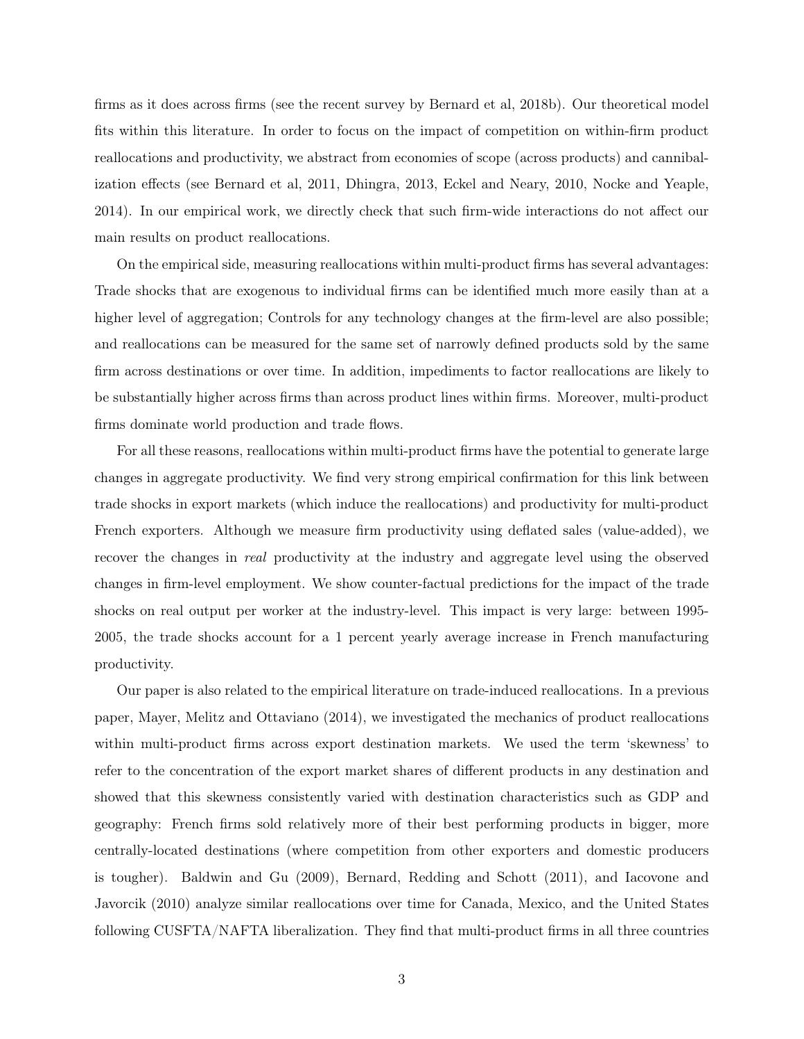firms as it does across firms (see the recent survey by Bernard et al, 2018b). Our theoretical model fits within this literature. In order to focus on the impact of competition on within-firm product reallocations and productivity, we abstract from economies of scope (across products) and cannibalization effects (see Bernard et al, 2011, Dhingra, 2013, Eckel and Neary, 2010, Nocke and Yeaple, 2014). In our empirical work, we directly check that such firm-wide interactions do not affect our main results on product reallocations.

On the empirical side, measuring reallocations within multi-product firms has several advantages: Trade shocks that are exogenous to individual firms can be identified much more easily than at a higher level of aggregation; Controls for any technology changes at the firm-level are also possible; and reallocations can be measured for the same set of narrowly defined products sold by the same firm across destinations or over time. In addition, impediments to factor reallocations are likely to be substantially higher across firms than across product lines within firms. Moreover, multi-product firms dominate world production and trade flows.

For all these reasons, reallocations within multi-product firms have the potential to generate large changes in aggregate productivity. We find very strong empirical confirmation for this link between trade shocks in export markets (which induce the reallocations) and productivity for multi-product French exporters. Although we measure firm productivity using deflated sales (value-added), we recover the changes in *real* productivity at the industry and aggregate level using the observed changes in firm-level employment. We show counter-factual predictions for the impact of the trade shocks on real output per worker at the industry-level. This impact is very large: between 1995-2005, the trade shocks account for a 1 percent yearly average increase in French manufacturing productivity.

Our paper is also related to the empirical literature on trade-induced reallocations. In a previous paper, Mayer, Melitz and Ottaviano (2014), we investigated the mechanics of product reallocations within multi-product firms across export destination markets. We used the term 'skewness' to refer to the concentration of the export market shares of different products in any destination and showed that this skewness consistently varied with destination characteristics such as GDP and geography: French firms sold relatively more of their best performing products in bigger, more centrally-located destinations (where competition from other exporters and domestic producers is tougher). Baldwin and Gu (2009), Bernard, Redding and Schott (2011), and Iacovone and Javorcik (2010) analyze similar reallocations over time for Canada, Mexico, and the United States following CUSFTA/NAFTA liberalization. They find that multi-product firms in all three countries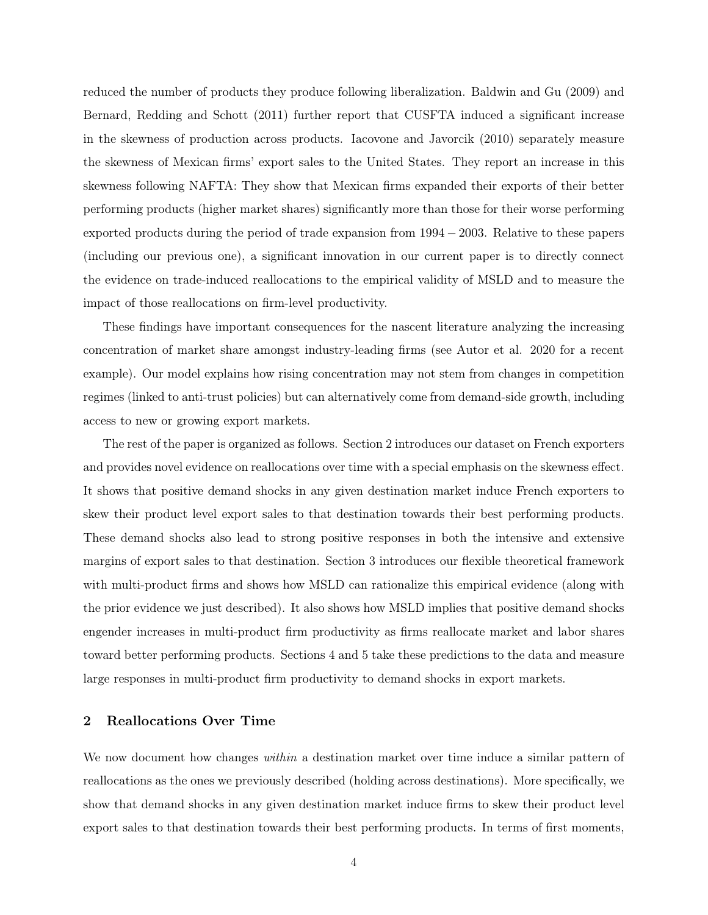reduced the number of products they produce following liberalization. Baldwin and Gu (2009) and Bernard, Redding and Schott (2011) further report that CUSFTA induced a significant increase in the skewness of production across products. Iacovone and Javorcik (2010) separately measure the skewness of Mexican firms' export sales to the United States. They report an increase in this skewness following NAFTA: They show that Mexican firms expanded their exports of their better performing products (higher market shares) significantly more than those for their worse performing exported products during the period of trade expansion from $1994 - 2003$. Relative to these papers (including our previous one), a significant innovation in our current paper is to directly connect the evidence on trade-induced reallocations to the empirical validity of MSLD and to measure the impact of those reallocations on firm-level productivity.

These findings have important consequences for the nascent literature analyzing the increasing concentration of market share amongst industry-leading firms (see Autor et al. 2020 for a recent example). Our model explains how rising concentration may not stem from changes in competition regimes (linked to anti-trust policies) but can alternatively come from demand-side growth, including access to new or growing export markets.

The rest of the paper is organized as follows. Section 2 introduces our dataset on French exporters and provides novel evidence on reallocations over time with a special emphasis on the skewness effect. It shows that positive demand shocks in any given destination market induce French exporters to skew their product level export sales to that destination towards their best performing products. These demand shocks also lead to strong positive responses in both the intensive and extensive margins of export sales to that destination. Section 3 introduces our flexible theoretical framework with multi-product firms and shows how MSLD can rationalize this empirical evidence (along with the prior evidence we just described). It also shows how MSLD implies that positive demand shocks engender increases in multi-product firm productivity as firms reallocate market and labor shares toward better performing products. Sections 4 and 5 take these predictions to the data and measure large responses in multi-product firm productivity to demand shocks in export markets.

## 2 Reallocations Over Time

We now document how changes *within* a destination market over time induce a similar pattern of reallocations as the ones we previously described (holding across destinations). More specifically, we show that demand shocks in any given destination market induce firms to skew their product level export sales to that destination towards their best performing products. In terms of first moments,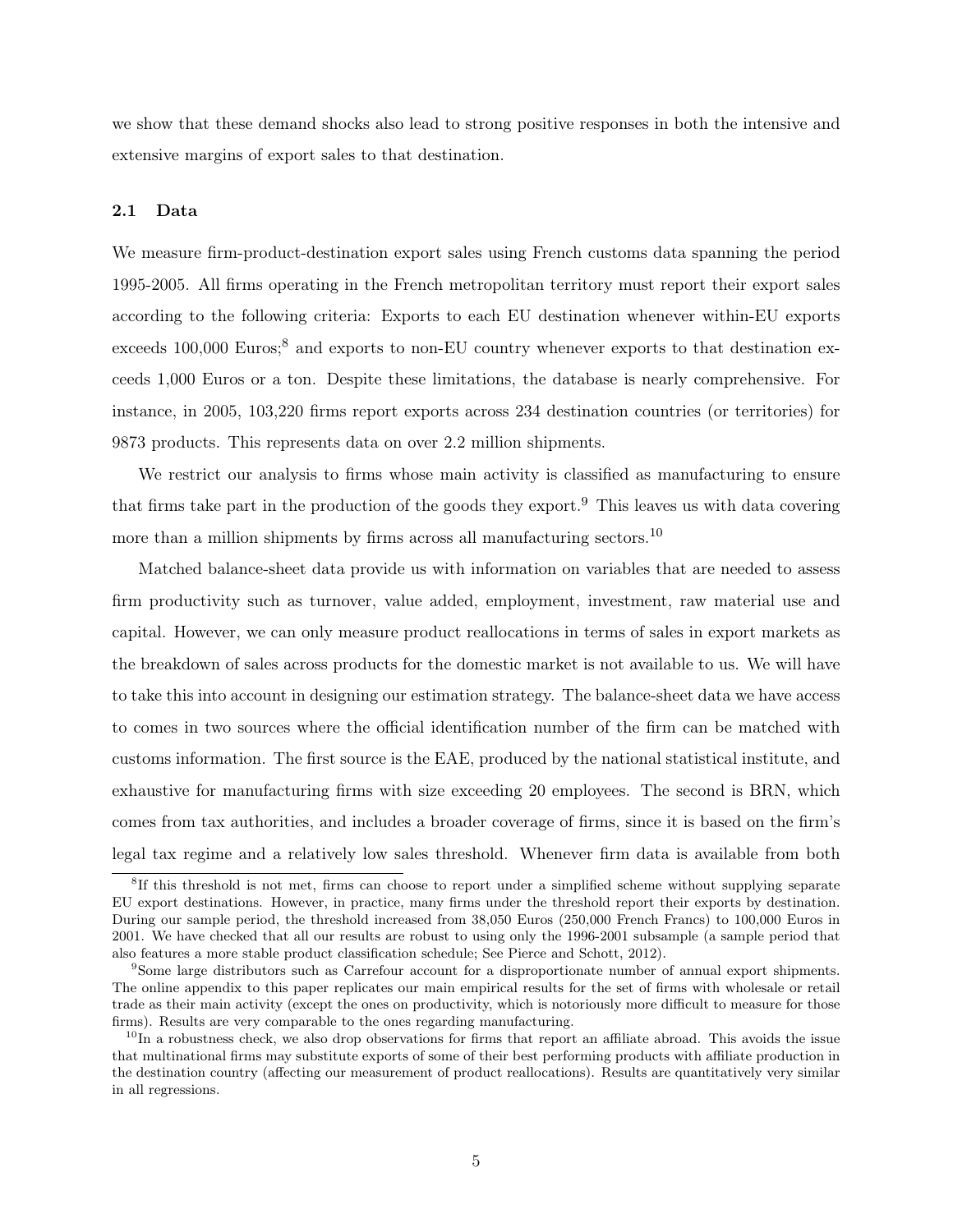we show that these demand shocks also lead to strong positive responses in both the intensive and extensive margins of export sales to that destination.

### 2.1 Data

We measure firm-product-destination export sales using French customs data spanning the period 1995-2005. All firms operating in the French metropolitan territory must report their export sales according to the following criteria: Exports to each EU destination whenever within-EU exports exceeds 100,000 Euros;[8] and exports to non-EU country whenever exports to that destination exceeds 1,000 Euros or a ton. Despite these limitations, the database is nearly comprehensive. For instance, in 2005, 103,220 firms report exports across 234 destination countries (or territories) for 9873 products. This represents data on over 2.2 million shipments.

We restrict our analysis to firms whose main activity is classified as manufacturing to ensure that firms take part in the production of the goods they export.[9] This leaves us with data covering more than a million shipments by firms across all manufacturing sectors.[10]

Matched balance-sheet data provide us with information on variables that are needed to assess firm productivity such as turnover, value added, employment, investment, raw material use and capital. However, we can only measure product reallocations in terms of sales in export markets as the breakdown of sales across products for the domestic market is not available to us. We will have to take this into account in designing our estimation strategy. The balance-sheet data we have access to comes in two sources where the official identification number of the firm can be matched with customs information. The first source is the EAE, produced by the national statistical institute, and exhaustive for manufacturing firms with size exceeding 20 employees. The second is BRN, which comes from tax authorities, and includes a broader coverage of firms, since it is based on the firm's legal tax regime and a relatively low sales threshold. Whenever firm data is available from both

[8] If this threshold is not met, firms can choose to report under a simplified scheme without supplying separate EU export destinations. However, in practice, many firms under the threshold report their exports by destination. During our sample period, the threshold increased from 38,050 Euros (250,000 French Francs) to 100,000 Euros in 2001. We have checked that all our results are robust to using only the 1996-2001 subsample (a sample period that also features a more stable product classification schedule; See Pierce and Schott, 2012).

[9] Some large distributors such as Carrefour account for a disproportionate number of annual export shipments. The online appendix to this paper replicates our main empirical results for the set of firms with wholesale or retail trade as their main activity (except the ones on productivity, which is notoriously more difficult to measure for those firms). Results are very comparable to the ones regarding manufacturing.

[10] In a robustness check, we also drop observations for firms that report an affiliate abroad. This avoids the issue that multinational firms may substitute exports of some of their best performing products with affiliate production in the destination country (affecting our measurement of product reallocations). Results are quantitatively very similar in all regressions.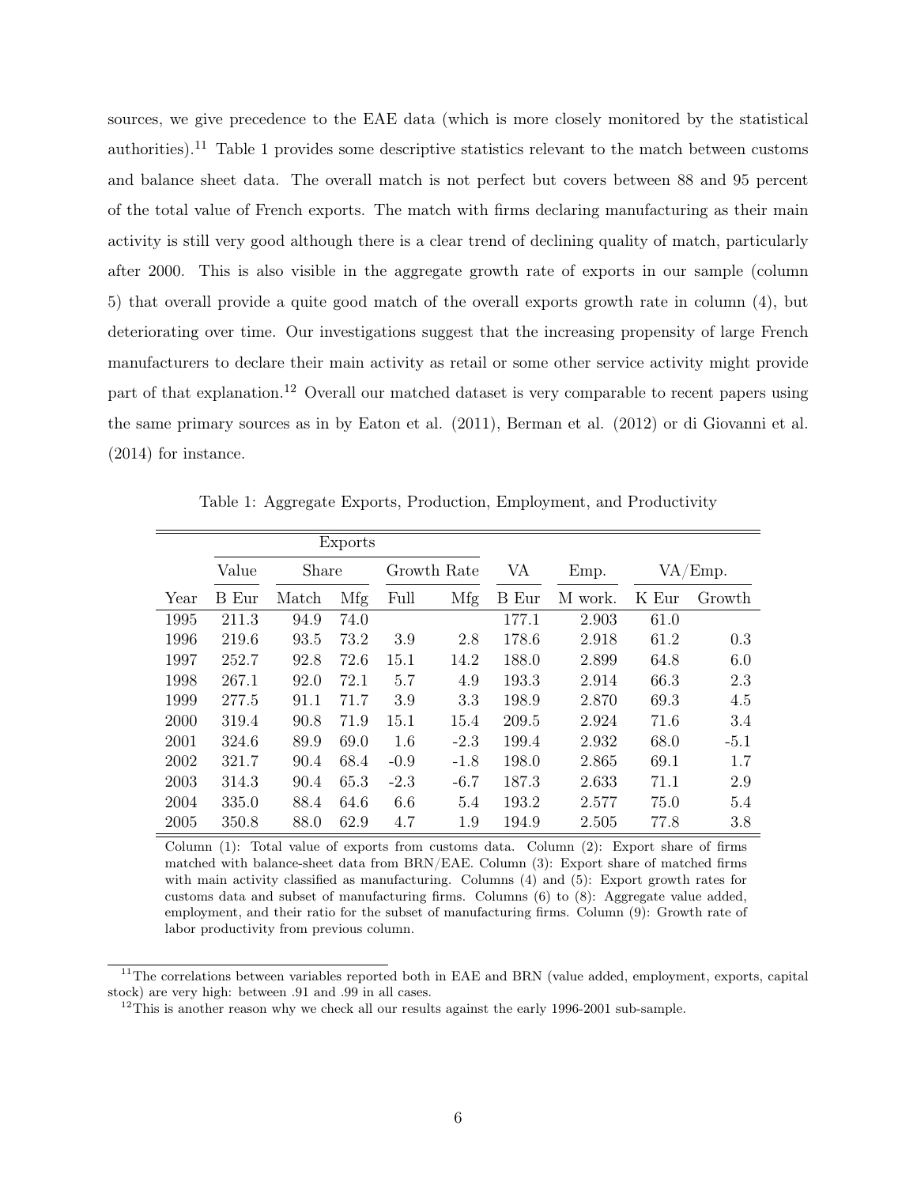sources, we give precedence to the EAE data (which is more closely monitored by the statistical authorities).[11] Table 1 provides some descriptive statistics relevant to the match between customs and balance sheet data. The overall match is not perfect but covers between 88 and 95 percent of the total value of French exports. The match with firms declaring manufacturing as their main activity is still very good although there is a clear trend of declining quality of match, particularly after 2000. This is also visible in the aggregate growth rate of exports in our sample (column 5) that overall provide a quite good match of the overall exports growth rate in column (4), but deteriorating over time. Our investigations suggest that the increasing propensity of large French manufacturers to declare their main activity as retail or some other service activity might provide part of that explanation.[12] Overall our matched dataset is very comparable to recent papers using the same primary sources as in by Eaton et al. (2011), Berman et al. (2012) or di Giovanni et al. (2014) for instance.

Table 1: Aggregate Exports, Production, Employment, and Productivity

| | Exports | | | | | | | | |
|---|---|---|---|---|---|---|---|---|---|
| | Value | Share | | Growth Rate | | VA | Emp. | VA/Emp. | |
| Year | B Eur | Match | Mfg | Full | Mfg | B Eur | M work. | K Eur | Growth |
| 1995 | 211.3 | 94.9 | 74.0 | | | 177.1 | 2.903 | 61.0 | |
| 1996 | 219.6 | 93.5 | 73.2 | 3.9 | 2.8 | 178.6 | 2.918 | 61.2 | 0.3 |
| 1997 | 252.7 | 92.8 | 72.6 | 15.1 | 14.2 | 188.0 | 2.899 | 64.8 | 6.0 |
| 1998 | 267.1 | 92.0 | 72.1 | 5.7 | 4.9 | 193.3 | 2.914 | 66.3 | 2.3 |
| 1999 | 277.5 | 91.1 | 71.7 | 3.9 | 3.3 | 198.9 | 2.870 | 69.3 | 4.5 |
| 2000 | 319.4 | 90.8 | 71.9 | 15.1 | 15.4 | 209.5 | 2.924 | 71.6 | 3.4 |
| 2001 | 324.6 | 89.9 | 69.0 | 1.6 | -2.3 | 199.4 | 2.932 | 68.0 | -5.1 |
| 2002 | 321.7 | 90.4 | 68.4 | -0.9 | -1.8 | 198.0 | 2.865 | 69.1 | 1.7 |
| 2003 | 314.3 | 90.4 | 65.3 | -2.3 | -6.7 | 187.3 | 2.633 | 71.1 | 2.9 |
| 2004 | 335.0 | 88.4 | 64.6 | 6.6 | 5.4 | 193.2 | 2.577 | 75.0 | 5.4 |
| 2005 | 350.8 | 88.0 | 62.9 | 4.7 | 1.9 | 194.9 | 2.505 | 77.8 | 3.8 |

Column (1): Total value of exports from customs data. Column (2): Export share of firms matched with balance-sheet data from BRN/EAE. Column (3): Export share of matched firms with main activity classified as manufacturing. Columns (4) and (5): Export growth rates for customs data and subset of manufacturing firms. Columns (6) to (8): Aggregate value added, employment, and their ratio for the subset of manufacturing firms. Column (9): Growth rate of labor productivity from previous column.

[11] The correlations between variables reported both in EAE and BRN (value added, employment, exports, capital stock) are very high: between .91 and .99 in all cases.

[12] This is another reason why we check all our results against the early 1996-2001 sub-sample.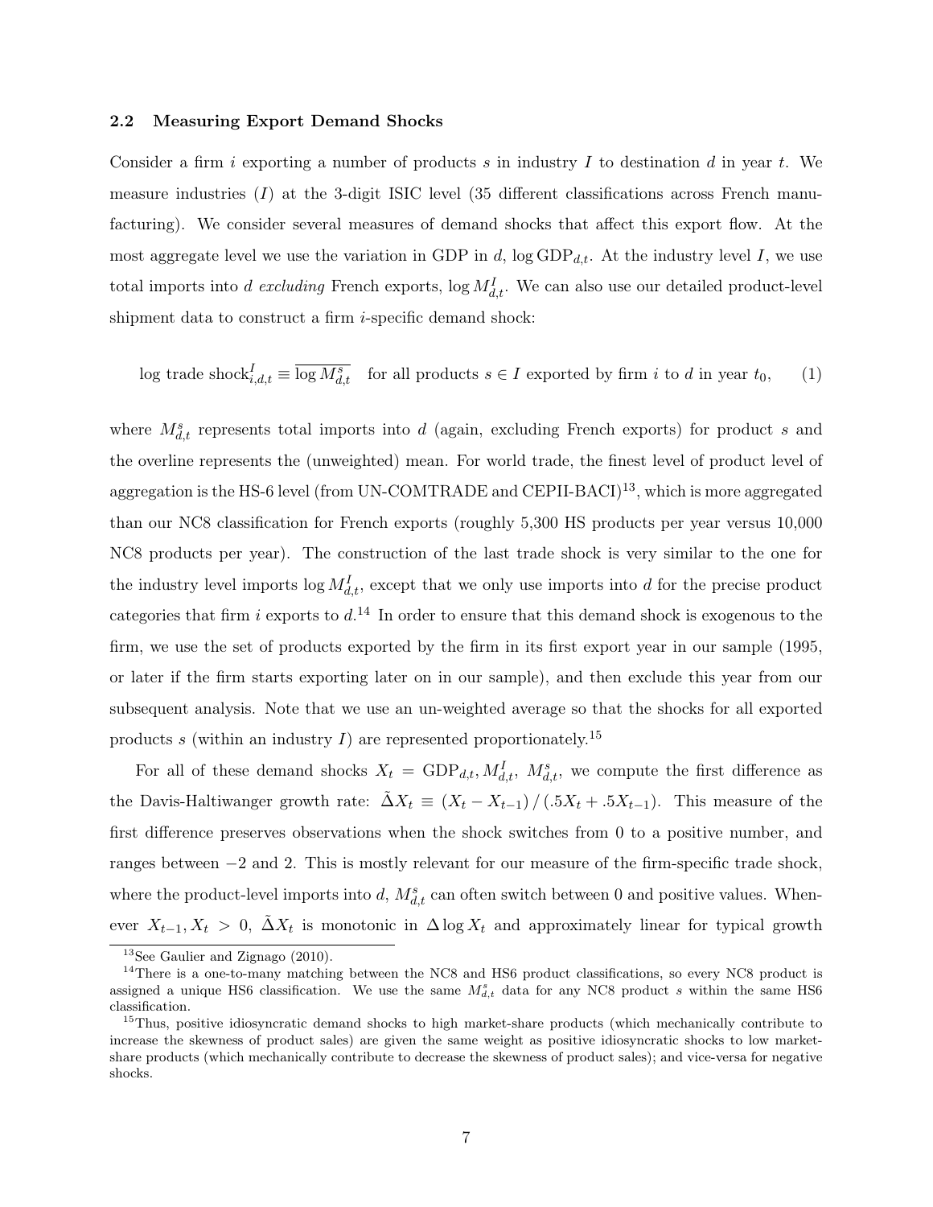### 2.2 Measuring Export Demand Shocks

Consider a firm $i$ exporting a number of products $s$ in industry $I$ to destination $d$ in year $t$. We measure industries ($I$) at the 3-digit ISIC level (35 different classifications across French manufacturing). We consider several measures of demand shocks that affect this export flow. At the most aggregate level we use the variation in GDP in $d$, $\log \text{GDP}_{d,t}$. At the industry level $I$, we use total imports into $d$ *excluding* French exports, $\log M^I_{d,t}$. We can also use our detailed product-level shipment data to construct a firm $i$-specific demand shock:

$$\log \text{trade shock}^I_{i,d,t} \equiv \overline{\log M^s_{d,t}} \quad \text{for all products } s \in I \text{ exported by firm } i \text{ to } d \text{ in year } t_0, \tag{1}$$

where $M^s_{d,t}$ represents total imports into $d$ (again, excluding French exports) for product $s$ and the overline represents the (unweighted) mean. For world trade, the finest level of product level of aggregation is the HS-6 level (from UN-COMTRADE and CEPII-BACI)[13], which is more aggregated than our NC8 classification for French exports (roughly 5,300 HS products per year versus 10,000 NC8 products per year). The construction of the last trade shock is very similar to the one for the industry level imports $\log M^I_{d,t}$, except that we only use imports into $d$ for the precise product categories that firm $i$ exports to $d$.[14] In order to ensure that this demand shock is exogenous to the firm, we use the set of products exported by the firm in its first export year in our sample (1995, or later if the firm starts exporting later on in our sample), and then exclude this year from our subsequent analysis. Note that we use an un-weighted average so that the shocks for all exported products $s$ (within an industry $I$) are represented proportionately.[15]

For all of these demand shocks $X_t = \text{GDP}_{d,t}, M^I_{d,t}, M^s_{d,t}$, we compute the first difference as the Davis-Haltiwanger growth rate: $\tilde{\Delta} X_t \equiv (X_t - X_{t-1}) / (.5X_t + .5X_{t-1})$. This measure of the first difference preserves observations when the shock switches from 0 to a positive number, and ranges between $-2$ and 2. This is mostly relevant for our measure of the firm-specific trade shock, where the product-level imports into $d$, $M^s_{d,t}$ can often switch between 0 and positive values. Whenever $X_{t-1}, X_t > 0$, $\tilde{\Delta} X_t$ is monotonic in $\Delta \log X_t$ and approximately linear for typical growth

[13] See Gaulier and Zignago (2010).

[14] There is a one-to-many matching between the NC8 and HS6 product classifications, so every NC8 product is assigned a unique HS6 classification. We use the same $M^s_{d,t}$ data for any NC8 product $s$ within the same HS6 classification.

[15] Thus, positive idiosyncratic demand shocks to high market-share products (which mechanically contribute to increase the skewness of product sales) are given the same weight as positive idiosyncratic shocks to low market-share products (which mechanically contribute to decrease the skewness of product sales); and vice-versa for negative shocks.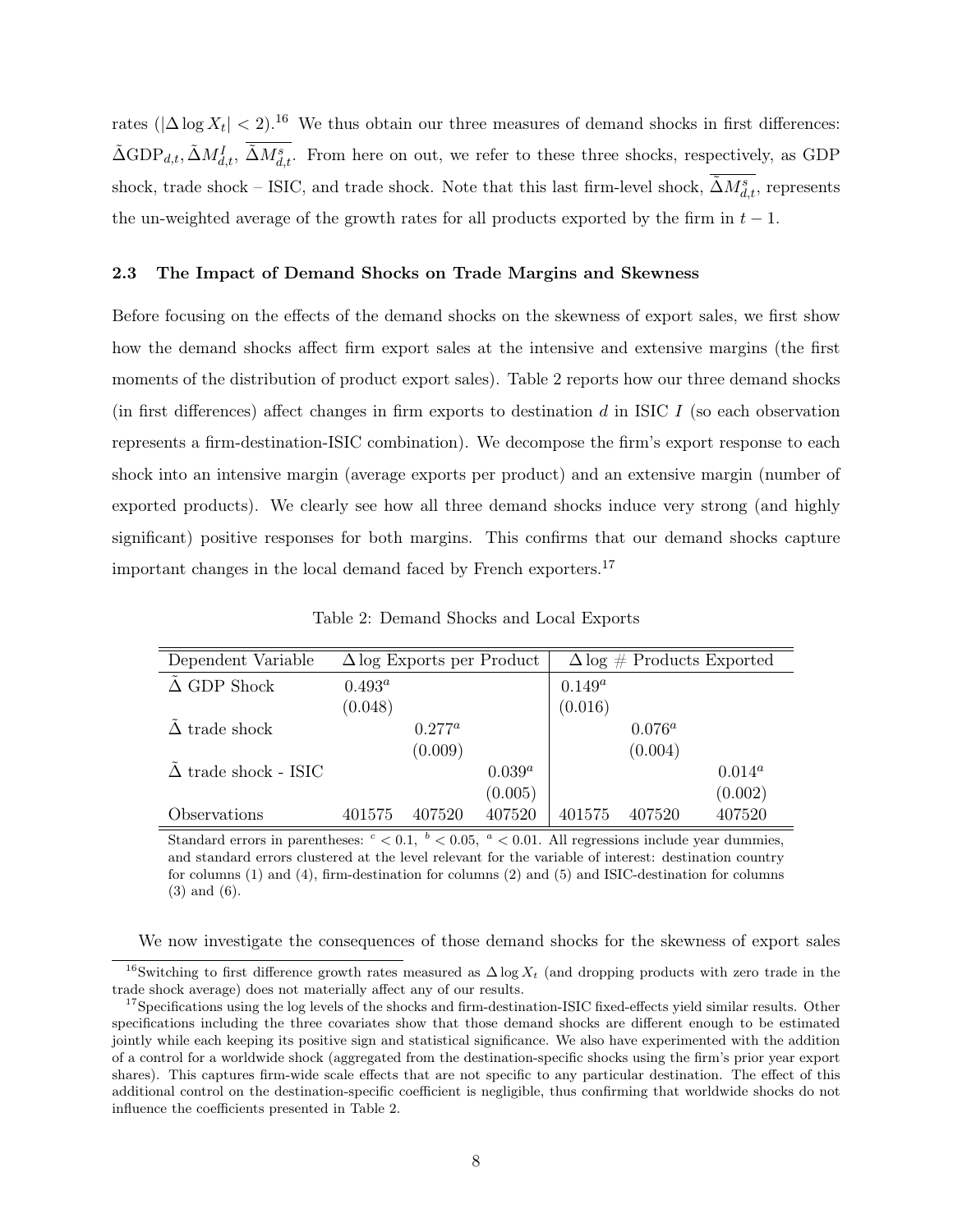rates ($|\Delta \log X_t| < 2$).[16] We thus obtain our three measures of demand shocks in first differences: $\tilde{\Delta}\text{GDP}_{d,t}, \tilde{\Delta}M^I_{d,t}, \overline{\tilde{\Delta}M^s_{d,t}}$. From here on out, we refer to these three shocks, respectively, as GDP shock, trade shock – ISIC, and trade shock. Note that this last firm-level shock, $\overline{\tilde{\Delta}M^s_{d,t}}$, represents the un-weighted average of the growth rates for all products exported by the firm in $t-1$.

### 2.3 The Impact of Demand Shocks on Trade Margins and Skewness

Before focusing on the effects of the demand shocks on the skewness of export sales, we first show how the demand shocks affect firm export sales at the intensive and extensive margins (the first moments of the distribution of product export sales). Table 2 reports how our three demand shocks (in first differences) affect changes in firm exports to destination $d$ in ISIC $I$ (so each observation represents a firm-destination-ISIC combination). We decompose the firm's export response to each shock into an intensive margin (average exports per product) and an extensive margin (number of exported products). We clearly see how all three demand shocks induce very strong (and highly significant) positive responses for both margins. This confirms that our demand shocks capture important changes in the local demand faced by French exporters.[17]

Table 2: Demand Shocks and Local Exports

| Dependent Variable | $\Delta \log$ Exports per Product | | | $\Delta \log$ # Products Exported | | |
|---|---|---|---|---|---|---|
| $\tilde{\Delta}$ GDP Shock | $0.493^a$ | | | $0.149^a$ | | |
| | (0.048) | | | (0.016) | | |
| $\tilde{\Delta}$ trade shock | | $0.277^a$ | | | $0.076^a$ | |
| | | (0.009) | | | (0.004) | |
| $\tilde{\Delta}$ trade shock - ISIC | | | $0.039^a$ | | | $0.014^a$ |
| | | | (0.005) | | | (0.002) |
| Observations | 401575 | 407520 | 407520 | 401575 | 407520 | 407520 |

Standard errors in parentheses: $^c < 0.1$, $^b < 0.05$, $^a < 0.01$. All regressions include year dummies, and standard errors clustered at the level relevant for the variable of interest: destination country for columns (1) and (4), firm-destination for columns (2) and (5) and ISIC-destination for columns (3) and (6).

We now investigate the consequences of those demand shocks for the skewness of export sales

[16] Switching to first difference growth rates measured as $\Delta \log X_t$ (and dropping products with zero trade in the trade shock average) does not materially affect any of our results.

[17] Specifications using the log levels of the shocks and firm-destination-ISIC fixed-effects yield similar results. Other specifications including the three covariates show that those demand shocks are different enough to be estimated jointly while each keeping its positive sign and statistical significance. We also have experimented with the addition of a control for a worldwide shock (aggregated from the destination-specific shocks using the firm's prior year export shares). This captures firm-wide scale effects that are not specific to any particular destination. The effect of this additional control on the destination-specific coefficient is negligible, thus confirming that worldwide shocks do not influence the coefficients presented in Table 2.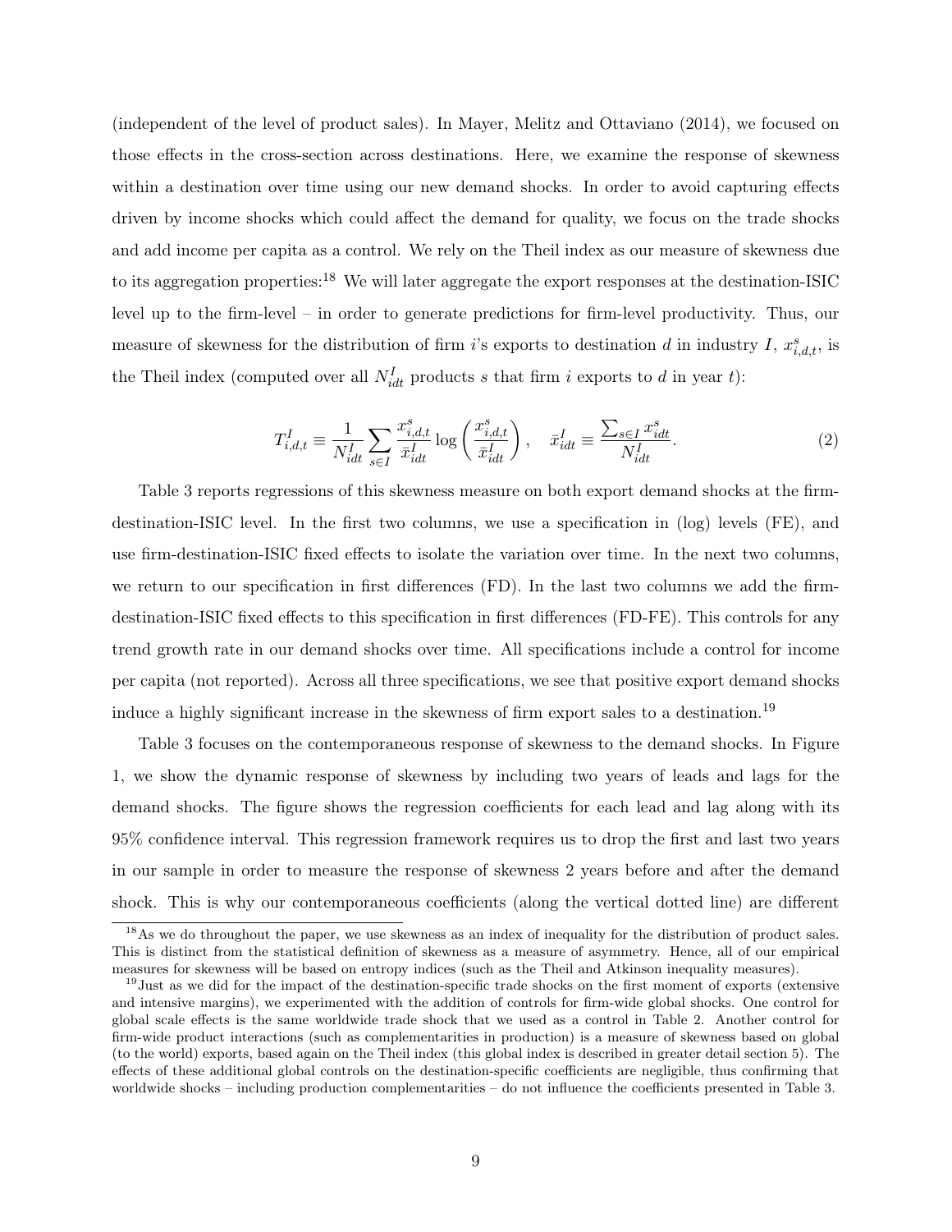(independent of the level of product sales). In Mayer, Melitz and Ottaviano (2014), we focused on those effects in the cross-section across destinations. Here, we examine the response of skewness within a destination over time using our new demand shocks. In order to avoid capturing effects driven by income shocks which could affect the demand for quality, we focus on the trade shocks and add income per capita as a control. We rely on the Theil index as our measure of skewness due to its aggregation properties:[18] We will later aggregate the export responses at the destination-ISIC level up to the firm-level – in order to generate predictions for firm-level productivity. Thus, our measure of skewness for the distribution of firm $i$'s exports to destination $d$ in industry $I$, $x^s_{i,d,t}$, is the Theil index (computed over all $N^I_{idt}$ products $s$ that firm $i$ exports to $d$ in year $t$):

$$T^I_{i,d,t} \equiv \frac{1}{N^I_{idt}} \sum_{s \in I} \frac{x^s_{i,d,t}}{\bar{x}^I_{idt}} \log\left(\frac{x^s_{i,d,t}}{\bar{x}^I_{idt}}\right), \quad \bar{x}^I_{idt} \equiv \frac{\sum_{s \in I} x^s_{idt}}{N^I_{idt}}. \tag{2}$$

Table 3 reports regressions of this skewness measure on both export demand shocks at the firm-destination-ISIC level. In the first two columns, we use a specification in (log) levels (FE), and use firm-destination-ISIC fixed effects to isolate the variation over time. In the next two columns, we return to our specification in first differences (FD). In the last two columns we add the firm-destination-ISIC fixed effects to this specification in first differences (FD-FE). This controls for any trend growth rate in our demand shocks over time. All specifications include a control for income per capita (not reported). Across all three specifications, we see that positive export demand shocks induce a highly significant increase in the skewness of firm export sales to a destination.[19]

Table 3 focuses on the contemporaneous response of skewness to the demand shocks. In Figure 1, we show the dynamic response of skewness by including two years of leads and lags for the demand shocks. The figure shows the regression coefficients for each lead and lag along with its 95% confidence interval. This regression framework requires us to drop the first and last two years in our sample in order to measure the response of skewness 2 years before and after the demand shock. This is why our contemporaneous coefficients (along the vertical dotted line) are different

---

[18] As we do throughout the paper, we use skewness as an index of inequality for the distribution of product sales. This is distinct from the statistical definition of skewness as a measure of asymmetry. Hence, all of our empirical measures for skewness will be based on entropy indices (such as the Theil and Atkinson inequality measures).

[19] Just as we did for the impact of the destination-specific trade shocks on the first moment of exports (extensive and intensive margins), we experimented with the addition of controls for firm-wide global shocks. One control for global scale effects is the same worldwide trade shock that we used as a control in Table 2. Another control for firm-wide product interactions (such as complementarities in production) is a measure of skewness based on global (to the world) exports, based again on the Theil index (this global index is described in greater detail section 5). The effects of these additional global controls on the destination-specific coefficients are negligible, thus confirming that worldwide shocks – including production complementarities – do not influence the coefficients presented in Table 3.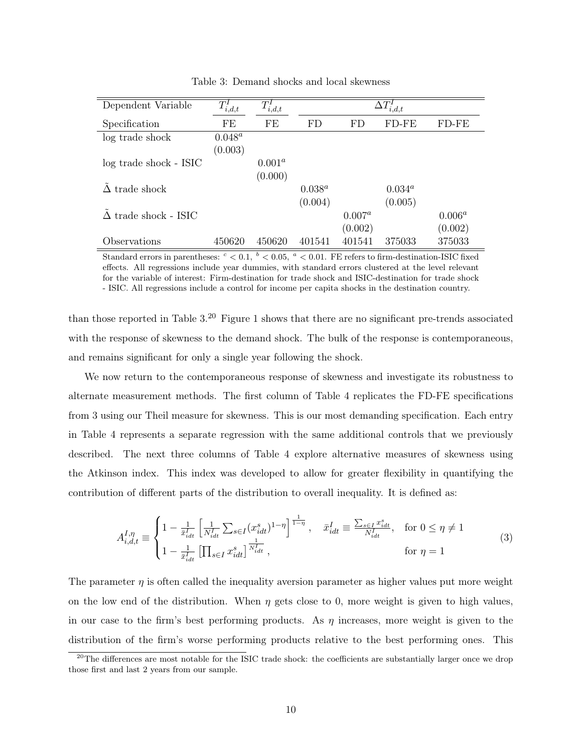Table 3: Demand shocks and local skewness

| Dependent Variable | $T^I_{i,d,t}$ | $T^I_{i,d,t}$ | $\Delta T^I_{i,d,t}$ | | | |
|---|---|---|---|---|---|---|
| Specification | FE | FE | FD | FD | FD-FE | FD-FE |
| log trade shock | $0.048^a$ | | | | | |
| | (0.003) | | | | | |
| log trade shock - ISIC | | $0.001^a$ | | | | |
| | | (0.000) | | | | |
| $\tilde{\Delta}$ trade shock | | | $0.038^a$ | | $0.034^a$ | |
| | | | (0.004) | | (0.005) | |
| $\tilde{\Delta}$ trade shock - ISIC | | | | $0.007^a$ | | $0.006^a$ |
| | | | | (0.002) | | (0.002) |
| Observations | 450620 | 450620 | 401541 | 401541 | 375033 | 375033 |

Standard errors in parentheses: $^c$ < 0.1, $^b$ < 0.05, $^a$ < 0.01. FE refers to firm-destination-ISIC fixed effects. All regressions include year dummies, with standard errors clustered at the level relevant for the variable of interest: Firm-destination for trade shock and ISIC-destination for trade shock - ISIC. All regressions include a control for income per capita shocks in the destination country.

than those reported in Table 3.[20] Figure 1 shows that there are no significant pre-trends associated with the response of skewness to the demand shock. The bulk of the response is contemporaneous, and remains significant for only a single year following the shock.

We now return to the contemporaneous response of skewness and investigate its robustness to alternate measurement methods. The first column of Table 4 replicates the FD-FE specifications from 3 using our Theil measure for skewness. This is our most demanding specification. Each entry in Table 4 represents a separate regression with the same additional controls that we previously described. The next three columns of Table 4 explore alternative measures of skewness using the Atkinson index. This index was developed to allow for greater flexibility in quantifying the contribution of different parts of the distribution to overall inequality. It is defined as:

$$A^{I,\eta}_{i,d,t} \equiv \begin{cases} 1 - \frac{1}{\bar{x}^I_{idt}} \left[ \frac{1}{N^I_{idt}} \sum_{s \in I} (x^s_{idt})^{1-\eta} \right]^{\frac{1}{1-\eta}}, \quad \bar{x}^I_{idt} \equiv \frac{\sum_{s \in I} x^s_{idt}}{N^I_{idt}}, & \text{for } 0 \leq \eta \neq 1 \\ 1 - \frac{1}{\bar{x}^I_{idt}} \left[ \prod_{s \in I} x^s_{idt} \right]^{\frac{1}{N^I_{idt}}}, & \text{for } \eta = 1 \end{cases} \tag{3}$$

The parameter $\eta$ is often called the inequality aversion parameter as higher values put more weight on the low end of the distribution. When $\eta$ gets close to 0, more weight is given to high values, in our case to the firm's best performing products. As $\eta$ increases, more weight is given to the distribution of the firm's worse performing products relative to the best performing ones. This

[20] The differences are most notable for the ISIC trade shock: the coefficients are substantially larger once we drop those first and last 2 years from our sample.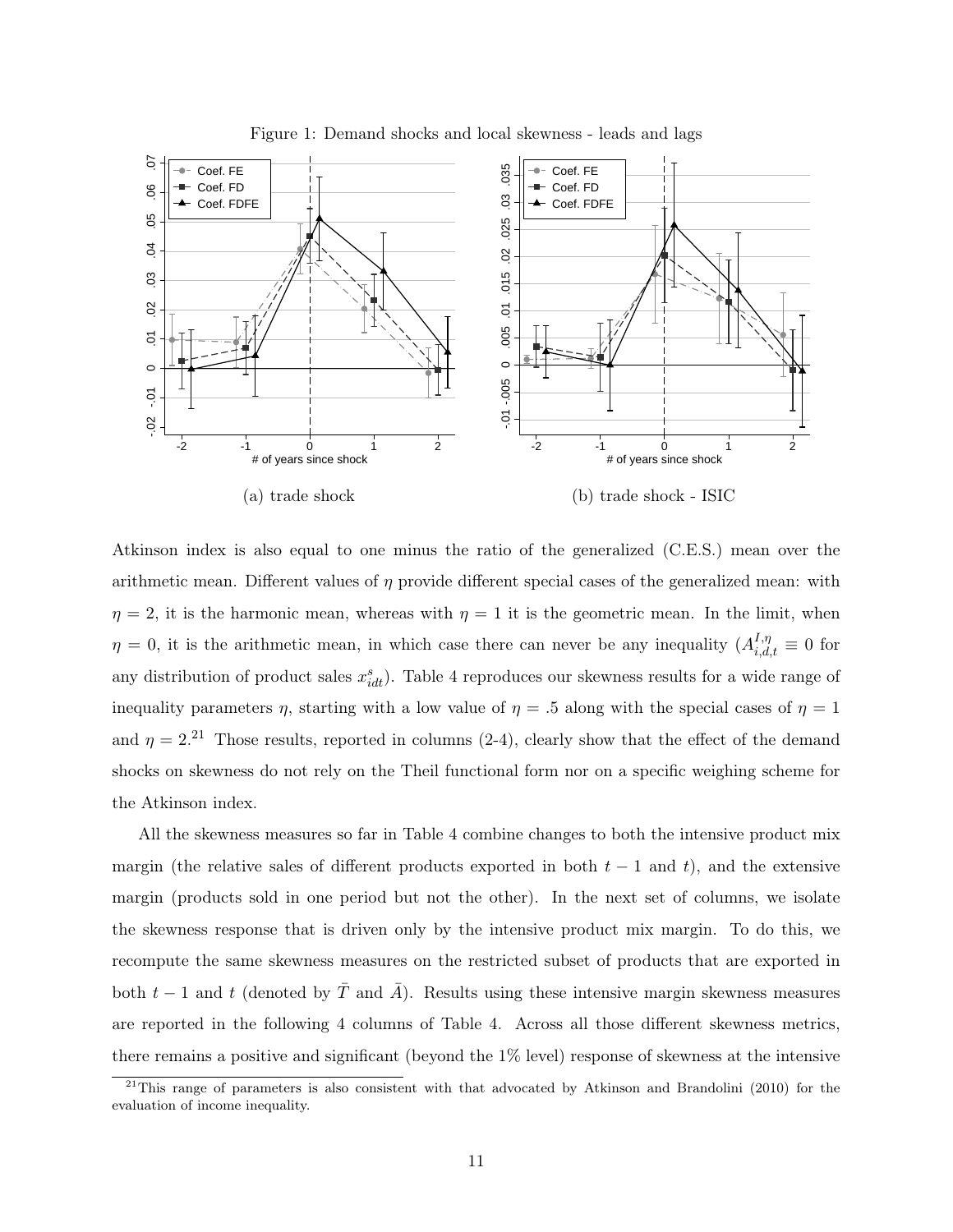Figure 1: Demand shocks and local skewness - leads and lags

(a) trade shock

(b) trade shock - ISIC

Atkinson index is also equal to one minus the ratio of the generalized (C.E.S.) mean over the arithmetic mean. Different values of $\eta$ provide different special cases of the generalized mean: with $\eta = 2$, it is the harmonic mean, whereas with $\eta = 1$ it is the geometric mean. In the limit, when $\eta = 0$, it is the arithmetic mean, in which case there can never be any inequality ($A^{I,\eta}_{i,d,t} \equiv 0$ for any distribution of product sales $x^s_{idt}$). Table 4 reproduces our skewness results for a wide range of inequality parameters $\eta$, starting with a low value of $\eta = .5$ along with the special cases of $\eta = 1$ and $\eta = 2$.[21] Those results, reported in columns (2-4), clearly show that the effect of the demand shocks on skewness do not rely on the Theil functional form nor on a specific weighing scheme for the Atkinson index.

All the skewness measures so far in Table 4 combine changes to both the intensive product mix margin (the relative sales of different products exported in both $t-1$ and $t$), and the extensive margin (products sold in one period but not the other). In the next set of columns, we isolate the skewness response that is driven only by the intensive product mix margin. To do this, we recompute the same skewness measures on the restricted subset of products that are exported in both $t-1$ and $t$ (denoted by $\bar{T}$ and $\bar{A}$). Results using these intensive margin skewness measures are reported in the following 4 columns of Table 4. Across all those different skewness metrics, there remains a positive and significant (beyond the 1% level) response of skewness at the intensive

[21] This range of parameters is also consistent with that advocated by Atkinson and Brandolini (2010) for the evaluation of income inequality.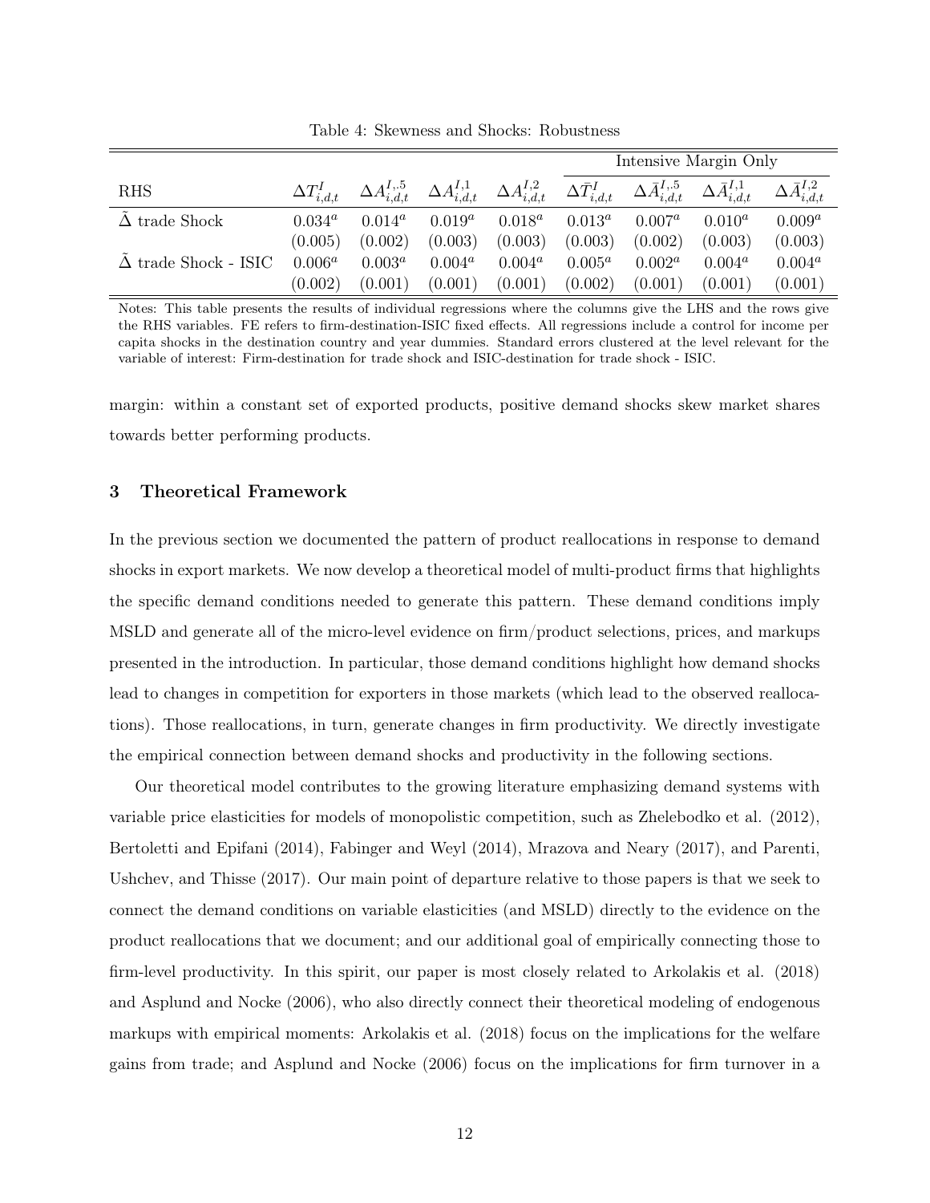Table 4: Skewness and Shocks: Robustness

| | | | | | Intensive Margin Only | | | |
|---|---|---|---|---|---|---|---|---|
| RHS | $\Delta T^{I}_{i,d,t}$ | $\Delta A^{I,.5}_{i,d,t}$ | $\Delta A^{I,1}_{i,d,t}$ | $\Delta A^{I,2}_{i,d,t}$ | $\Delta \bar{T}^{I}_{i,d,t}$ | $\Delta \bar{A}^{I,.5}_{i,d,t}$ | $\Delta \bar{A}^{I,1}_{i,d,t}$ | $\Delta \bar{A}^{I,2}_{i,d,t}$ |
| $\tilde{\Delta}$ trade Shock | $0.034^{a}$ | $0.014^{a}$ | $0.019^{a}$ | $0.018^{a}$ | $0.013^{a}$ | $0.007^{a}$ | $0.010^{a}$ | $0.009^{a}$ |
| | (0.005) | (0.002) | (0.003) | (0.003) | (0.003) | (0.002) | (0.003) | (0.003) |
| $\tilde{\Delta}$ trade Shock - ISIC | $0.006^{a}$ | $0.003^{a}$ | $0.004^{a}$ | $0.004^{a}$ | $0.005^{a}$ | $0.002^{a}$ | $0.004^{a}$ | $0.004^{a}$ |
| | (0.002) | (0.001) | (0.001) | (0.001) | (0.002) | (0.001) | (0.001) | (0.001) |

Notes: This table presents the results of individual regressions where the columns give the LHS and the rows give the RHS variables. FE refers to firm-destination-ISIC fixed effects. All regressions include a control for income per capita shocks in the destination country and year dummies. Standard errors clustered at the level relevant for the variable of interest: Firm-destination for trade shock and ISIC-destination for trade shock - ISIC.

margin: within a constant set of exported products, positive demand shocks skew market shares towards better performing products.

## 3 Theoretical Framework

In the previous section we documented the pattern of product reallocations in response to demand shocks in export markets. We now develop a theoretical model of multi-product firms that highlights the specific demand conditions needed to generate this pattern. These demand conditions imply MSLD and generate all of the micro-level evidence on firm/product selections, prices, and markups presented in the introduction. In particular, those demand conditions highlight how demand shocks lead to changes in competition for exporters in those markets (which lead to the observed reallocations). Those reallocations, in turn, generate changes in firm productivity. We directly investigate the empirical connection between demand shocks and productivity in the following sections.

Our theoretical model contributes to the growing literature emphasizing demand systems with variable price elasticities for models of monopolistic competition, such as Zhelebodko et al. (2012), Bertoletti and Epifani (2014), Fabinger and Weyl (2014), Mrazova and Neary (2017), and Parenti, Ushchev, and Thisse (2017). Our main point of departure relative to those papers is that we seek to connect the demand conditions on variable elasticities (and MSLD) directly to the evidence on the product reallocations that we document; and our additional goal of empirically connecting those to firm-level productivity. In this spirit, our paper is most closely related to Arkolakis et al. (2018) and Asplund and Nocke (2006), who also directly connect their theoretical modeling of endogenous markups with empirical moments: Arkolakis et al. (2018) focus on the implications for the welfare gains from trade; and Asplund and Nocke (2006) focus on the implications for firm turnover in a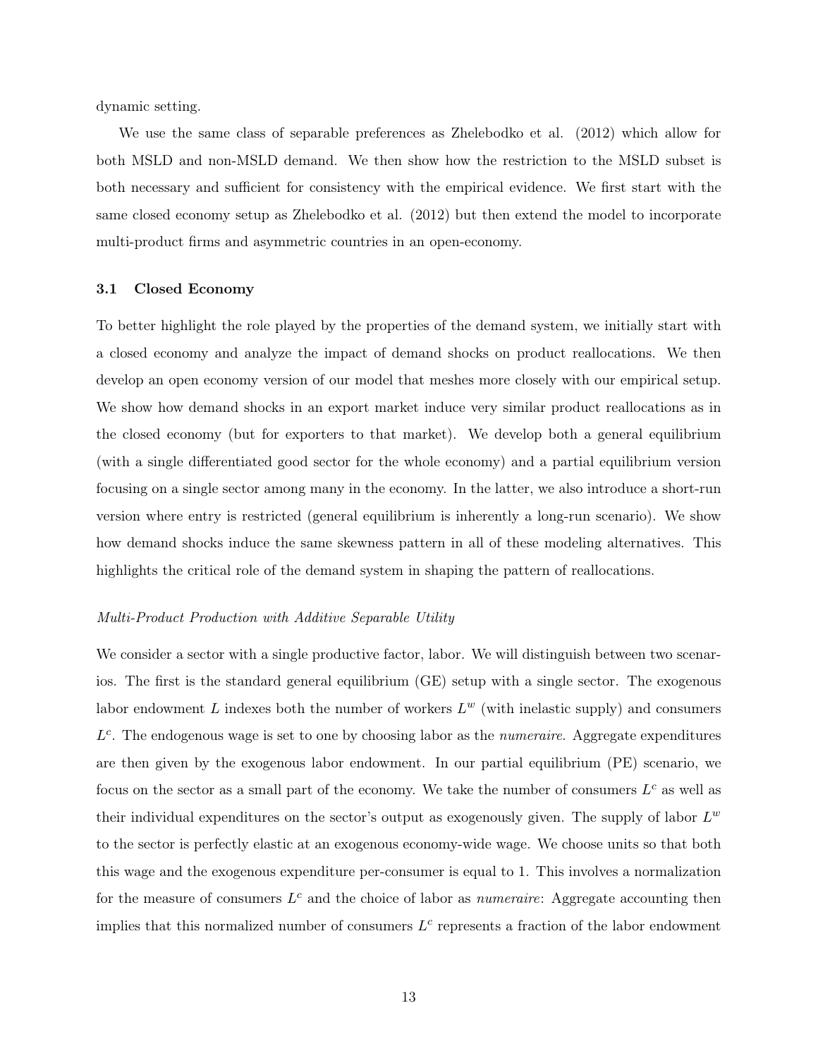dynamic setting.

We use the same class of separable preferences as Zhelebodko et al. (2012) which allow for both MSLD and non-MSLD demand. We then show how the restriction to the MSLD subset is both necessary and sufficient for consistency with the empirical evidence. We first start with the same closed economy setup as Zhelebodko et al. (2012) but then extend the model to incorporate multi-product firms and asymmetric countries in an open-economy.

### 3.1 Closed Economy

To better highlight the role played by the properties of the demand system, we initially start with a closed economy and analyze the impact of demand shocks on product reallocations. We then develop an open economy version of our model that meshes more closely with our empirical setup. We show how demand shocks in an export market induce very similar product reallocations as in the closed economy (but for exporters to that market). We develop both a general equilibrium (with a single differentiated good sector for the whole economy) and a partial equilibrium version focusing on a single sector among many in the economy. In the latter, we also introduce a short-run version where entry is restricted (general equilibrium is inherently a long-run scenario). We show how demand shocks induce the same skewness pattern in all of these modeling alternatives. This highlights the critical role of the demand system in shaping the pattern of reallocations.

*Multi-Product Production with Additive Separable Utility*

We consider a sector with a single productive factor, labor. We will distinguish between two scenarios. The first is the standard general equilibrium (GE) setup with a single sector. The exogenous labor endowment $L$ indexes both the number of workers $L^w$ (with inelastic supply) and consumers $L^c$. The endogenous wage is set to one by choosing labor as the *numeraire*. Aggregate expenditures are then given by the exogenous labor endowment. In our partial equilibrium (PE) scenario, we focus on the sector as a small part of the economy. We take the number of consumers $L^c$ as well as their individual expenditures on the sector's output as exogenously given. The supply of labor $L^w$ to the sector is perfectly elastic at an exogenous economy-wide wage. We choose units so that both this wage and the exogenous expenditure per-consumer is equal to 1. This involves a normalization for the measure of consumers $L^c$ and the choice of labor as *numeraire*: Aggregate accounting then implies that this normalized number of consumers $L^c$ represents a fraction of the labor endowment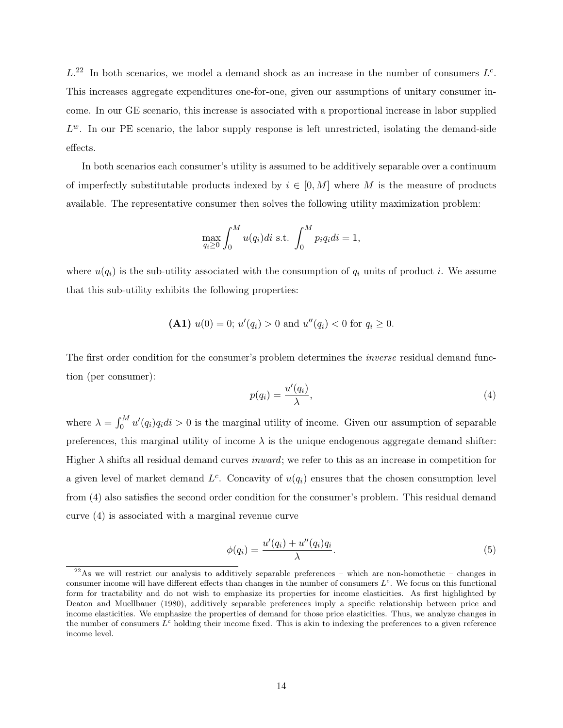$L$.[22] In both scenarios, we model a demand shock as an increase in the number of consumers $L^c$. This increases aggregate expenditures one-for-one, given our assumptions of unitary consumer income. In our GE scenario, this increase is associated with a proportional increase in labor supplied $L^w$. In our PE scenario, the labor supply response is left unrestricted, isolating the demand-side effects.

In both scenarios each consumer's utility is assumed to be additively separable over a continuum of imperfectly substitutable products indexed by $i \in [0, M]$ where $M$ is the measure of products available. The representative consumer then solves the following utility maximization problem:

$$\max_{q_i \geq 0} \int_0^M u(q_i) di \text{ s.t. } \int_0^M p_i q_i di = 1,$$

where $u(q_i)$ is the sub-utility associated with the consumption of $q_i$ units of product $i$. We assume that this sub-utility exhibits the following properties:

**(A1)** $u(0) = 0$; $u'(q_i) > 0$ and $u''(q_i) < 0$ for $q_i \geq 0$.

The first order condition for the consumer's problem determines the *inverse* residual demand function (per consumer):

$$p(q_i) = \frac{u'(q_i)}{\lambda}, \tag{4}$$

where $\lambda = \int_0^M u'(q_i) q_i di > 0$ is the marginal utility of income. Given our assumption of separable preferences, this marginal utility of income $\lambda$ is the unique endogenous aggregate demand shifter: Higher $\lambda$ shifts all residual demand curves *inward*; we refer to this as an increase in competition for a given level of market demand $L^c$. Concavity of $u(q_i)$ ensures that the chosen consumption level from (4) also satisfies the second order condition for the consumer's problem. This residual demand curve (4) is associated with a marginal revenue curve

$$\phi(q_i) = \frac{u'(q_i) + u''(q_i) q_i}{\lambda}. \tag{5}$$

[22] As we will restrict our analysis to additively separable preferences – which are non-homothetic – changes in consumer income will have different effects than changes in the number of consumers $L^c$. We focus on this functional form for tractability and do not wish to emphasize its properties for income elasticities. As first highlighted by Deaton and Muellbauer (1980), additively separable preferences imply a specific relationship between price and income elasticities. We emphasize the properties of demand for those price elasticities. Thus, we analyze changes in the number of consumers $L^c$ holding their income fixed. This is akin to indexing the preferences to a given reference income level.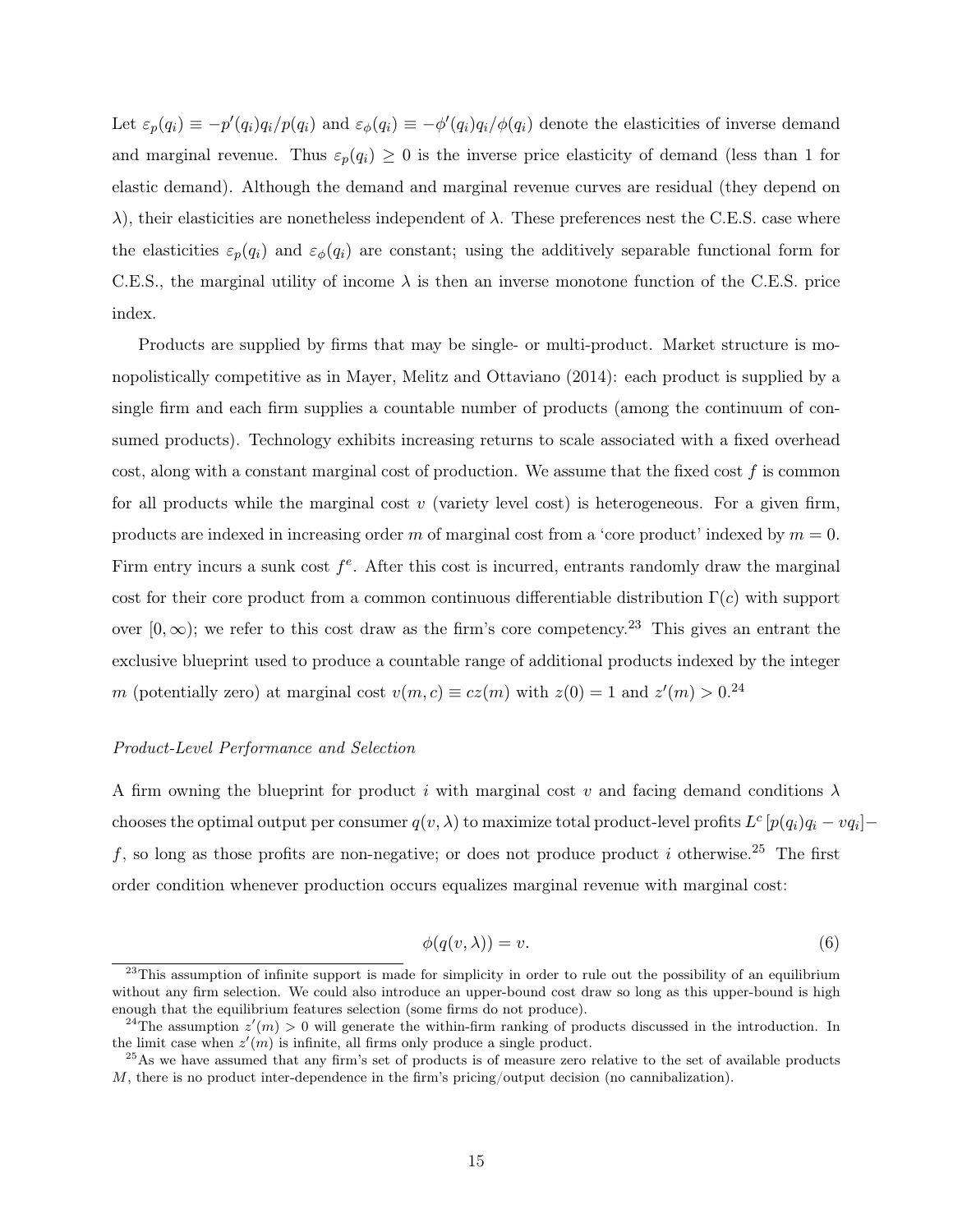Let $\varepsilon_p(q_i) \equiv -p'(q_i)q_i/p(q_i)$ and $\varepsilon_\phi(q_i) \equiv -\phi'(q_i)q_i/\phi(q_i)$ denote the elasticities of inverse demand and marginal revenue. Thus $\varepsilon_p(q_i) \geq 0$ is the inverse price elasticity of demand (less than 1 for elastic demand). Although the demand and marginal revenue curves are residual (they depend on $\lambda$), their elasticities are nonetheless independent of $\lambda$. These preferences nest the C.E.S. case where the elasticities $\varepsilon_p(q_i)$ and $\varepsilon_\phi(q_i)$ are constant; using the additively separable functional form for C.E.S., the marginal utility of income $\lambda$ is then an inverse monotone function of the C.E.S. price index.

Products are supplied by firms that may be single- or multi-product. Market structure is monopolistically competitive as in Mayer, Melitz and Ottaviano (2014): each product is supplied by a single firm and each firm supplies a countable number of products (among the continuum of consumed products). Technology exhibits increasing returns to scale associated with a fixed overhead cost, along with a constant marginal cost of production. We assume that the fixed cost $f$ is common for all products while the marginal cost $v$ (variety level cost) is heterogeneous. For a given firm, products are indexed in increasing order $m$ of marginal cost from a 'core product' indexed by $m = 0$. Firm entry incurs a sunk cost $f^e$. After this cost is incurred, entrants randomly draw the marginal cost for their core product from a common continuous differentiable distribution $\Gamma(c)$ with support over $[0, \infty)$; we refer to this cost draw as the firm's core competency.[23] This gives an entrant the exclusive blueprint used to produce a countable range of additional products indexed by the integer $m$ (potentially zero) at marginal cost $v(m, c) \equiv cz(m)$ with $z(0) = 1$ and $z'(m) > 0$.[24]

*Product-Level Performance and Selection*

A firm owning the blueprint for product $i$ with marginal cost $v$ and facing demand conditions $\lambda$ chooses the optimal output per consumer $q(v, \lambda)$ to maximize total product-level profits $L^c [p(q_i)q_i - vq_i] - f$, so long as those profits are non-negative; or does not produce product $i$ otherwise.[25] The first order condition whenever production occurs equalizes marginal revenue with marginal cost:

$$\phi(q(v, \lambda)) = v. \tag{6}$$

[23] This assumption of infinite support is made for simplicity in order to rule out the possibility of an equilibrium without any firm selection. We could also introduce an upper-bound cost draw so long as this upper-bound is high enough that the equilibrium features selection (some firms do not produce).

[24] The assumption $z'(m) > 0$ will generate the within-firm ranking of products discussed in the introduction. In the limit case when $z'(m)$ is infinite, all firms only produce a single product.

[25] As we have assumed that any firm's set of products is of measure zero relative to the set of available products $M$, there is no product inter-dependence in the firm's pricing/output decision (no cannibalization).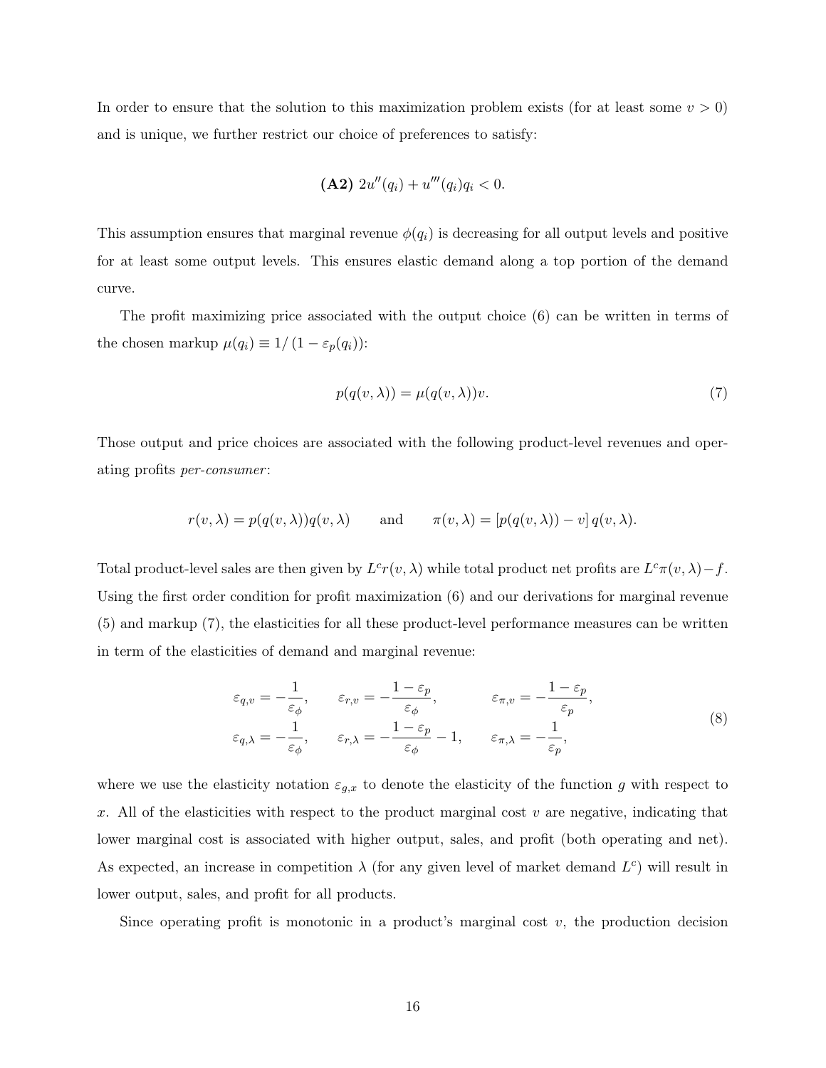In order to ensure that the solution to this maximization problem exists (for at least some $v > 0$) and is unique, we further restrict our choice of preferences to satisfy:

$$\textbf{(A2)}\ 2u''(q_i) + u'''(q_i)q_i < 0.$$

This assumption ensures that marginal revenue $\phi(q_i)$ is decreasing for all output levels and positive for at least some output levels. This ensures elastic demand along a top portion of the demand curve.

The profit maximizing price associated with the output choice (6) can be written in terms of the chosen markup $\mu(q_i) \equiv 1/\left(1 - \varepsilon_p(q_i)\right)$:

$$p(q(v, \lambda)) = \mu(q(v, \lambda))v. \tag{7}$$

Those output and price choices are associated with the following product-level revenues and operating profits *per-consumer*:

$$r(v, \lambda) = p(q(v, \lambda))q(v, \lambda) \qquad \text{and} \qquad \pi(v, \lambda) = \left[p(q(v, \lambda)) - v\right] q(v, \lambda).$$

Total product-level sales are then given by $L^c r(v, \lambda)$ while total product net profits are $L^c \pi(v, \lambda) - f$. Using the first order condition for profit maximization (6) and our derivations for marginal revenue (5) and markup (7), the elasticities for all these product-level performance measures can be written in term of the elasticities of demand and marginal revenue:

$$\begin{aligned}
\varepsilon_{q,v} &= -\frac{1}{\varepsilon_\phi}, \qquad & \varepsilon_{r,v} &= -\frac{1 - \varepsilon_p}{\varepsilon_\phi}, \qquad & \varepsilon_{\pi,v} &= -\frac{1 - \varepsilon_p}{\varepsilon_p}, \\
\varepsilon_{q,\lambda} &= -\frac{1}{\varepsilon_\phi}, \qquad & \varepsilon_{r,\lambda} &= -\frac{1 - \varepsilon_p}{\varepsilon_\phi} - 1, \qquad & \varepsilon_{\pi,\lambda} &= -\frac{1}{\varepsilon_p},
\end{aligned} \tag{8}$$

where we use the elasticity notation $\varepsilon_{g,x}$ to denote the elasticity of the function $g$ with respect to $x$. All of the elasticities with respect to the product marginal cost $v$ are negative, indicating that lower marginal cost is associated with higher output, sales, and profit (both operating and net). As expected, an increase in competition $\lambda$ (for any given level of market demand $L^c$) will result in lower output, sales, and profit for all products.

Since operating profit is monotonic in a product's marginal cost $v$, the production decision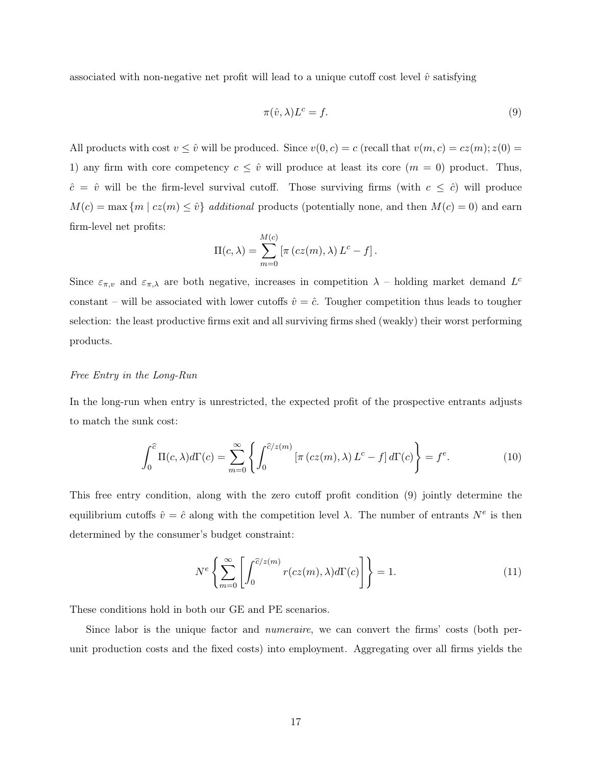associated with non-negative net profit will lead to a unique cutoff cost level $\hat{v}$ satisfying

$$\pi(\hat{v}, \lambda)L^c = f. \tag{9}$$

All products with cost $v \leq \hat{v}$ will be produced. Since $v(0, c) = c$ (recall that $v(m, c) = cz(m); z(0) = 1$) any firm with core competency $c \leq \hat{v}$ will produce at least its core ($m = 0$) product. Thus, $\hat{c} = \hat{v}$ will be the firm-level survival cutoff. Those surviving firms (with $c \leq \hat{c}$) will produce $M(c) = \max\{m \mid cz(m) \leq \hat{v}\}$ *additional* products (potentially none, and then $M(c) = 0$) and earn firm-level net profits:

$$\Pi(c, \lambda) = \sum_{m=0}^{M(c)} \left[\pi\left(cz(m), \lambda\right) L^c - f\right].$$

Since $\varepsilon_{\pi,v}$ and $\varepsilon_{\pi,\lambda}$ are both negative, increases in competition $\lambda$ – holding market demand $L^c$ constant – will be associated with lower cutoffs $\hat{v} = \hat{c}$. Tougher competition thus leads to tougher selection: the least productive firms exit and all surviving firms shed (weakly) their worst performing products.

*Free Entry in the Long-Run*

In the long-run when entry is unrestricted, the expected profit of the prospective entrants adjusts to match the sunk cost:

$$\int_0^{\hat{c}} \Pi(c, \lambda) d\Gamma(c) = \sum_{m=0}^{\infty} \left\{ \int_0^{\hat{c}/z(m)} \left[\pi\left(cz(m), \lambda\right) L^c - f\right] d\Gamma(c) \right\} = f^e. \tag{10}$$

This free entry condition, along with the zero cutoff profit condition (9) jointly determine the equilibrium cutoffs $\hat{v} = \hat{c}$ along with the competition level $\lambda$. The number of entrants $N^e$ is then determined by the consumer's budget constraint:

$$N^e \left\{ \sum_{m=0}^{\infty} \left[ \int_0^{\hat{c}/z(m)} r(cz(m), \lambda) d\Gamma(c) \right] \right\} = 1. \tag{11}$$

These conditions hold in both our GE and PE scenarios.

Since labor is the unique factor and *numeraire*, we can convert the firms' costs (both per-unit production costs and the fixed costs) into employment. Aggregating over all firms yields the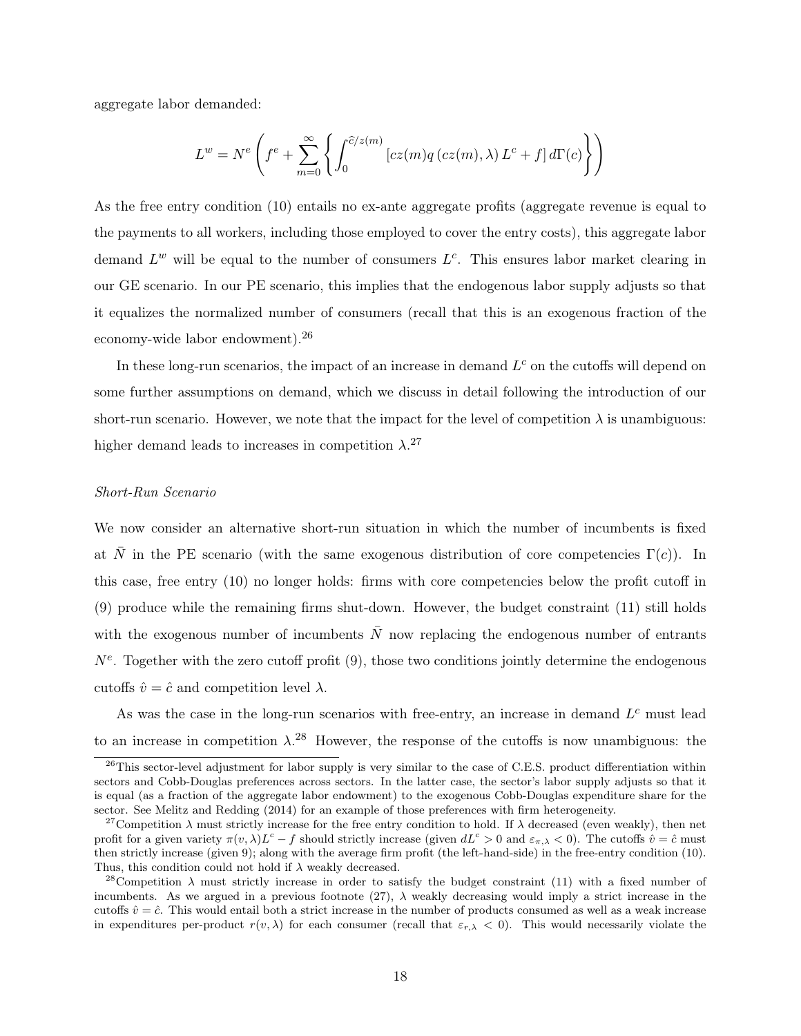aggregate labor demanded:

$$L^w = N^e \left( f^e + \sum_{m=0}^{\infty} \left\{ \int_0^{\widehat{c}/z(m)} \left[ cz(m) q\left(cz(m), \lambda\right) L^c + f \right] d\Gamma(c) \right\} \right)$$

As the free entry condition (10) entails no ex-ante aggregate profits (aggregate revenue is equal to the payments to all workers, including those employed to cover the entry costs), this aggregate labor demand $L^w$ will be equal to the number of consumers $L^c$. This ensures labor market clearing in our GE scenario. In our PE scenario, this implies that the endogenous labor supply adjusts so that it equalizes the normalized number of consumers (recall that this is an exogenous fraction of the economy-wide labor endowment).[26]

In these long-run scenarios, the impact of an increase in demand $L^c$ on the cutoffs will depend on some further assumptions on demand, which we discuss in detail following the introduction of our short-run scenario. However, we note that the impact for the level of competition $\lambda$ is unambiguous: higher demand leads to increases in competition $\lambda$.[27]

*Short-Run Scenario*

We now consider an alternative short-run situation in which the number of incumbents is fixed at $\bar{N}$ in the PE scenario (with the same exogenous distribution of core competencies $\Gamma(c)$). In this case, free entry (10) no longer holds: firms with core competencies below the profit cutoff in (9) produce while the remaining firms shut-down. However, the budget constraint (11) still holds with the exogenous number of incumbents $\bar{N}$ now replacing the endogenous number of entrants $N^e$. Together with the zero cutoff profit (9), those two conditions jointly determine the endogenous cutoffs $\hat{v} = \hat{c}$ and competition level $\lambda$.

As was the case in the long-run scenarios with free-entry, an increase in demand $L^c$ must lead to an increase in competition $\lambda$.[28] However, the response of the cutoffs is now unambiguous: the

[26] This sector-level adjustment for labor supply is very similar to the case of C.E.S. product differentiation within sectors and Cobb-Douglas preferences across sectors. In the latter case, the sector's labor supply adjusts so that it is equal (as a fraction of the aggregate labor endowment) to the exogenous Cobb-Douglas expenditure share for the sector. See Melitz and Redding (2014) for an example of those preferences with firm heterogeneity.

[27] Competition $\lambda$ must strictly increase for the free entry condition to hold. If $\lambda$ decreased (even weakly), then net profit for a given variety $\pi(v, \lambda)L^c - f$ should strictly increase (given $dL^c > 0$ and $\varepsilon_{\pi,\lambda} < 0$). The cutoffs $\hat{v} = \hat{c}$ must then strictly increase (given 9); along with the average firm profit (the left-hand-side) in the free-entry condition (10). Thus, this condition could not hold if $\lambda$ weakly decreased.

[28] Competition $\lambda$ must strictly increase in order to satisfy the budget constraint (11) with a fixed number of incumbents. As we argued in a previous footnote (27), $\lambda$ weakly decreasing would imply a strict increase in the cutoffs $\hat{v} = \hat{c}$. This would entail both a strict increase in the number of products consumed as well as a weak increase in expenditures per-product $r(v, \lambda)$ for each consumer (recall that $\varepsilon_{r,\lambda} < 0$). This would necessarily violate the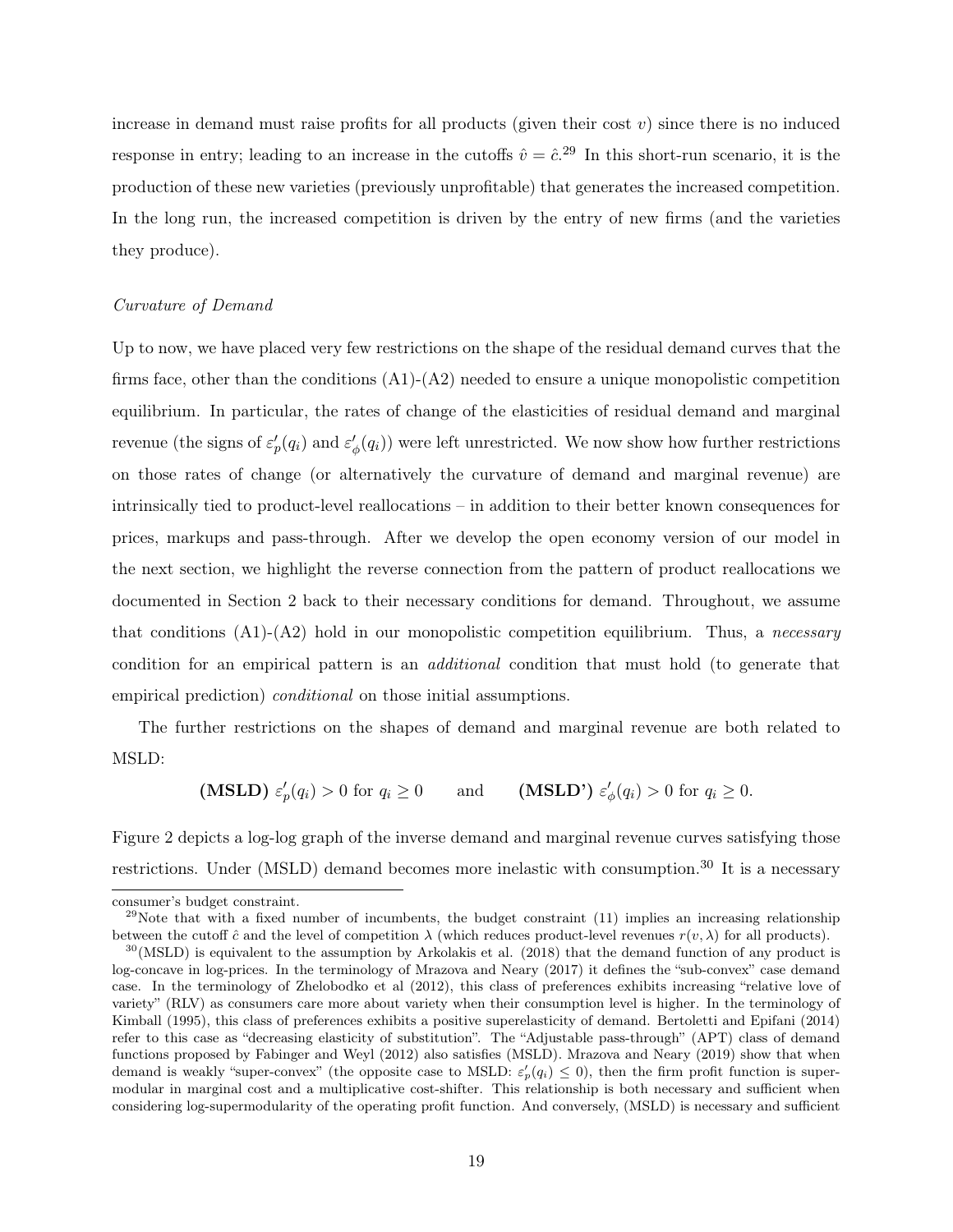increase in demand must raise profits for all products (given their cost $v$) since there is no induced response in entry; leading to an increase in the cutoffs $\hat{v} = \hat{c}$.[29] In this short-run scenario, it is the production of these new varieties (previously unprofitable) that generates the increased competition. In the long run, the increased competition is driven by the entry of new firms (and the varieties they produce).

*Curvature of Demand*

Up to now, we have placed very few restrictions on the shape of the residual demand curves that the firms face, other than the conditions (A1)-(A2) needed to ensure a unique monopolistic competition equilibrium. In particular, the rates of change of the elasticities of residual demand and marginal revenue (the signs of $\varepsilon_p'(q_i)$ and $\varepsilon_\phi'(q_i)$) were left unrestricted. We now show how further restrictions on those rates of change (or alternatively the curvature of demand and marginal revenue) are intrinsically tied to product-level reallocations – in addition to their better known consequences for prices, markups and pass-through. After we develop the open economy version of our model in the next section, we highlight the reverse connection from the pattern of product reallocations we documented in Section 2 back to their necessary conditions for demand. Throughout, we assume that conditions (A1)-(A2) hold in our monopolistic competition equilibrium. Thus, a *necessary* condition for an empirical pattern is an *additional* condition that must hold (to generate that empirical prediction) *conditional* on those initial assumptions.

The further restrictions on the shapes of demand and marginal revenue are both related to MSLD:

$$\textbf{(MSLD)}\ \varepsilon_p'(q_i) > 0 \text{ for } q_i \geq 0 \qquad \text{and} \qquad \textbf{(MSLD')}\ \varepsilon_\phi'(q_i) > 0 \text{ for } q_i \geq 0.$$

Figure 2 depicts a log-log graph of the inverse demand and marginal revenue curves satisfying those restrictions. Under (MSLD) demand becomes more inelastic with consumption.[30] It is a necessary

consumer's budget constraint.

[29] Note that with a fixed number of incumbents, the budget constraint (11) implies an increasing relationship between the cutoff $\hat{c}$ and the level of competition $\lambda$ (which reduces product-level revenues $r(v, \lambda)$ for all products).

[30] (MSLD) is equivalent to the assumption by Arkolakis et al. (2018) that the demand function of any product is log-concave in log-prices. In the terminology of Mrazova and Neary (2017) it defines the "sub-convex" case demand case. In the terminology of Zhelobodko et al (2012), this class of preferences exhibits increasing "relative love of variety" (RLV) as consumers care more about variety when their consumption level is higher. In the terminology of Kimball (1995), this class of preferences exhibits a positive superelasticity of demand. Bertoletti and Epifani (2014) refer to this case as "decreasing elasticity of substitution". The "Adjustable pass-through" (APT) class of demand functions proposed by Fabinger and Weyl (2012) also satisfies (MSLD). Mrazova and Neary (2019) show that when demand is weakly "super-convex" (the opposite case to MSLD: $\varepsilon_p'(q_i) \leq 0$), then the firm profit function is supermodular in marginal cost and a multiplicative cost-shifter. This relationship is both necessary and sufficient when considering log-supermodularity of the operating profit function. And conversely, (MSLD) is necessary and sufficient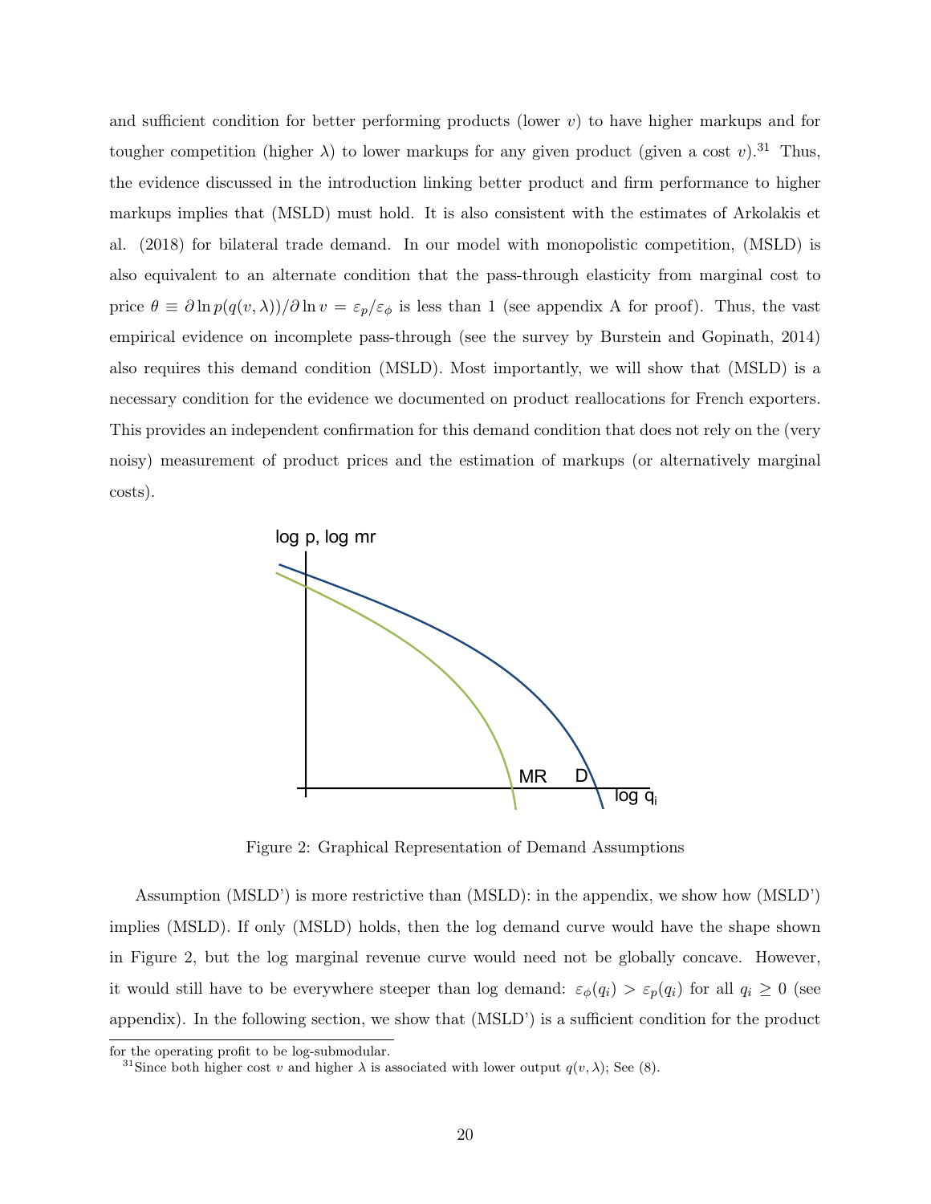and sufficient condition for better performing products (lower $v$) to have higher markups and for tougher competition (higher $\lambda$) to lower markups for any given product (given a cost $v$).[31] Thus, the evidence discussed in the introduction linking better product and firm performance to higher markups implies that (MSLD) must hold. It is also consistent with the estimates of Arkolakis et al. (2018) for bilateral trade demand. In our model with monopolistic competition, (MSLD) is also equivalent to an alternate condition that the pass-through elasticity from marginal cost to price $\theta \equiv \partial \ln p(q(v, \lambda))/\partial \ln v = \varepsilon_p/\varepsilon_\phi$ is less than 1 (see appendix A for proof). Thus, the vast empirical evidence on incomplete pass-through (see the survey by Burstein and Gopinath, 2014) also requires this demand condition (MSLD). Most importantly, we will show that (MSLD) is a necessary condition for the evidence we documented on product reallocations for French exporters. This provides an independent confirmation for this demand condition that does not rely on the (very noisy) measurement of product prices and the estimation of markups (or alternatively marginal costs).

Figure 2: Graphical Representation of Demand Assumptions

Assumption (MSLD') is more restrictive than (MSLD): in the appendix, we show how (MSLD') implies (MSLD). If only (MSLD) holds, then the log demand curve would have the shape shown in Figure 2, but the log marginal revenue curve would need not be globally concave. However, it would still have to be everywhere steeper than log demand: $\varepsilon_\phi(q_i) > \varepsilon_p(q_i)$ for all $q_i \geq 0$ (see appendix). In the following section, we show that (MSLD') is a sufficient condition for the product

for the operating profit to be log-submodular.

[31] Since both higher cost $v$ and higher $\lambda$ is associated with lower output $q(v, \lambda)$; See (8).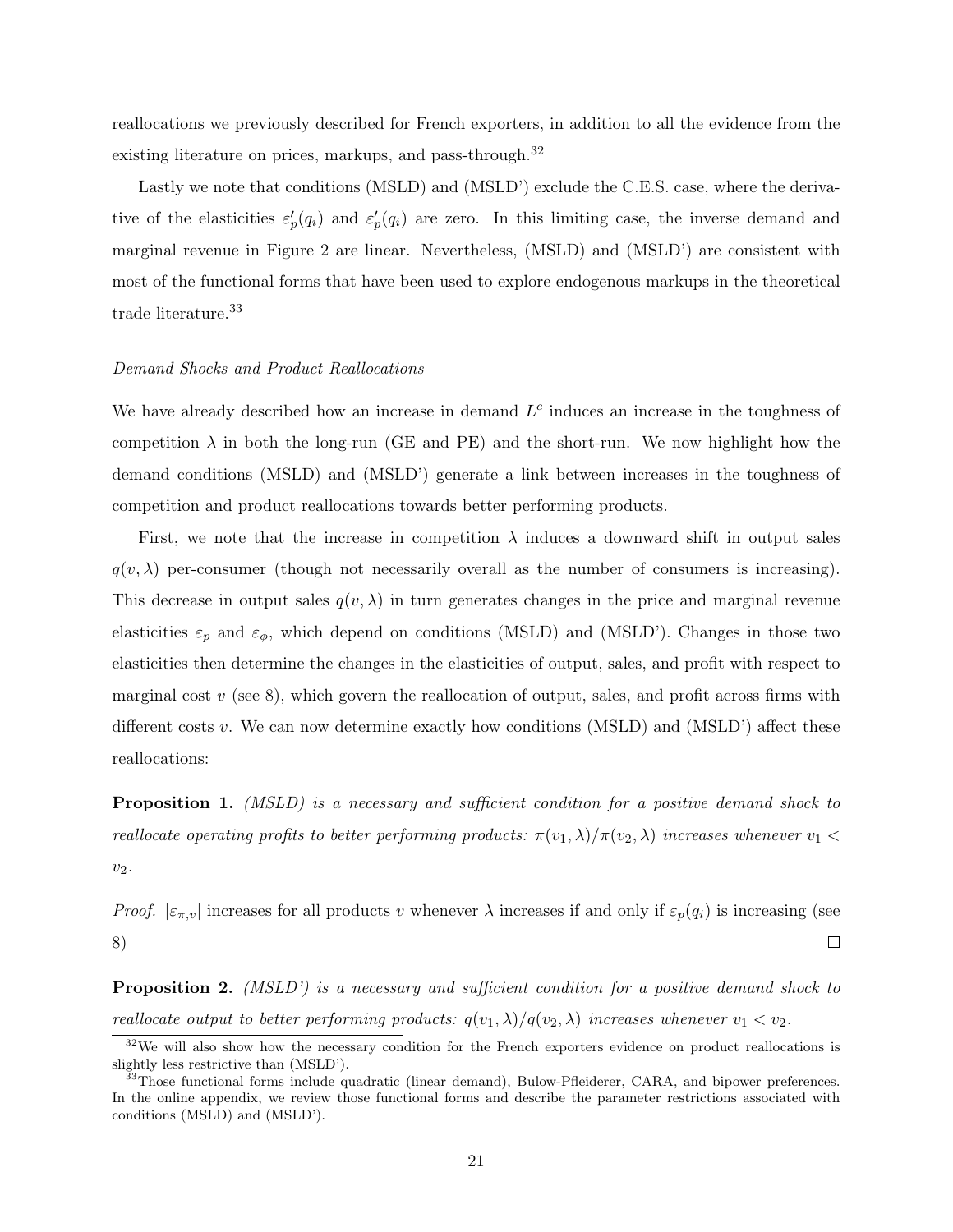reallocations we previously described for French exporters, in addition to all the evidence from the existing literature on prices, markups, and pass-through.[32]

Lastly we note that conditions (MSLD) and (MSLD') exclude the C.E.S. case, where the derivative of the elasticities $\varepsilon_p'(q_i)$ and $\varepsilon_p'(q_i)$ are zero. In this limiting case, the inverse demand and marginal revenue in Figure 2 are linear. Nevertheless, (MSLD) and (MSLD') are consistent with most of the functional forms that have been used to explore endogenous markups in the theoretical trade literature.[33]

*Demand Shocks and Product Reallocations*

We have already described how an increase in demand $L^c$ induces an increase in the toughness of competition $\lambda$ in both the long-run (GE and PE) and the short-run. We now highlight how the demand conditions (MSLD) and (MSLD') generate a link between increases in the toughness of competition and product reallocations towards better performing products.

First, we note that the increase in competition $\lambda$ induces a downward shift in output sales $q(v, \lambda)$ per-consumer (though not necessarily overall as the number of consumers is increasing). This decrease in output sales $q(v, \lambda)$ in turn generates changes in the price and marginal revenue elasticities $\varepsilon_p$ and $\varepsilon_\phi$, which depend on conditions (MSLD) and (MSLD'). Changes in those two elasticities then determine the changes in the elasticities of output, sales, and profit with respect to marginal cost $v$ (see 8), which govern the reallocation of output, sales, and profit across firms with different costs $v$. We can now determine exactly how conditions (MSLD) and (MSLD') affect these reallocations:

**Proposition 1.** *(MSLD) is a necessary and sufficient condition for a positive demand shock to reallocate operating profits to better performing products: $\pi(v_1, \lambda)/\pi(v_2, \lambda)$ increases whenever $v_1 < v_2$.*

*Proof.* $|\varepsilon_{\pi,v}|$ increases for all products $v$ whenever $\lambda$ increases if and only if $\varepsilon_p(q_i)$ is increasing (see 8) □

**Proposition 2.** *(MSLD') is a necessary and sufficient condition for a positive demand shock to reallocate output to better performing products: $q(v_1, \lambda)/q(v_2, \lambda)$ increases whenever $v_1 < v_2$.*

[32] We will also show how the necessary condition for the French exporters evidence on product reallocations is slightly less restrictive than (MSLD').

[33] Those functional forms include quadratic (linear demand), Bulow-Pfleiderer, CARA, and bipower preferences. In the online appendix, we review those functional forms and describe the parameter restrictions associated with conditions (MSLD) and (MSLD').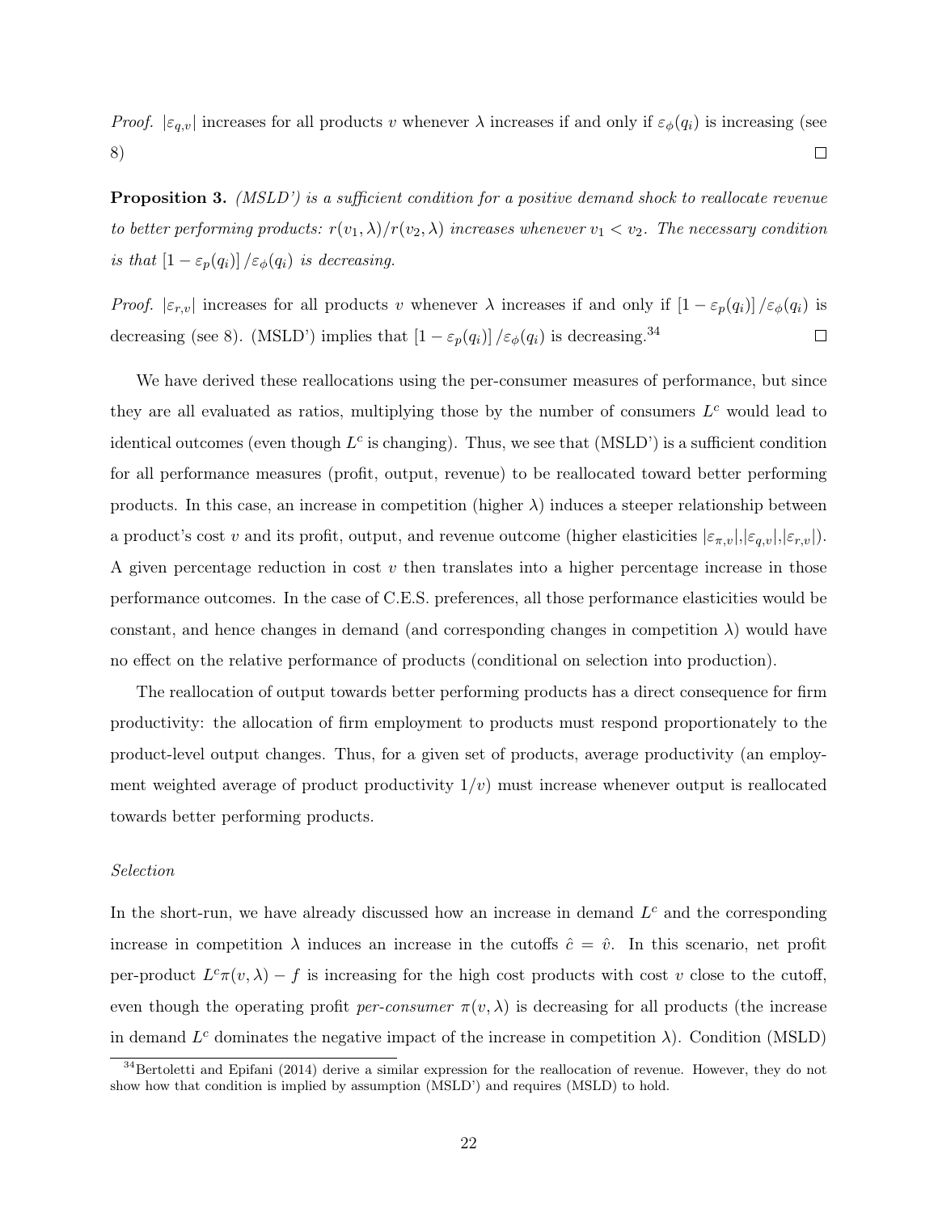*Proof.* $|\varepsilon_{q,v}|$ increases for all products $v$ whenever $\lambda$ increases if and only if $\varepsilon_\phi(q_i)$ is increasing (see 8) □

**Proposition 3.** *(MSLD') is a sufficient condition for a positive demand shock to reallocate revenue to better performing products: $r(v_1, \lambda)/r(v_2, \lambda)$ increases whenever $v_1 < v_2$. The necessary condition is that $[1 - \varepsilon_p(q_i)]/\varepsilon_\phi(q_i)$ is decreasing.*

*Proof.* $|\varepsilon_{r,v}|$ increases for all products $v$ whenever $\lambda$ increases if and only if $[1 - \varepsilon_p(q_i)]/\varepsilon_\phi(q_i)$ is decreasing (see 8). (MSLD') implies that $[1 - \varepsilon_p(q_i)]/\varepsilon_\phi(q_i)$ is decreasing.[34] □

We have derived these reallocations using the per-consumer measures of performance, but since they are all evaluated as ratios, multiplying those by the number of consumers $L^c$ would lead to identical outcomes (even though $L^c$ is changing). Thus, we see that (MSLD') is a sufficient condition for all performance measures (profit, output, revenue) to be reallocated toward better performing products. In this case, an increase in competition (higher $\lambda$) induces a steeper relationship between a product's cost $v$ and its profit, output, and revenue outcome (higher elasticities $|\varepsilon_{\pi,v}|$,$|\varepsilon_{q,v}|$,$|\varepsilon_{r,v}|$). A given percentage reduction in cost $v$ then translates into a higher percentage increase in those performance outcomes. In the case of C.E.S. preferences, all those performance elasticities would be constant, and hence changes in demand (and corresponding changes in competition $\lambda$) would have no effect on the relative performance of products (conditional on selection into production).

The reallocation of output towards better performing products has a direct consequence for firm productivity: the allocation of firm employment to products must respond proportionately to the product-level output changes. Thus, for a given set of products, average productivity (an employment weighted average of product productivity $1/v$) must increase whenever output is reallocated towards better performing products.

*Selection*

In the short-run, we have already discussed how an increase in demand $L^c$ and the corresponding increase in competition $\lambda$ induces an increase in the cutoffs $\hat{c} = \hat{v}$. In this scenario, net profit per-product $L^c\pi(v, \lambda) - f$ is increasing for the high cost products with cost $v$ close to the cutoff, even though the operating profit *per-consumer* $\pi(v, \lambda)$ is decreasing for all products (the increase in demand $L^c$ dominates the negative impact of the increase in competition $\lambda$). Condition (MSLD)

[34] Bertoletti and Epifani (2014) derive a similar expression for the reallocation of revenue. However, they do not show how that condition is implied by assumption (MSLD') and requires (MSLD) to hold.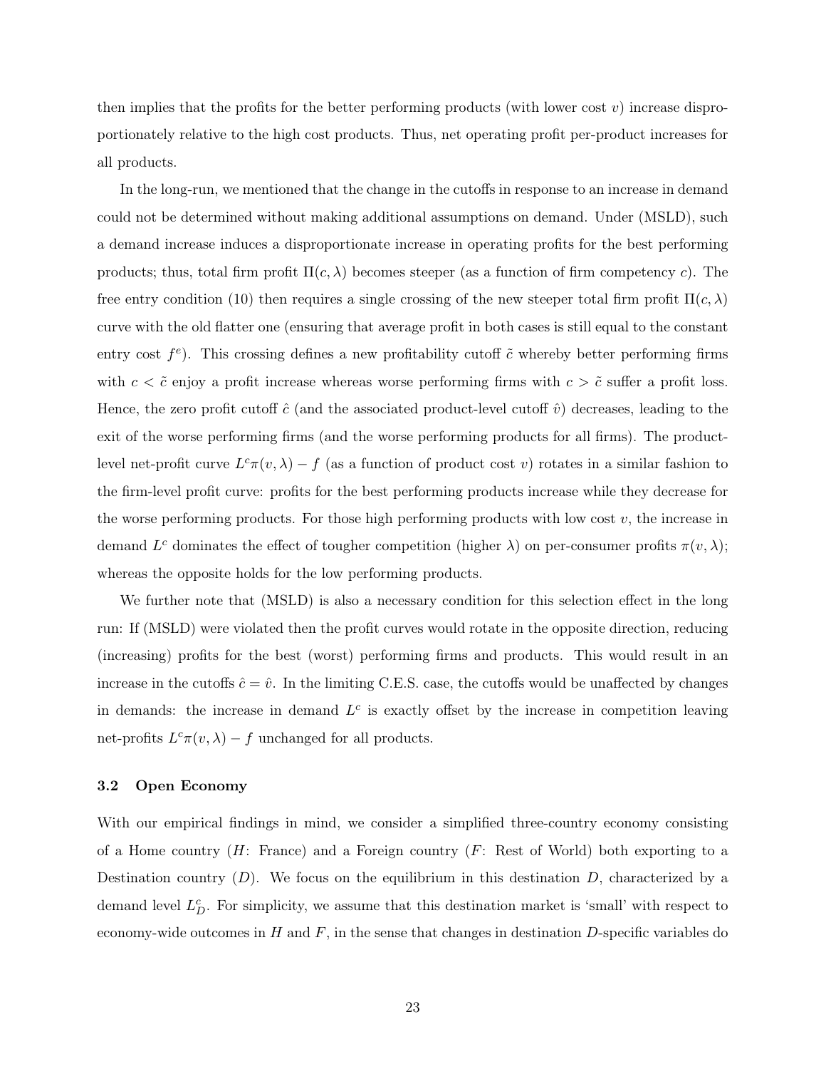then implies that the profits for the better performing products (with lower cost $v$) increase disproportionately relative to the high cost products. Thus, net operating profit per-product increases for all products.

In the long-run, we mentioned that the change in the cutoffs in response to an increase in demand could not be determined without making additional assumptions on demand. Under (MSLD), such a demand increase induces a disproportionate increase in operating profits for the best performing products; thus, total firm profit $\Pi(c, \lambda)$ becomes steeper (as a function of firm competency $c$). The free entry condition (10) then requires a single crossing of the new steeper total firm profit $\Pi(c, \lambda)$ curve with the old flatter one (ensuring that average profit in both cases is still equal to the constant entry cost $f^e$). This crossing defines a new profitability cutoff $\tilde{c}$ whereby better performing firms with $c < \tilde{c}$ enjoy a profit increase whereas worse performing firms with $c > \tilde{c}$ suffer a profit loss. Hence, the zero profit cutoff $\hat{c}$ (and the associated product-level cutoff $\hat{v}$) decreases, leading to the exit of the worse performing firms (and the worse performing products for all firms). The product-level net-profit curve $L^c \pi(v, \lambda) - f$ (as a function of product cost $v$) rotates in a similar fashion to the firm-level profit curve: profits for the best performing products increase while they decrease for the worse performing products. For those high performing products with low cost $v$, the increase in demand $L^c$ dominates the effect of tougher competition (higher $\lambda$) on per-consumer profits $\pi(v, \lambda)$; whereas the opposite holds for the low performing products.

We further note that (MSLD) is also a necessary condition for this selection effect in the long run: If (MSLD) were violated then the profit curves would rotate in the opposite direction, reducing (increasing) profits for the best (worst) performing firms and products. This would result in an increase in the cutoffs $\hat{c} = \hat{v}$. In the limiting C.E.S. case, the cutoffs would be unaffected by changes in demands: the increase in demand $L^c$ is exactly offset by the increase in competition leaving net-profits $L^c \pi(v, \lambda) - f$ unchanged for all products.

### 3.2 Open Economy

With our empirical findings in mind, we consider a simplified three-country economy consisting of a Home country ($H$: France) and a Foreign country ($F$: Rest of World) both exporting to a Destination country ($D$). We focus on the equilibrium in this destination $D$, characterized by a demand level $L_D^c$. For simplicity, we assume that this destination market is 'small' with respect to economy-wide outcomes in $H$ and $F$, in the sense that changes in destination $D$-specific variables do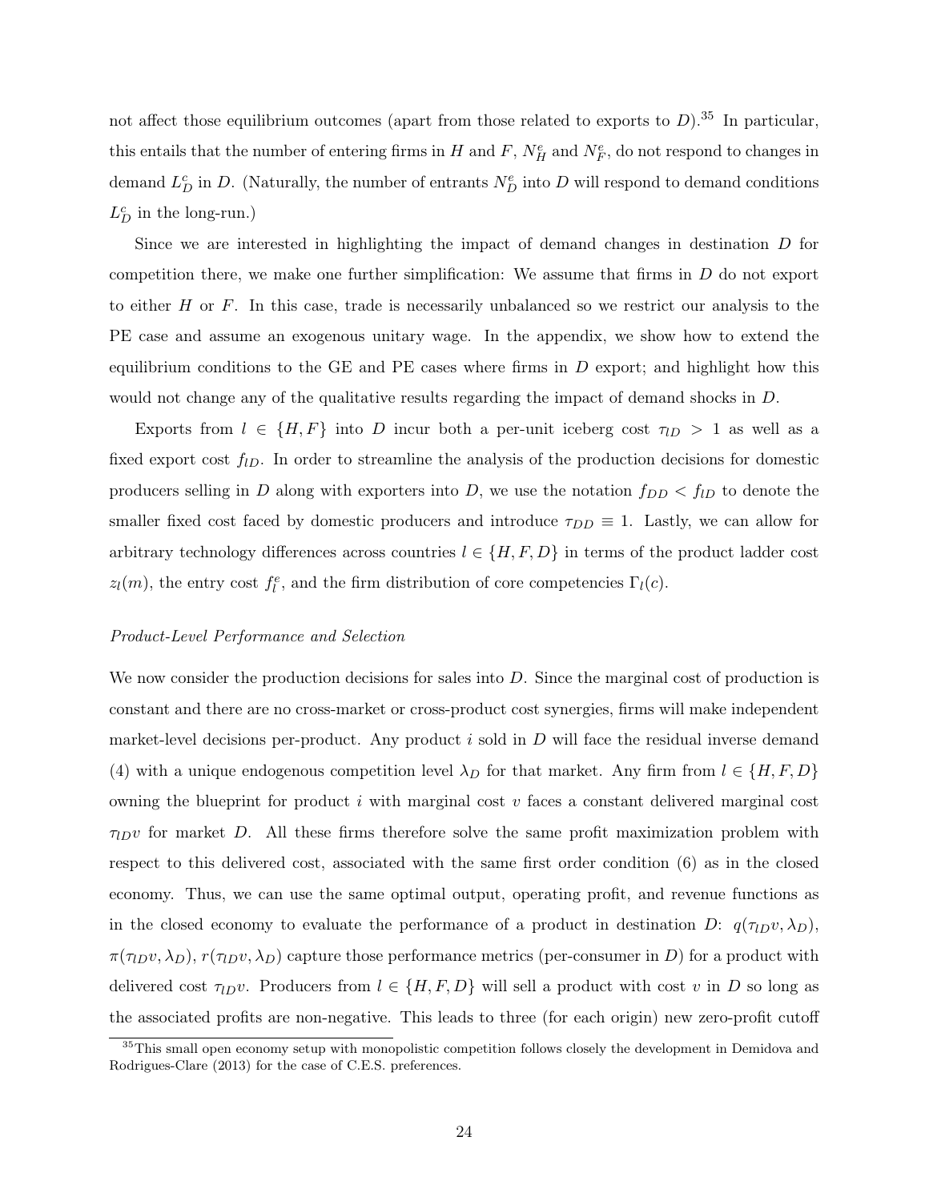not affect those equilibrium outcomes (apart from those related to exports to $D$).[35] In particular, this entails that the number of entering firms in $H$ and $F$, $N_H^e$ and $N_F^e$, do not respond to changes in demand $L_D^c$ in $D$. (Naturally, the number of entrants $N_D^e$ into $D$ will respond to demand conditions $L_D^c$ in the long-run.)

Since we are interested in highlighting the impact of demand changes in destination $D$ for competition there, we make one further simplification: We assume that firms in $D$ do not export to either $H$ or $F$. In this case, trade is necessarily unbalanced so we restrict our analysis to the PE case and assume an exogenous unitary wage. In the appendix, we show how to extend the equilibrium conditions to the GE and PE cases where firms in $D$ export; and highlight how this would not change any of the qualitative results regarding the impact of demand shocks in $D$.

Exports from $l \in \{H, F\}$ into $D$ incur both a per-unit iceberg cost $\tau_{lD} > 1$ as well as a fixed export cost $f_{lD}$. In order to streamline the analysis of the production decisions for domestic producers selling in $D$ along with exporters into $D$, we use the notation $f_{DD} < f_{lD}$ to denote the smaller fixed cost faced by domestic producers and introduce $\tau_{DD} \equiv 1$. Lastly, we can allow for arbitrary technology differences across countries $l \in \{H, F, D\}$ in terms of the product ladder cost $z_l(m)$, the entry cost $f_l^e$, and the firm distribution of core competencies $\Gamma_l(c)$.

*Product-Level Performance and Selection*

We now consider the production decisions for sales into $D$. Since the marginal cost of production is constant and there are no cross-market or cross-product cost synergies, firms will make independent market-level decisions per-product. Any product $i$ sold in $D$ will face the residual inverse demand (4) with a unique endogenous competition level $\lambda_D$ for that market. Any firm from $l \in \{H, F, D\}$ owning the blueprint for product $i$ with marginal cost $v$ faces a constant delivered marginal cost $\tau_{lD}v$ for market $D$. All these firms therefore solve the same profit maximization problem with respect to this delivered cost, associated with the same first order condition (6) as in the closed economy. Thus, we can use the same optimal output, operating profit, and revenue functions as in the closed economy to evaluate the performance of a product in destination $D$: $q(\tau_{lD}v, \lambda_D)$, $\pi(\tau_{lD}v, \lambda_D)$, $r(\tau_{lD}v, \lambda_D)$ capture those performance metrics (per-consumer in $D$) for a product with delivered cost $\tau_{lD}v$. Producers from $l \in \{H, F, D\}$ will sell a product with cost $v$ in $D$ so long as the associated profits are non-negative. This leads to three (for each origin) new zero-profit cutoff

[35] This small open economy setup with monopolistic competition follows closely the development in Demidova and Rodrigues-Clare (2013) for the case of C.E.S. preferences.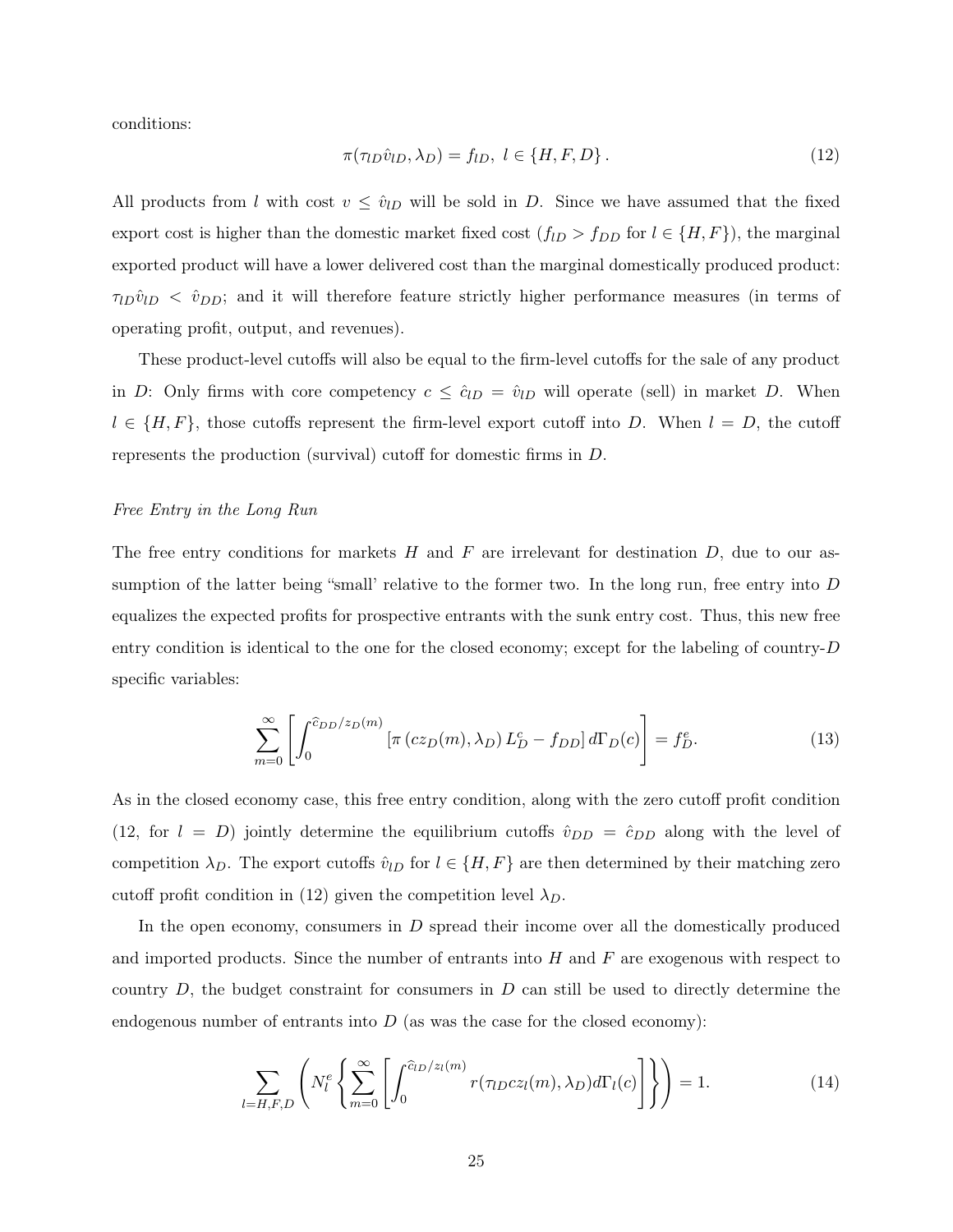conditions:

$$\pi(\tau_{lD}\hat{v}_{lD}, \lambda_D) = f_{lD}, \ l \in \{H, F, D\}. \tag{12}$$

All products from $l$ with cost $v \leq \hat{v}_{lD}$ will be sold in $D$. Since we have assumed that the fixed export cost is higher than the domestic market fixed cost ($f_{lD} > f_{DD}$ for $l \in \{H, F\}$), the marginal exported product will have a lower delivered cost than the marginal domestically produced product: $\tau_{lD}\hat{v}_{lD} < \hat{v}_{DD}$; and it will therefore feature strictly higher performance measures (in terms of operating profit, output, and revenues).

These product-level cutoffs will also be equal to the firm-level cutoffs for the sale of any product in $D$: Only firms with core competency $c \leq \hat{c}_{lD} = \hat{v}_{lD}$ will operate (sell) in market $D$. When $l \in \{H, F\}$, those cutoffs represent the firm-level export cutoff into $D$. When $l = D$, the cutoff represents the production (survival) cutoff for domestic firms in $D$.

*Free Entry in the Long Run*

The free entry conditions for markets $H$ and $F$ are irrelevant for destination $D$, due to our assumption of the latter being "small' relative to the former two. In the long run, free entry into $D$ equalizes the expected profits for prospective entrants with the sunk entry cost. Thus, this new free entry condition is identical to the one for the closed economy; except for the labeling of country-$D$ specific variables:

$$\sum_{m=0}^{\infty} \left[ \int_0^{\hat{c}_{DD}/z_D(m)} \left[ \pi\left(cz_D(m), \lambda_D\right) L_D^c - f_{DD} \right] d\Gamma_D(c) \right] = f_D^e. \tag{13}$$

As in the closed economy case, this free entry condition, along with the zero cutoff profit condition (12, for $l = D$) jointly determine the equilibrium cutoffs $\hat{v}_{DD} = \hat{c}_{DD}$ along with the level of competition $\lambda_D$. The export cutoffs $\hat{v}_{lD}$ for $l \in \{H, F\}$ are then determined by their matching zero cutoff profit condition in (12) given the competition level $\lambda_D$.

In the open economy, consumers in $D$ spread their income over all the domestically produced and imported products. Since the number of entrants into $H$ and $F$ are exogenous with respect to country $D$, the budget constraint for consumers in $D$ can still be used to directly determine the endogenous number of entrants into $D$ (as was the case for the closed economy):

$$\sum_{l=H,F,D} \left( N_l^e \left\{ \sum_{m=0}^{\infty} \left[ \int_0^{\hat{c}_{lD}/z_l(m)} r(\tau_{lD}cz_l(m), \lambda_D) d\Gamma_l(c) \right] \right\} \right) = 1. \tag{14}$$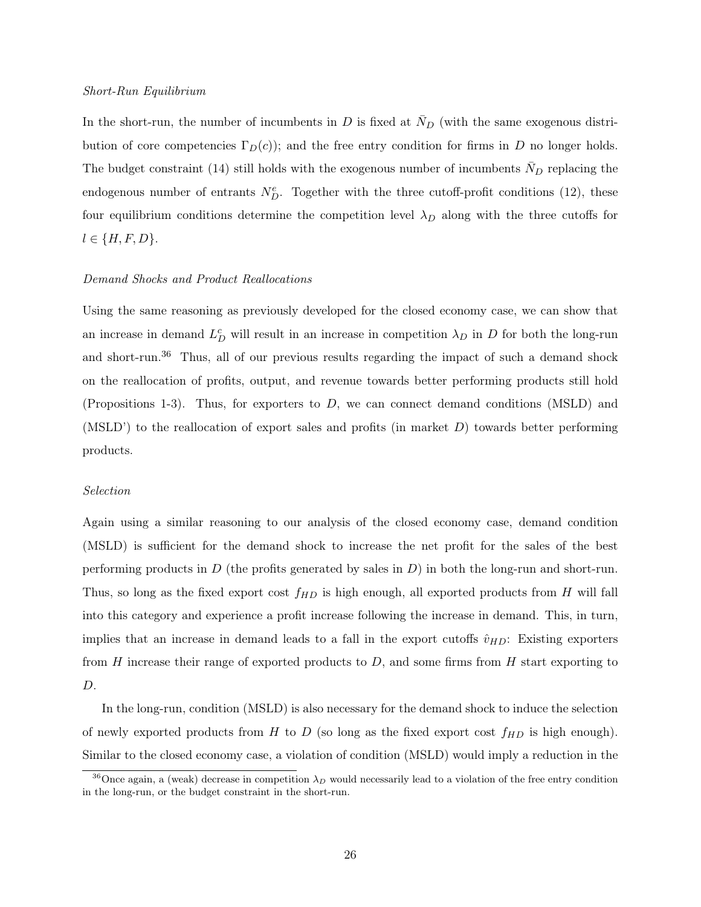*Short-Run Equilibrium*

In the short-run, the number of incumbents in $D$ is fixed at $\bar{N}_D$ (with the same exogenous distribution of core competencies $\Gamma_D(c)$); and the free entry condition for firms in $D$ no longer holds. The budget constraint (14) still holds with the exogenous number of incumbents $\bar{N}_D$ replacing the endogenous number of entrants $N_D^e$. Together with the three cutoff-profit conditions (12), these four equilibrium conditions determine the competition level $\lambda_D$ along with the three cutoffs for $l \in \{H, F, D\}$.

*Demand Shocks and Product Reallocations*

Using the same reasoning as previously developed for the closed economy case, we can show that an increase in demand $L_D^c$ will result in an increase in competition $\lambda_D$ in $D$ for both the long-run and short-run.[36] Thus, all of our previous results regarding the impact of such a demand shock on the reallocation of profits, output, and revenue towards better performing products still hold (Propositions 1-3). Thus, for exporters to $D$, we can connect demand conditions (MSLD) and (MSLD') to the reallocation of export sales and profits (in market $D$) towards better performing products.

*Selection*

Again using a similar reasoning to our analysis of the closed economy case, demand condition (MSLD) is sufficient for the demand shock to increase the net profit for the sales of the best performing products in $D$ (the profits generated by sales in $D$) in both the long-run and short-run. Thus, so long as the fixed export cost $f_{HD}$ is high enough, all exported products from $H$ will fall into this category and experience a profit increase following the increase in demand. This, in turn, implies that an increase in demand leads to a fall in the export cutoffs $\hat{v}_{HD}$: Existing exporters from $H$ increase their range of exported products to $D$, and some firms from $H$ start exporting to $D$.

In the long-run, condition (MSLD) is also necessary for the demand shock to induce the selection of newly exported products from $H$ to $D$ (so long as the fixed export cost $f_{HD}$ is high enough). Similar to the closed economy case, a violation of condition (MSLD) would imply a reduction in the

[36] Once again, a (weak) decrease in competition $\lambda_D$ would necessarily lead to a violation of the free entry condition in the long-run, or the budget constraint in the short-run.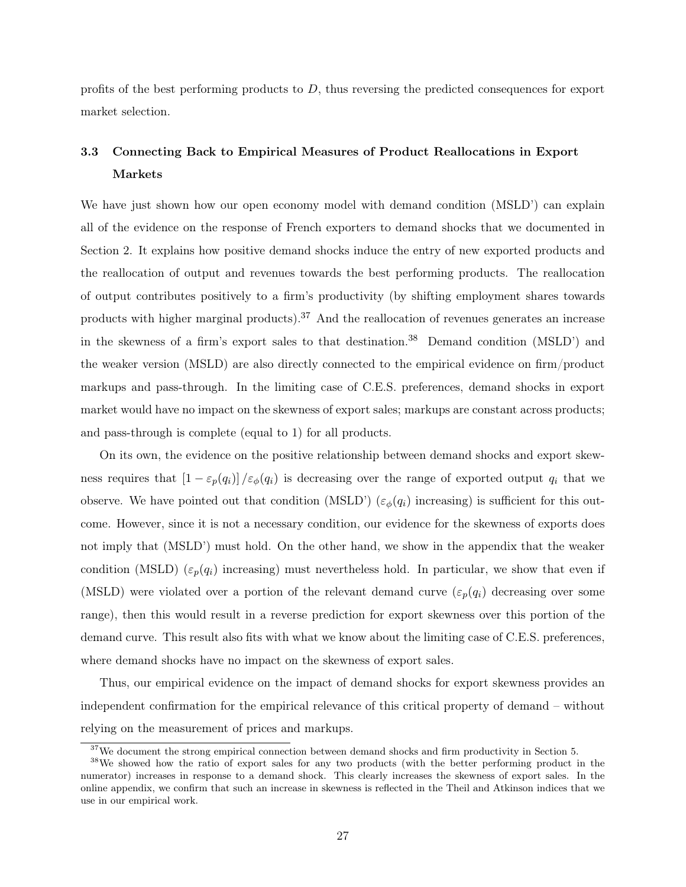profits of the best performing products to $D$, thus reversing the predicted consequences for export market selection.

### 3.3 Connecting Back to Empirical Measures of Product Reallocations in Export Markets

We have just shown how our open economy model with demand condition (MSLD') can explain all of the evidence on the response of French exporters to demand shocks that we documented in Section 2. It explains how positive demand shocks induce the entry of new exported products and the reallocation of output and revenues towards the best performing products. The reallocation of output contributes positively to a firm's productivity (by shifting employment shares towards products with higher marginal products).[37] And the reallocation of revenues generates an increase in the skewness of a firm's export sales to that destination.[38] Demand condition (MSLD') and the weaker version (MSLD) are also directly connected to the empirical evidence on firm/product markups and pass-through. In the limiting case of C.E.S. preferences, demand shocks in export market would have no impact on the skewness of export sales; markups are constant across products; and pass-through is complete (equal to 1) for all products.

On its own, the evidence on the positive relationship between demand shocks and export skewness requires that $[1 - \varepsilon_p(q_i)] / \varepsilon_\phi(q_i)$ is decreasing over the range of exported output $q_i$ that we observe. We have pointed out that condition (MSLD') ($\varepsilon_\phi(q_i)$ increasing) is sufficient for this outcome. However, since it is not a necessary condition, our evidence for the skewness of exports does not imply that (MSLD') must hold. On the other hand, we show in the appendix that the weaker condition (MSLD) ($\varepsilon_p(q_i)$ increasing) must nevertheless hold. In particular, we show that even if (MSLD) were violated over a portion of the relevant demand curve ($\varepsilon_p(q_i)$ decreasing over some range), then this would result in a reverse prediction for export skewness over this portion of the demand curve. This result also fits with what we know about the limiting case of C.E.S. preferences, where demand shocks have no impact on the skewness of export sales.

Thus, our empirical evidence on the impact of demand shocks for export skewness provides an independent confirmation for the empirical relevance of this critical property of demand – without relying on the measurement of prices and markups.

[37] We document the strong empirical connection between demand shocks and firm productivity in Section 5.

[38] We showed how the ratio of export sales for any two products (with the better performing product in the numerator) increases in response to a demand shock. This clearly increases the skewness of export sales. In the online appendix, we confirm that such an increase in skewness is reflected in the Theil and Atkinson indices that we use in our empirical work.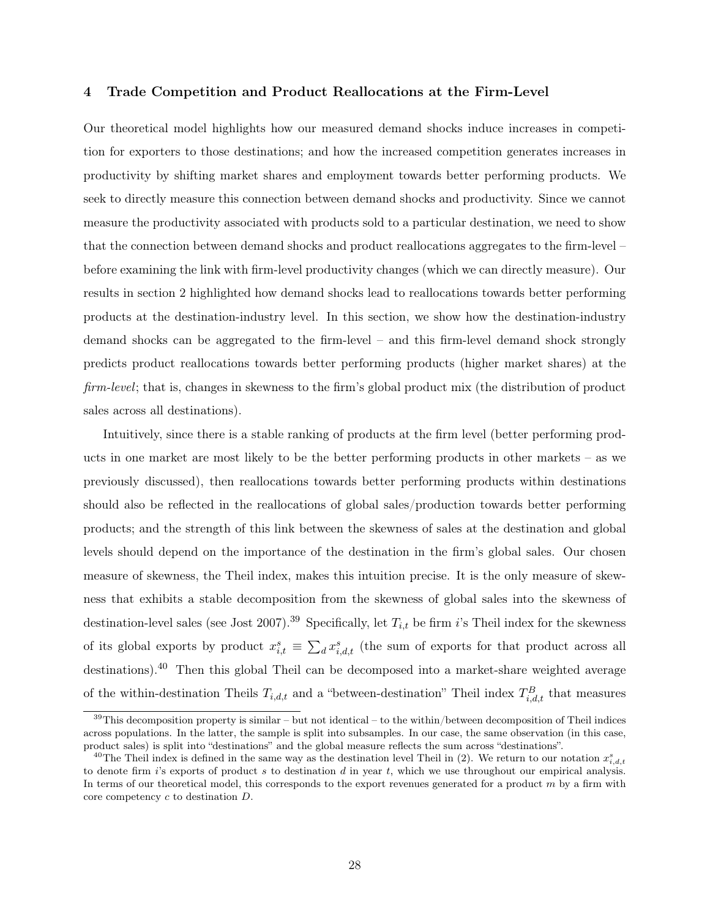## 4 Trade Competition and Product Reallocations at the Firm-Level

Our theoretical model highlights how our measured demand shocks induce increases in competition for exporters to those destinations; and how the increased competition generates increases in productivity by shifting market shares and employment towards better performing products. We seek to directly measure this connection between demand shocks and productivity. Since we cannot measure the productivity associated with products sold to a particular destination, we need to show that the connection between demand shocks and product reallocations aggregates to the firm-level – before examining the link with firm-level productivity changes (which we can directly measure). Our results in section 2 highlighted how demand shocks lead to reallocations towards better performing products at the destination-industry level. In this section, we show how the destination-industry demand shocks can be aggregated to the firm-level – and this firm-level demand shock strongly predicts product reallocations towards better performing products (higher market shares) at the *firm-level*; that is, changes in skewness to the firm's global product mix (the distribution of product sales across all destinations).

Intuitively, since there is a stable ranking of products at the firm level (better performing products in one market are most likely to be the better performing products in other markets – as we previously discussed), then reallocations towards better performing products within destinations should also be reflected in the reallocations of global sales/production towards better performing products; and the strength of this link between the skewness of sales at the destination and global levels should depend on the importance of the destination in the firm's global sales. Our chosen measure of skewness, the Theil index, makes this intuition precise. It is the only measure of skewness that exhibits a stable decomposition from the skewness of global sales into the skewness of destination-level sales (see Jost 2007).[39] Specifically, let $T_{i,t}$ be firm $i$'s Theil index for the skewness of its global exports by product $x^s_{i,t} \equiv \sum_d x^s_{i,d,t}$ (the sum of exports for that product across all destinations).[40] Then this global Theil can be decomposed into a market-share weighted average of the within-destination Theils $T_{i,d,t}$ and a "between-destination" Theil index $T^B_{i,d,t}$ that measures

[39] This decomposition property is similar – but not identical – to the within/between decomposition of Theil indices across populations. In the latter, the sample is split into subsamples. In our case, the same observation (in this case, product sales) is split into "destinations" and the global measure reflects the sum across "destinations".

[40] The Theil index is defined in the same way as the destination level Theil in (2). We return to our notation $x^s_{i,d,t}$ to denote firm $i$'s exports of product $s$ to destination $d$ in year $t$, which we use throughout our empirical analysis. In terms of our theoretical model, this corresponds to the export revenues generated for a product $m$ by a firm with core competency $c$ to destination $D$.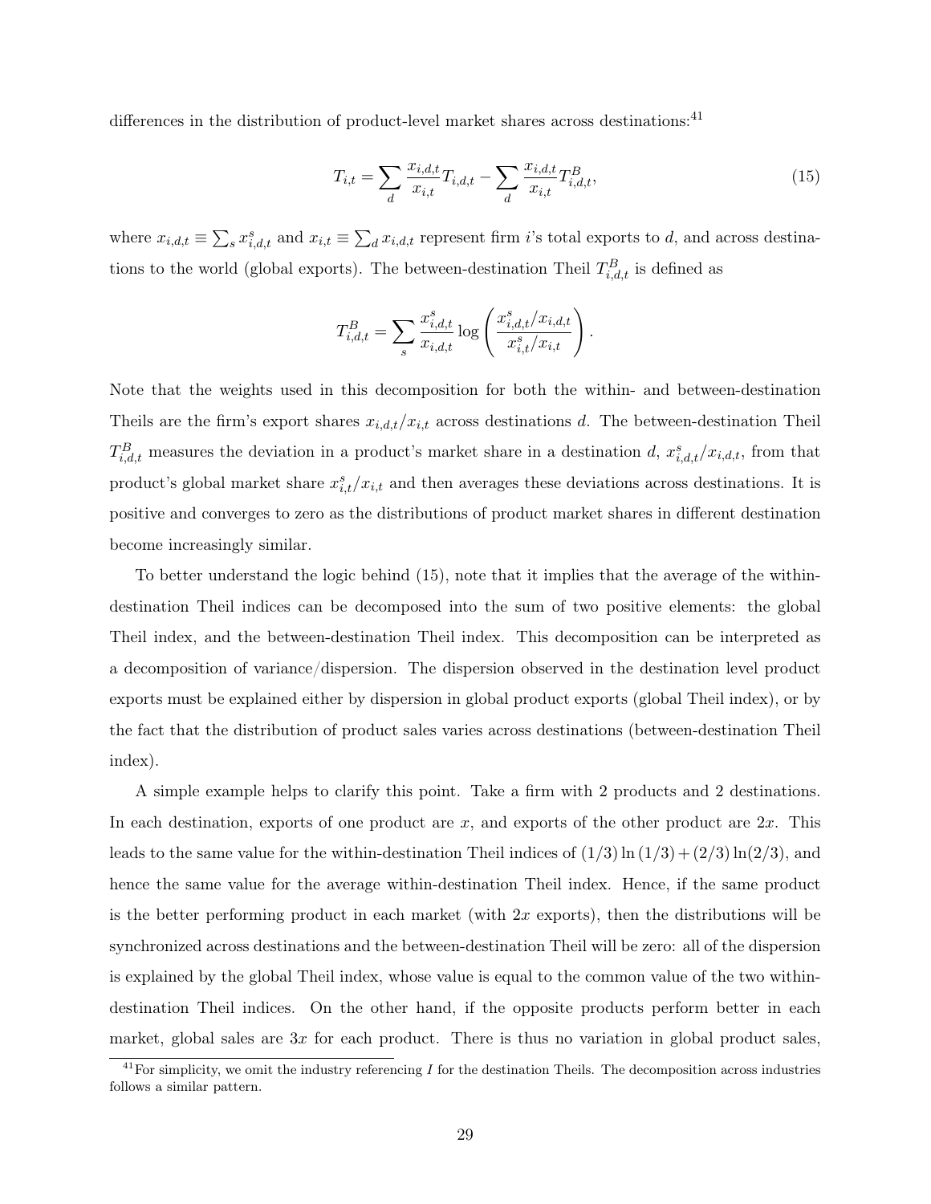differences in the distribution of product-level market shares across destinations:[41]

$$T_{i,t} = \sum_d \frac{x_{i,d,t}}{x_{i,t}} T_{i,d,t} - \sum_d \frac{x_{i,d,t}}{x_{i,t}} T^B_{i,d,t}, \tag{15}$$

where $x_{i,d,t} \equiv \sum_s x^s_{i,d,t}$ and $x_{i,t} \equiv \sum_d x_{i,d,t}$ represent firm $i$'s total exports to $d$, and across destinations to the world (global exports). The between-destination Theil $T^B_{i,d,t}$ is defined as

$$T^B_{i,d,t} = \sum_s \frac{x^s_{i,d,t}}{x_{i,d,t}} \log \left( \frac{x^s_{i,d,t}/x_{i,d,t}}{x^s_{i,t}/x_{i,t}} \right).$$

Note that the weights used in this decomposition for both the within- and between-destination Theils are the firm's export shares $x_{i,d,t}/x_{i,t}$ across destinations $d$. The between-destination Theil $T^B_{i,d,t}$ measures the deviation in a product's market share in a destination $d$, $x^s_{i,d,t}/x_{i,d,t}$, from that product's global market share $x^s_{i,t}/x_{i,t}$ and then averages these deviations across destinations. It is positive and converges to zero as the distributions of product market shares in different destination become increasingly similar.

To better understand the logic behind (15), note that it implies that the average of the within-destination Theil indices can be decomposed into the sum of two positive elements: the global Theil index, and the between-destination Theil index. This decomposition can be interpreted as a decomposition of variance/dispersion. The dispersion observed in the destination level product exports must be explained either by dispersion in global product exports (global Theil index), or by the fact that the distribution of product sales varies across destinations (between-destination Theil index).

A simple example helps to clarify this point. Take a firm with 2 products and 2 destinations. In each destination, exports of one product are $x$, and exports of the other product are $2x$. This leads to the same value for the within-destination Theil indices of $(1/3)\ln(1/3) + (2/3)\ln(2/3)$, and hence the same value for the average within-destination Theil index. Hence, if the same product is the better performing product in each market (with $2x$ exports), then the distributions will be synchronized across destinations and the between-destination Theil will be zero: all of the dispersion is explained by the global Theil index, whose value is equal to the common value of the two within-destination Theil indices. On the other hand, if the opposite products perform better in each market, global sales are $3x$ for each product. There is thus no variation in global product sales,

[41] For simplicity, we omit the industry referencing $I$ for the destination Theils. The decomposition across industries follows a similar pattern.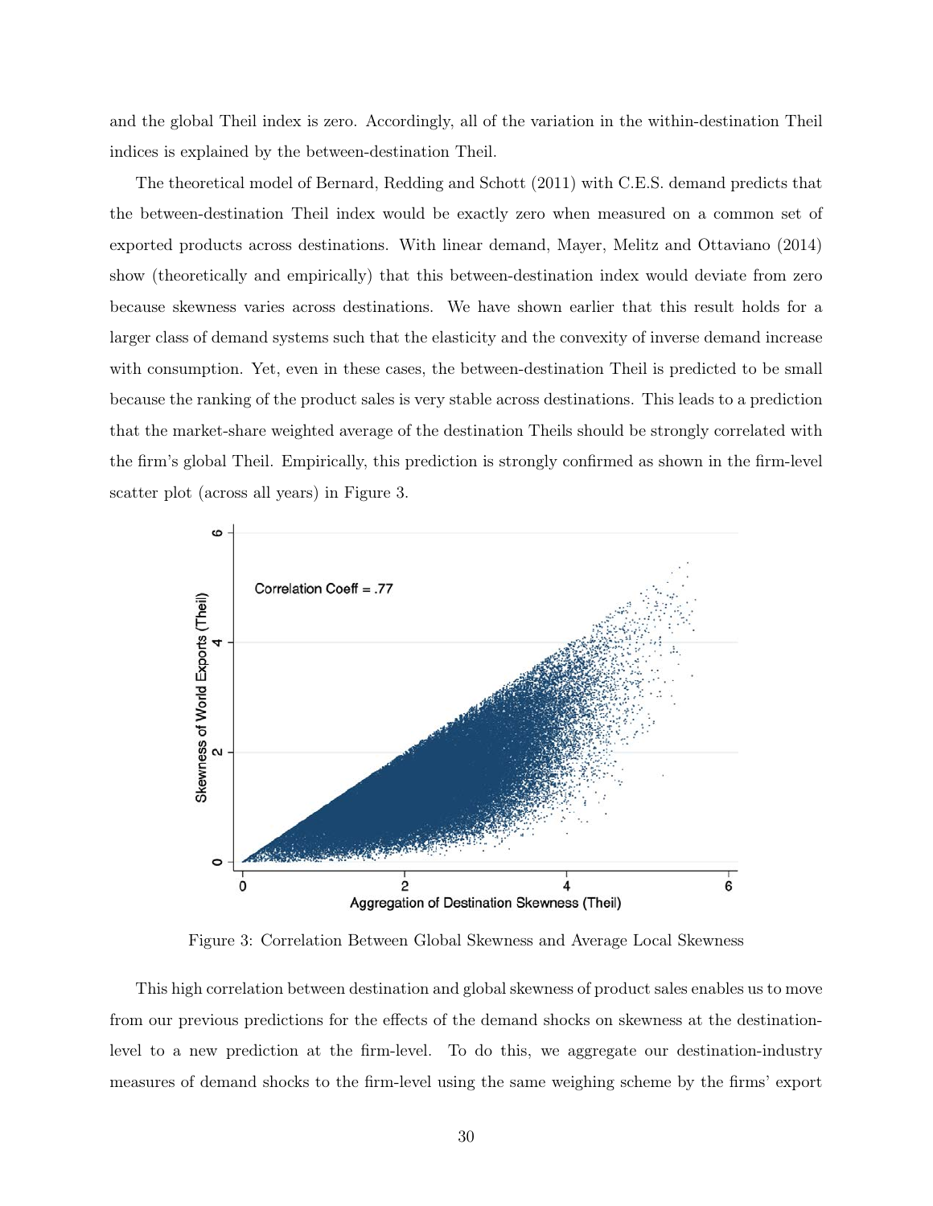and the global Theil index is zero. Accordingly, all of the variation in the within-destination Theil indices is explained by the between-destination Theil.

The theoretical model of Bernard, Redding and Schott (2011) with C.E.S. demand predicts that the between-destination Theil index would be exactly zero when measured on a common set of exported products across destinations. With linear demand, Mayer, Melitz and Ottaviano (2014) show (theoretically and empirically) that this between-destination index would deviate from zero because skewness varies across destinations. We have shown earlier that this result holds for a larger class of demand systems such that the elasticity and the convexity of inverse demand increase with consumption. Yet, even in these cases, the between-destination Theil is predicted to be small because the ranking of the product sales is very stable across destinations. This leads to a prediction that the market-share weighted average of the destination Theils should be strongly correlated with the firm's global Theil. Empirically, this prediction is strongly confirmed as shown in the firm-level scatter plot (across all years) in Figure 3.

Figure 3: Correlation Between Global Skewness and Average Local Skewness

This high correlation between destination and global skewness of product sales enables us to move from our previous predictions for the effects of the demand shocks on skewness at the destination-level to a new prediction at the firm-level. To do this, we aggregate our destination-industry measures of demand shocks to the firm-level using the same weighing scheme by the firms' export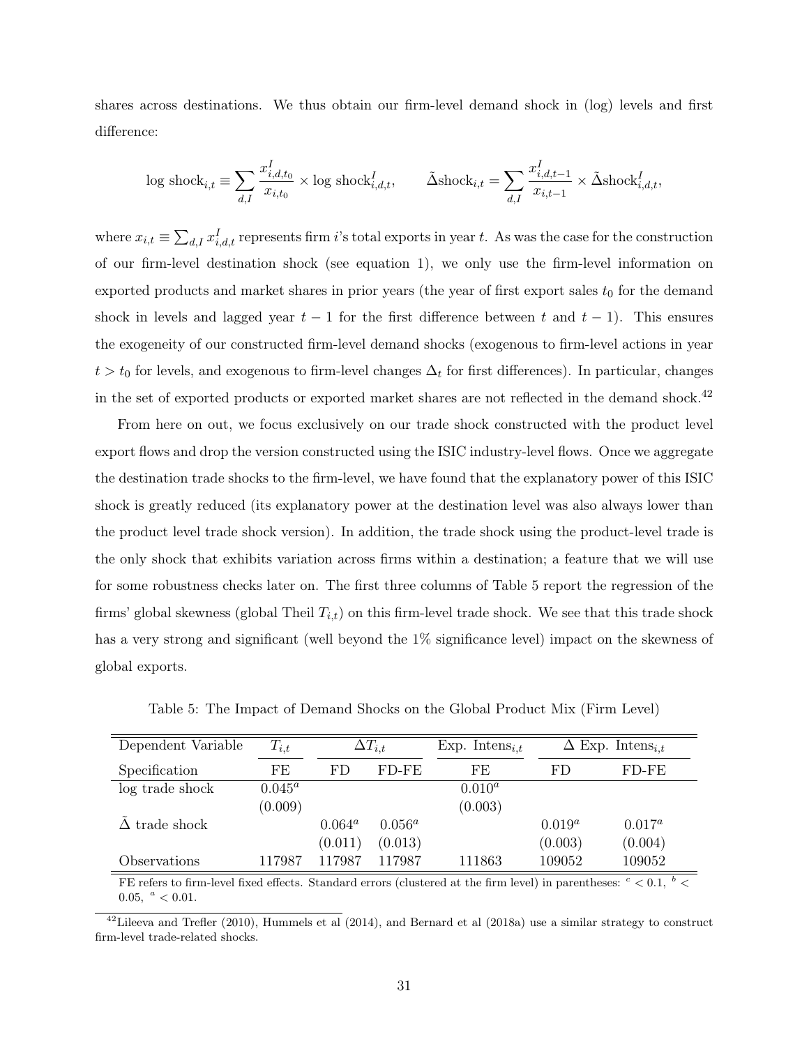shares across destinations. We thus obtain our firm-level demand shock in (log) levels and first difference:

$$\log \text{shock}_{i,t} \equiv \sum_{d,I} \frac{x^I_{i,d,t_0}}{x_{i,t_0}} \times \log \text{shock}^I_{i,d,t}, \qquad \tilde{\Delta}\text{shock}_{i,t} = \sum_{d,I} \frac{x^I_{i,d,t-1}}{x_{i,t-1}} \times \tilde{\Delta}\text{shock}^I_{i,d,t},$$

where $x_{i,t} \equiv \sum_{d,I} x^I_{i,d,t}$ represents firm $i$'s total exports in year $t$. As was the case for the construction of our firm-level destination shock (see equation 1), we only use the firm-level information on exported products and market shares in prior years (the year of first export sales $t_0$ for the demand shock in levels and lagged year $t-1$ for the first difference between $t$ and $t-1$). This ensures the exogeneity of our constructed firm-level demand shocks (exogenous to firm-level actions in year $t > t_0$ for levels, and exogenous to firm-level changes $\Delta_t$ for first differences). In particular, changes in the set of exported products or exported market shares are not reflected in the demand shock.[42]

From here on out, we focus exclusively on our trade shock constructed with the product level export flows and drop the version constructed using the ISIC industry-level flows. Once we aggregate the destination trade shocks to the firm-level, we have found that the explanatory power of this ISIC shock is greatly reduced (its explanatory power at the destination level was also always lower than the product level trade shock version). In addition, the trade shock using the product-level trade is the only shock that exhibits variation across firms within a destination; a feature that we will use for some robustness checks later on. The first three columns of Table 5 report the regression of the firms' global skewness (global Theil $T_{i,t}$) on this firm-level trade shock. We see that this trade shock has a very strong and significant (well beyond the 1% significance level) impact on the skewness of global exports.

Table 5: The Impact of Demand Shocks on the Global Product Mix (Firm Level)

| Dependent Variable | $T_{i,t}$ | $\Delta T_{i,t}$ | | Exp. Intens$_{i,t}$ | $\Delta$ Exp. Intens$_{i,t}$ | |
|---|---|---|---|---|---|---|
| Specification | FE | FD | FD-FE | FE | FD | FD-FE |
| log trade shock | $0.045^a$ | | | $0.010^a$ | | |
| | (0.009) | | | (0.003) | | |
| $\tilde{\Delta}$ trade shock | | $0.064^a$ | $0.056^a$ | | $0.019^a$ | $0.017^a$ |
| | | (0.011) | (0.013) | | (0.003) | (0.004) |
| Observations | 117987 | 117987 | 117987 | 111863 | 109052 | 109052 |

FE refers to firm-level fixed effects. Standard errors (clustered at the firm level) in parentheses: $^c < 0.1$, $^b < 0.05$, $^a < 0.01$.

[42] Lileeva and Trefler (2010), Hummels et al (2014), and Bernard et al (2018a) use a similar strategy to construct firm-level trade-related shocks.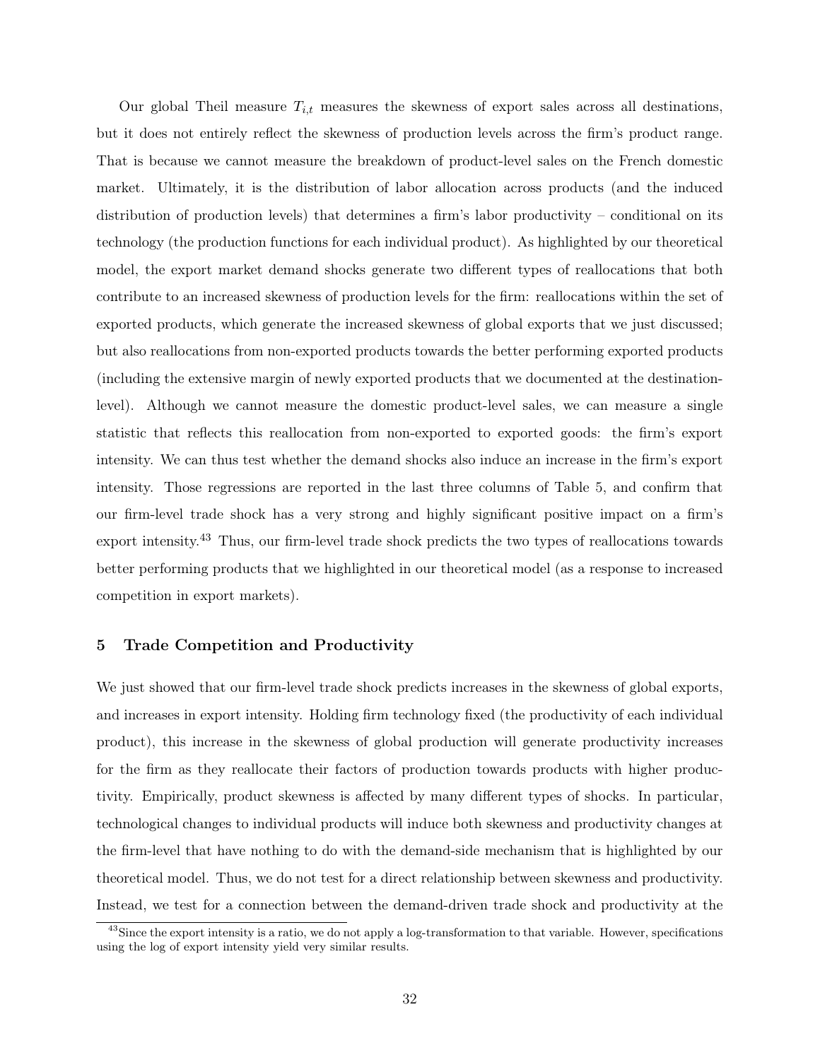Our global Theil measure $T_{i,t}$ measures the skewness of export sales across all destinations, but it does not entirely reflect the skewness of production levels across the firm's product range. That is because we cannot measure the breakdown of product-level sales on the French domestic market. Ultimately, it is the distribution of labor allocation across products (and the induced distribution of production levels) that determines a firm's labor productivity – conditional on its technology (the production functions for each individual product). As highlighted by our theoretical model, the export market demand shocks generate two different types of reallocations that both contribute to an increased skewness of production levels for the firm: reallocations within the set of exported products, which generate the increased skewness of global exports that we just discussed; but also reallocations from non-exported products towards the better performing exported products (including the extensive margin of newly exported products that we documented at the destination-level). Although we cannot measure the domestic product-level sales, we can measure a single statistic that reflects this reallocation from non-exported to exported goods: the firm's export intensity. We can thus test whether the demand shocks also induce an increase in the firm's export intensity. Those regressions are reported in the last three columns of Table 5, and confirm that our firm-level trade shock has a very strong and highly significant positive impact on a firm's export intensity.[43] Thus, our firm-level trade shock predicts the two types of reallocations towards better performing products that we highlighted in our theoretical model (as a response to increased competition in export markets).

## 5 Trade Competition and Productivity

We just showed that our firm-level trade shock predicts increases in the skewness of global exports, and increases in export intensity. Holding firm technology fixed (the productivity of each individual product), this increase in the skewness of global production will generate productivity increases for the firm as they reallocate their factors of production towards products with higher productivity. Empirically, product skewness is affected by many different types of shocks. In particular, technological changes to individual products will induce both skewness and productivity changes at the firm-level that have nothing to do with the demand-side mechanism that is highlighted by our theoretical model. Thus, we do not test for a direct relationship between skewness and productivity. Instead, we test for a connection between the demand-driven trade shock and productivity at the

[43] Since the export intensity is a ratio, we do not apply a log-transformation to that variable. However, specifications using the log of export intensity yield very similar results.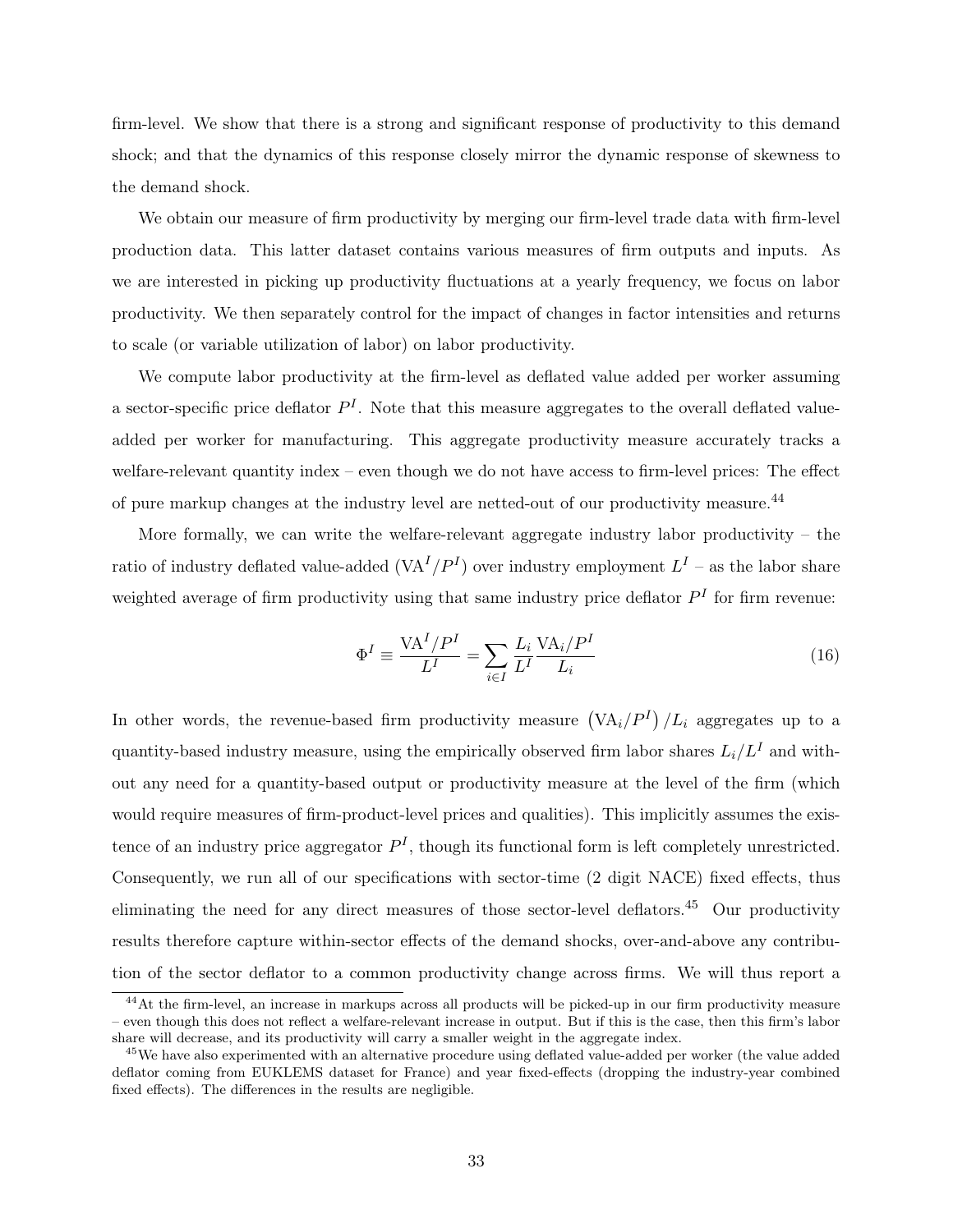firm-level. We show that there is a strong and significant response of productivity to this demand shock; and that the dynamics of this response closely mirror the dynamic response of skewness to the demand shock.

We obtain our measure of firm productivity by merging our firm-level trade data with firm-level production data. This latter dataset contains various measures of firm outputs and inputs. As we are interested in picking up productivity fluctuations at a yearly frequency, we focus on labor productivity. We then separately control for the impact of changes in factor intensities and returns to scale (or variable utilization of labor) on labor productivity.

We compute labor productivity at the firm-level as deflated value added per worker assuming a sector-specific price deflator $P^I$. Note that this measure aggregates to the overall deflated value-added per worker for manufacturing. This aggregate productivity measure accurately tracks a welfare-relevant quantity index – even though we do not have access to firm-level prices: The effect of pure markup changes at the industry level are netted-out of our productivity measure.[44]

More formally, we can write the welfare-relevant aggregate industry labor productivity – the ratio of industry deflated value-added ($\mathrm{VA}^I/P^I$) over industry employment $L^I$ – as the labor share weighted average of firm productivity using that same industry price deflator $P^I$ for firm revenue:

$$\Phi^I \equiv \frac{\mathrm{VA}^I/P^I}{L^I} = \sum_{i \in I} \frac{L_i}{L^I} \frac{\mathrm{VA}_i/P^I}{L_i} \tag{16}$$

In other words, the revenue-based firm productivity measure $\left(\mathrm{VA}_i/P^I\right)/L_i$ aggregates up to a quantity-based industry measure, using the empirically observed firm labor shares $L_i/L^I$ and without any need for a quantity-based output or productivity measure at the level of the firm (which would require measures of firm-product-level prices and qualities). This implicitly assumes the existence of an industry price aggregator $P^I$, though its functional form is left completely unrestricted. Consequently, we run all of our specifications with sector-time (2 digit NACE) fixed effects, thus eliminating the need for any direct measures of those sector-level deflators.[45] Our productivity results therefore capture within-sector effects of the demand shocks, over-and-above any contribution of the sector deflator to a common productivity change across firms. We will thus report a

[44] At the firm-level, an increase in markups across all products will be picked-up in our firm productivity measure – even though this does not reflect a welfare-relevant increase in output. But if this is the case, then this firm's labor share will decrease, and its productivity will carry a smaller weight in the aggregate index.

[45] We have also experimented with an alternative procedure using deflated value-added per worker (the value added deflator coming from EUKLEMS dataset for France) and year fixed-effects (dropping the industry-year combined fixed effects). The differences in the results are negligible.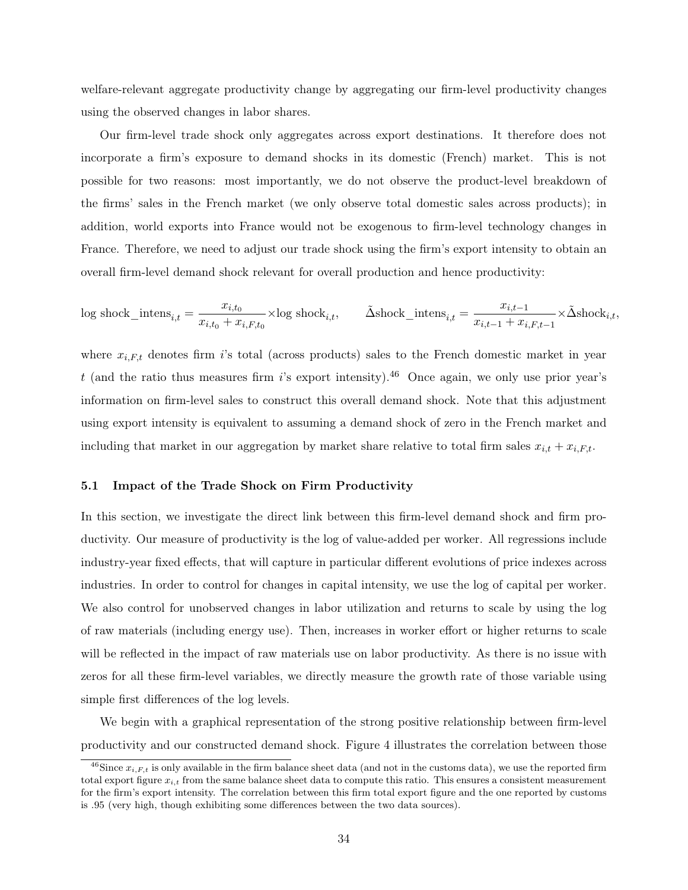welfare-relevant aggregate productivity change by aggregating our firm-level productivity changes using the observed changes in labor shares.

Our firm-level trade shock only aggregates across export destinations. It therefore does not incorporate a firm's exposure to demand shocks in its domestic (French) market. This is not possible for two reasons: most importantly, we do not observe the product-level breakdown of the firms' sales in the French market (we only observe total domestic sales across products); in addition, world exports into France would not be exogenous to firm-level technology changes in France. Therefore, we need to adjust our trade shock using the firm's export intensity to obtain an overall firm-level demand shock relevant for overall production and hence productivity:

$$\log \text{shock\_intens}_{i,t} = \frac{x_{i,t_0}}{x_{i,t_0} + x_{i,F,t_0}} \times \log \text{shock}_{i,t}, \qquad \tilde{\Delta}\text{shock\_intens}_{i,t} = \frac{x_{i,t-1}}{x_{i,t-1} + x_{i,F,t-1}} \times \tilde{\Delta}\text{shock}_{i,t},$$

where $x_{i,F,t}$ denotes firm $i$'s total (across products) sales to the French domestic market in year $t$ (and the ratio thus measures firm $i$'s export intensity).[46] Once again, we only use prior year's information on firm-level sales to construct this overall demand shock. Note that this adjustment using export intensity is equivalent to assuming a demand shock of zero in the French market and including that market in our aggregation by market share relative to total firm sales $x_{i,t} + x_{i,F,t}$.

### 5.1 Impact of the Trade Shock on Firm Productivity

In this section, we investigate the direct link between this firm-level demand shock and firm productivity. Our measure of productivity is the log of value-added per worker. All regressions include industry-year fixed effects, that will capture in particular different evolutions of price indexes across industries. In order to control for changes in capital intensity, we use the log of capital per worker. We also control for unobserved changes in labor utilization and returns to scale by using the log of raw materials (including energy use). Then, increases in worker effort or higher returns to scale will be reflected in the impact of raw materials use on labor productivity. As there is no issue with zeros for all these firm-level variables, we directly measure the growth rate of those variable using simple first differences of the log levels.

We begin with a graphical representation of the strong positive relationship between firm-level productivity and our constructed demand shock. Figure 4 illustrates the correlation between those

[46] Since $x_{i,F,t}$ is only available in the firm balance sheet data (and not in the customs data), we use the reported firm total export figure $x_{i,t}$ from the same balance sheet data to compute this ratio. This ensures a consistent measurement for the firm's export intensity. The correlation between this firm total export figure and the one reported by customs is .95 (very high, though exhibiting some differences between the two data sources).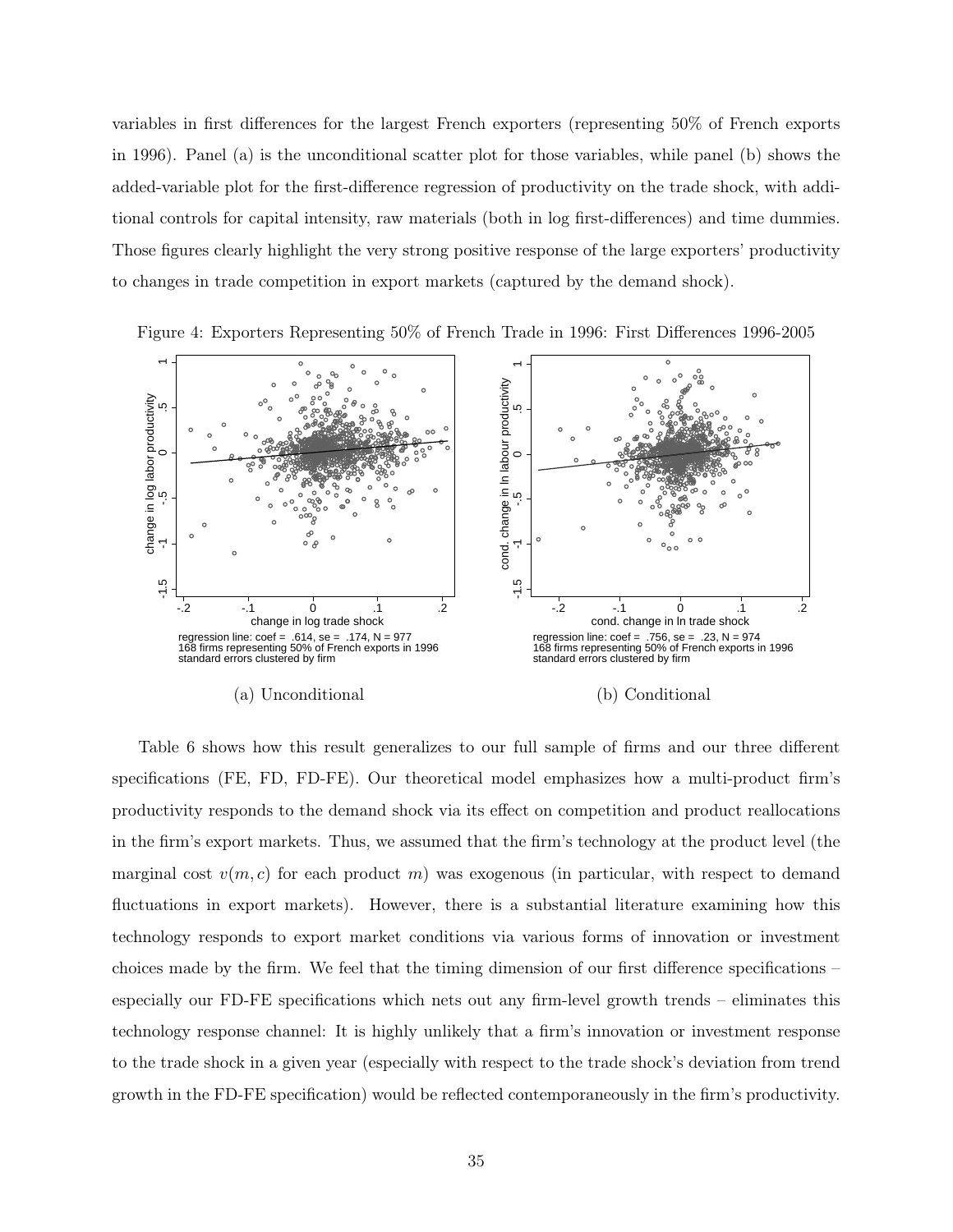variables in first differences for the largest French exporters (representing 50% of French exports in 1996). Panel (a) is the unconditional scatter plot for those variables, while panel (b) shows the added-variable plot for the first-difference regression of productivity on the trade shock, with additional controls for capital intensity, raw materials (both in log first-differences) and time dummies. Those figures clearly highlight the very strong positive response of the large exporters' productivity to changes in trade competition in export markets (captured by the demand shock).

Figure 4: Exporters Representing 50% of French Trade in 1996: First Differences 1996-2005

regression line: coef = .614, se = .174, N = 977
168 firms representing 50% of French exports in 1996
standard errors clustered by firm

(a) Unconditional

regression line: coef = .756, se = .23, N = 974
168 firms representing 50% of French exports in 1996
standard errors clustered by firm

(b) Conditional

Table 6 shows how this result generalizes to our full sample of firms and our three different specifications (FE, FD, FD-FE). Our theoretical model emphasizes how a multi-product firm's productivity responds to the demand shock via its effect on competition and product reallocations in the firm's export markets. Thus, we assumed that the firm's technology at the product level (the marginal cost $v(m, c)$ for each product $m$) was exogenous (in particular, with respect to demand fluctuations in export markets). However, there is a substantial literature examining how this technology responds to export market conditions via various forms of innovation or investment choices made by the firm. We feel that the timing dimension of our first difference specifications – especially our FD-FE specifications which nets out any firm-level growth trends – eliminates this technology response channel: It is highly unlikely that a firm's innovation or investment response to the trade shock in a given year (especially with respect to the trade shock's deviation from trend growth in the FD-FE specification) would be reflected contemporaneously in the firm's productivity.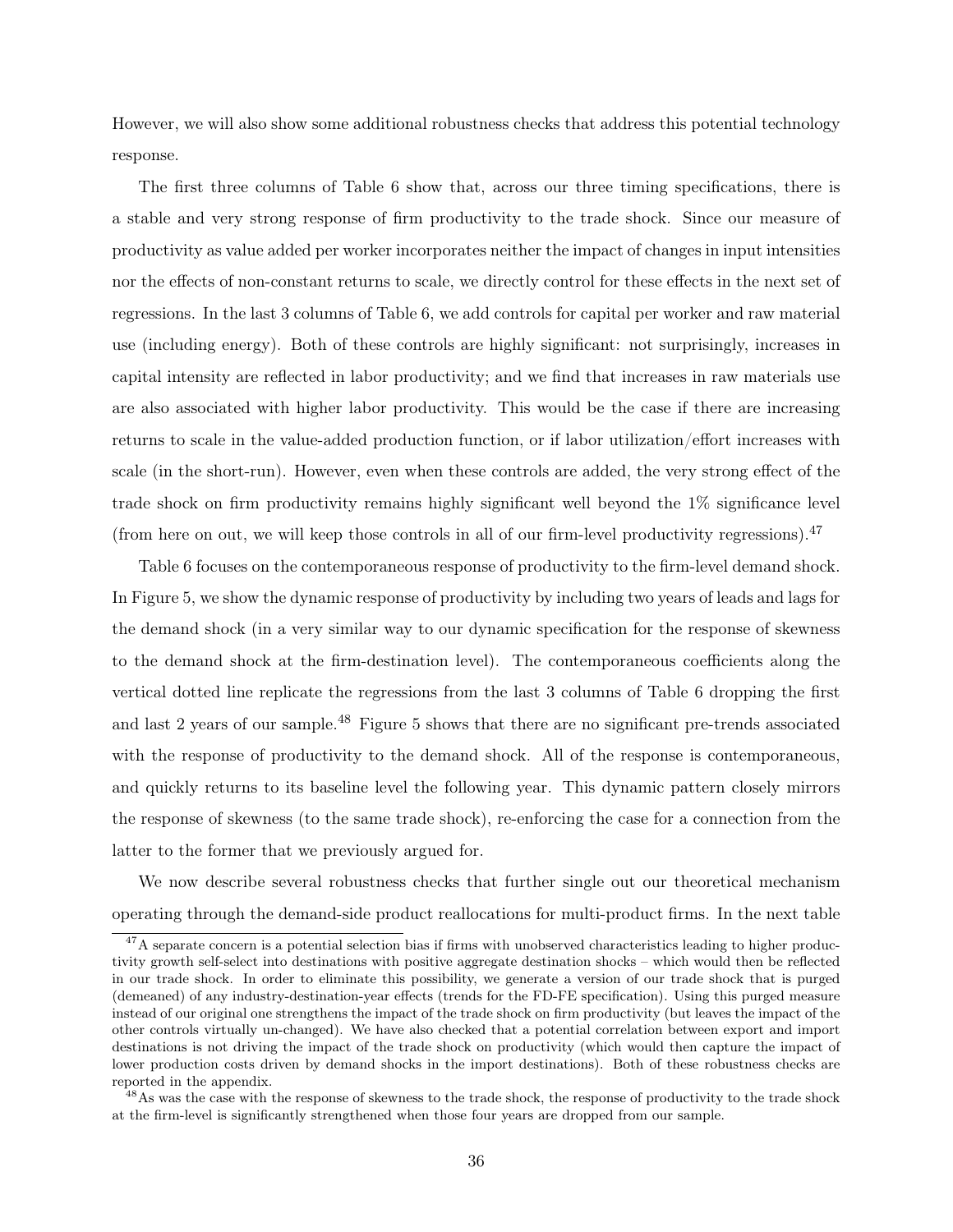However, we will also show some additional robustness checks that address this potential technology response.

The first three columns of Table 6 show that, across our three timing specifications, there is a stable and very strong response of firm productivity to the trade shock. Since our measure of productivity as value added per worker incorporates neither the impact of changes in input intensities nor the effects of non-constant returns to scale, we directly control for these effects in the next set of regressions. In the last 3 columns of Table 6, we add controls for capital per worker and raw material use (including energy). Both of these controls are highly significant: not surprisingly, increases in capital intensity are reflected in labor productivity; and we find that increases in raw materials use are also associated with higher labor productivity. This would be the case if there are increasing returns to scale in the value-added production function, or if labor utilization/effort increases with scale (in the short-run). However, even when these controls are added, the very strong effect of the trade shock on firm productivity remains highly significant well beyond the 1% significance level (from here on out, we will keep those controls in all of our firm-level productivity regressions).[47]

Table 6 focuses on the contemporaneous response of productivity to the firm-level demand shock. In Figure 5, we show the dynamic response of productivity by including two years of leads and lags for the demand shock (in a very similar way to our dynamic specification for the response of skewness to the demand shock at the firm-destination level). The contemporaneous coefficients along the vertical dotted line replicate the regressions from the last 3 columns of Table 6 dropping the first and last 2 years of our sample.[48] Figure 5 shows that there are no significant pre-trends associated with the response of productivity to the demand shock. All of the response is contemporaneous, and quickly returns to its baseline level the following year. This dynamic pattern closely mirrors the response of skewness (to the same trade shock), re-enforcing the case for a connection from the latter to the former that we previously argued for.

We now describe several robustness checks that further single out our theoretical mechanism operating through the demand-side product reallocations for multi-product firms. In the next table

[47] A separate concern is a potential selection bias if firms with unobserved characteristics leading to higher productivity growth self-select into destinations with positive aggregate destination shocks – which would then be reflected in our trade shock. In order to eliminate this possibility, we generate a version of our trade shock that is purged (demeaned) of any industry-destination-year effects (trends for the FD-FE specification). Using this purged measure instead of our original one strengthens the impact of the trade shock on firm productivity (but leaves the impact of the other controls virtually un-changed). We have also checked that a potential correlation between export and import destinations is not driving the impact of the trade shock on productivity (which would then capture the impact of lower production costs driven by demand shocks in the import destinations). Both of these robustness checks are reported in the appendix.

[48] As was the case with the response of skewness to the trade shock, the response of productivity to the trade shock at the firm-level is significantly strengthened when those four years are dropped from our sample.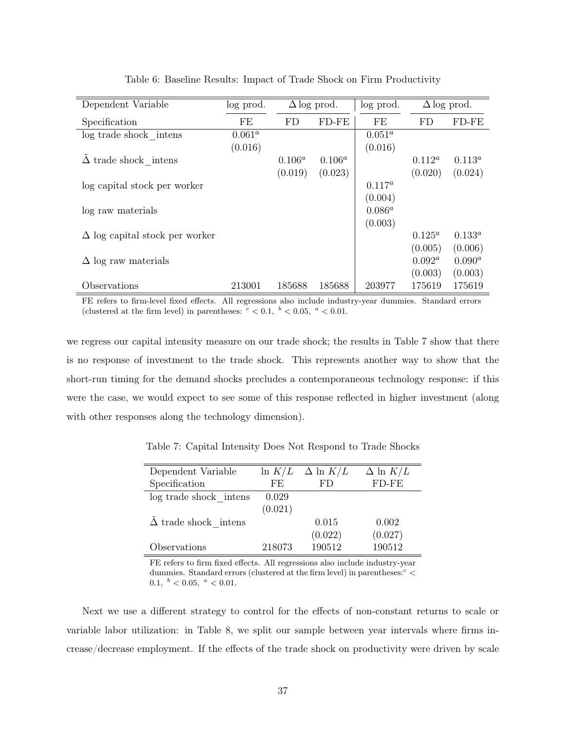Table 6: Baseline Results: Impact of Trade Shock on Firm Productivity

| Dependent Variable | log prod. | $\Delta$ log prod. | | log prod. | $\Delta$ log prod. | |
|---|---|---|---|---|---|---|
| Specification | FE | FD | FD-FE | FE | FD | FD-FE |
| log trade shock_intens | $0.061^a$ | | | $0.051^a$ | | |
| | (0.016) | | | (0.016) | | |
| $\tilde{\Delta}$ trade shock_intens | | $0.106^a$ | $0.106^a$ | | $0.112^a$ | $0.113^a$ |
| | | (0.019) | (0.023) | | (0.020) | (0.024) |
| log capital stock per worker | | | | $0.117^a$ | | |
| | | | | (0.004) | | |
| log raw materials | | | | $0.086^a$ | | |
| | | | | (0.003) | | |
| $\Delta$ log capital stock per worker | | | | | $0.125^a$ | $0.133^a$ |
| | | | | | (0.005) | (0.006) |
| $\Delta$ log raw materials | | | | | $0.092^a$ | $0.090^a$ |
| | | | | | (0.003) | (0.003) |
| Observations | 213001 | 185688 | 185688 | 203977 | 175619 | 175619 |

FE refers to firm-level fixed effects. All regressions also include industry-year dummies. Standard errors (clustered at the firm level) in parentheses: $^c < 0.1$, $^b < 0.05$, $^a < 0.01$.

we regress our capital intensity measure on our trade shock; the results in Table 7 show that there is no response of investment to the trade shock. This represents another way to show that the short-run timing for the demand shocks precludes a contemporaneous technology response: if this were the case, we would expect to see some of this response reflected in higher investment (along with other responses along the technology dimension).

Table 7: Capital Intensity Does Not Respond to Trade Shocks

| Dependent Variable | $\ln K/L$ | $\Delta \ln K/L$ | $\Delta \ln K/L$ |
|---|---|---|---|
| Specification | FE | FD | FD-FE |
| log trade shock_intens | 0.029 | | |
| | (0.021) | | |
| $\tilde{\Delta}$ trade shock_intens | | 0.015 | 0.002 |
| | | (0.022) | (0.027) |
| Observations | 218073 | 190512 | 190512 |

FE refers to firm fixed effects. All regressions also include industry-year dummies. Standard errors (clustered at the firm level) in parentheses: $^c < 0.1$, $^b < 0.05$, $^a < 0.01$.

Next we use a different strategy to control for the effects of non-constant returns to scale or variable labor utilization: in Table 8, we split our sample between year intervals where firms increase/decrease employment. If the effects of the trade shock on productivity were driven by scale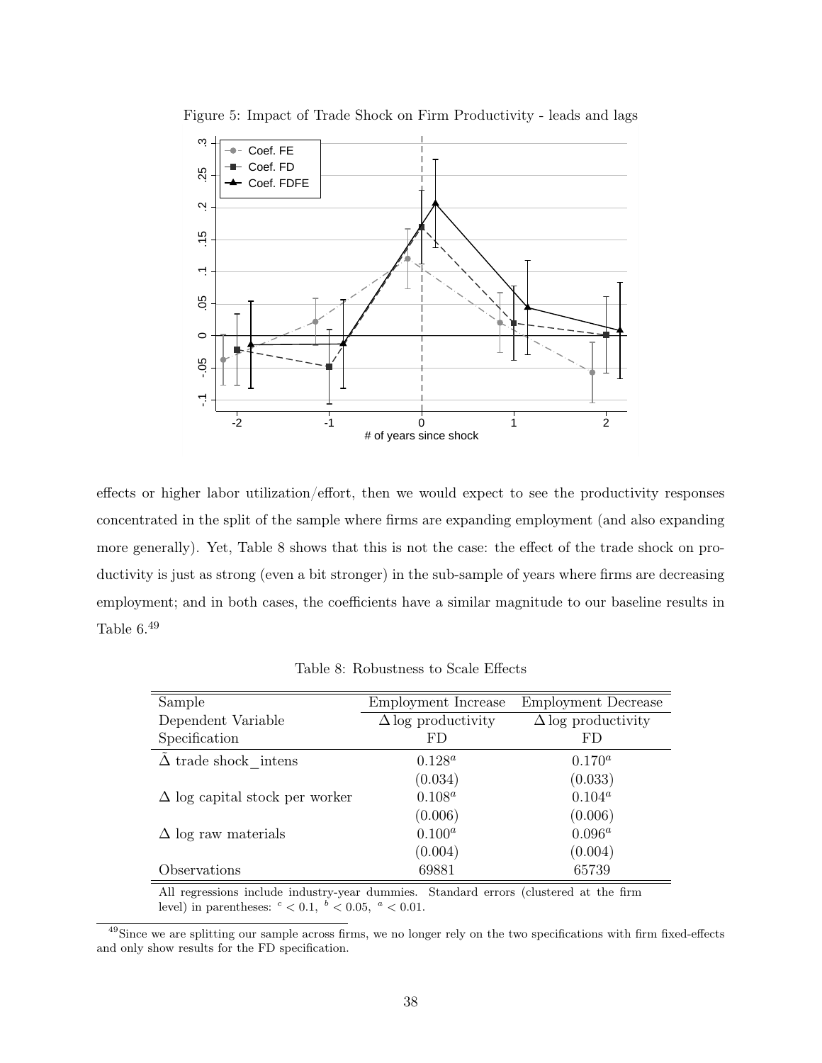Figure 5: Impact of Trade Shock on Firm Productivity - leads and lags

effects or higher labor utilization/effort, then we would expect to see the productivity responses concentrated in the split of the sample where firms are expanding employment (and also expanding more generally). Yet, Table 8 shows that this is not the case: the effect of the trade shock on productivity is just as strong (even a bit stronger) in the sub-sample of years where firms are decreasing employment; and in both cases, the coefficients have a similar magnitude to our baseline results in Table 6.[49]

Table 8: Robustness to Scale Effects

| Sample | Employment Increase | Employment Decrease |
|---|---|---|
| Dependent Variable | $\Delta$ log productivity | $\Delta$ log productivity |
| Specification | FD | FD |
| $\tilde{\Delta}$ trade shock_intens | $0.128^a$ | $0.170^a$ |
| | (0.034) | (0.033) |
| $\Delta$ log capital stock per worker | $0.108^a$ | $0.104^a$ |
| | (0.006) | (0.006) |
| $\Delta$ log raw materials | $0.100^a$ | $0.096^a$ |
| | (0.004) | (0.004) |
| Observations | 69881 | 65739 |

All regressions include industry-year dummies. Standard errors (clustered at the firm level) in parentheses: $^c < 0.1$, $^b < 0.05$, $^a < 0.01$.

[49] Since we are splitting our sample across firms, we no longer rely on the two specifications with firm fixed-effects and only show results for the FD specification.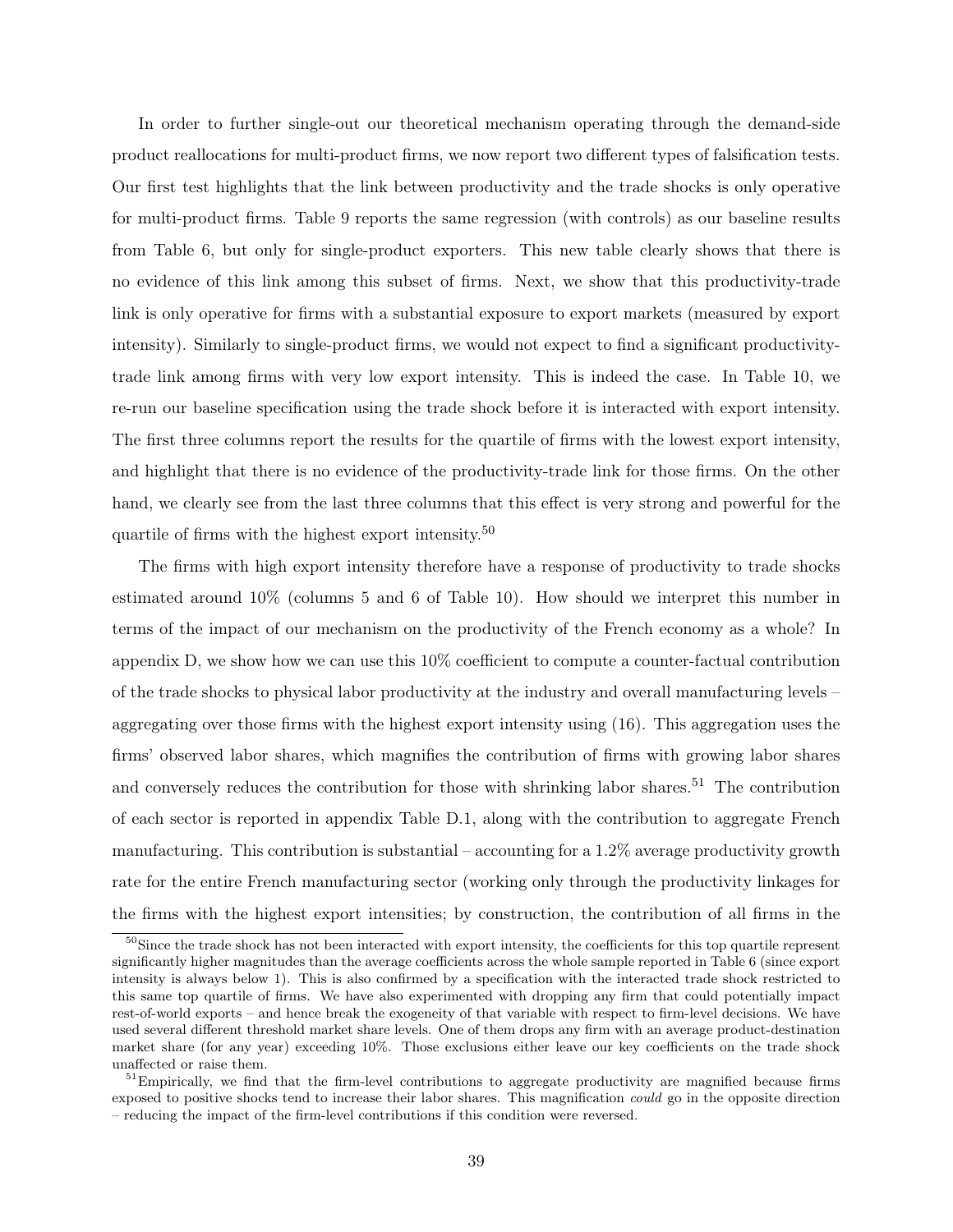In order to further single-out our theoretical mechanism operating through the demand-side product reallocations for multi-product firms, we now report two different types of falsification tests. Our first test highlights that the link between productivity and the trade shocks is only operative for multi-product firms. Table 9 reports the same regression (with controls) as our baseline results from Table 6, but only for single-product exporters. This new table clearly shows that there is no evidence of this link among this subset of firms. Next, we show that this productivity-trade link is only operative for firms with a substantial exposure to export markets (measured by export intensity). Similarly to single-product firms, we would not expect to find a significant productivity-trade link among firms with very low export intensity. This is indeed the case. In Table 10, we re-run our baseline specification using the trade shock before it is interacted with export intensity. The first three columns report the results for the quartile of firms with the lowest export intensity, and highlight that there is no evidence of the productivity-trade link for those firms. On the other hand, we clearly see from the last three columns that this effect is very strong and powerful for the quartile of firms with the highest export intensity.[50]

The firms with high export intensity therefore have a response of productivity to trade shocks estimated around 10% (columns 5 and 6 of Table 10). How should we interpret this number in terms of the impact of our mechanism on the productivity of the French economy as a whole? In appendix D, we show how we can use this 10% coefficient to compute a counter-factual contribution of the trade shocks to physical labor productivity at the industry and overall manufacturing levels – aggregating over those firms with the highest export intensity using (16). This aggregation uses the firms' observed labor shares, which magnifies the contribution of firms with growing labor shares and conversely reduces the contribution for those with shrinking labor shares.[51] The contribution of each sector is reported in appendix Table D.1, along with the contribution to aggregate French manufacturing. This contribution is substantial – accounting for a 1.2% average productivity growth rate for the entire French manufacturing sector (working only through the productivity linkages for the firms with the highest export intensities; by construction, the contribution of all firms in the

[50] Since the trade shock has not been interacted with export intensity, the coefficients for this top quartile represent significantly higher magnitudes than the average coefficients across the whole sample reported in Table 6 (since export intensity is always below 1). This is also confirmed by a specification with the interacted trade shock restricted to this same top quartile of firms. We have also experimented with dropping any firm that could potentially impact rest-of-world exports – and hence break the exogeneity of that variable with respect to firm-level decisions. We have used several different threshold market share levels. One of them drops any firm with an average product-destination market share (for any year) exceeding 10%. Those exclusions either leave our key coefficients on the trade shock unaffected or raise them.

[51] Empirically, we find that the firm-level contributions to aggregate productivity are magnified because firms exposed to positive shocks tend to increase their labor shares. This magnification *could* go in the opposite direction – reducing the impact of the firm-level contributions if this condition were reversed.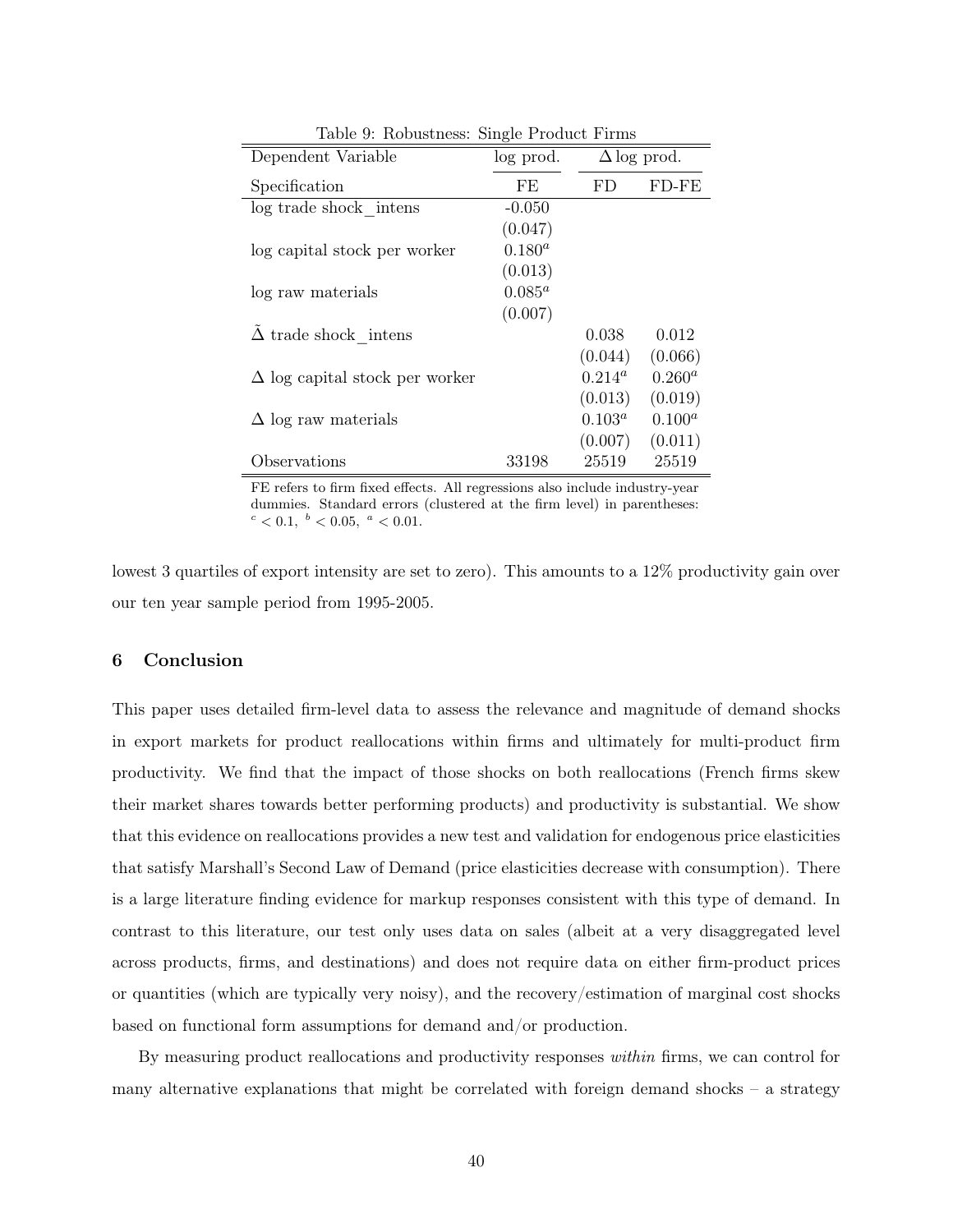Table 9: Robustness: Single Product Firms

| Dependent Variable | log prod. | $\Delta$ log prod. | |
|---|---|---|---|
| Specification | FE | FD | FD-FE |
| log trade shock_intens | -0.050 | | |
| | (0.047) | | |
| log capital stock per worker | $0.180^a$ | | |
| | (0.013) | | |
| log raw materials | $0.085^a$ | | |
| | (0.007) | | |
| $\tilde{\Delta}$ trade shock_intens | | 0.038 | 0.012 |
| | | (0.044) | (0.066) |
| $\Delta$ log capital stock per worker | | $0.214^a$ | $0.260^a$ |
| | | (0.013) | (0.019) |
| $\Delta$ log raw materials | | $0.103^a$ | $0.100^a$ |
| | | (0.007) | (0.011) |
| Observations | 33198 | 25519 | 25519 |

FE refers to firm fixed effects. All regressions also include industry-year dummies. Standard errors (clustered at the firm level) in parentheses: $^c < 0.1$, $^b < 0.05$, $^a < 0.01$.

lowest 3 quartiles of export intensity are set to zero). This amounts to a 12% productivity gain over our ten year sample period from 1995-2005.

## 6 Conclusion

This paper uses detailed firm-level data to assess the relevance and magnitude of demand shocks in export markets for product reallocations within firms and ultimately for multi-product firm productivity. We find that the impact of those shocks on both reallocations (French firms skew their market shares towards better performing products) and productivity is substantial. We show that this evidence on reallocations provides a new test and validation for endogenous price elasticities that satisfy Marshall's Second Law of Demand (price elasticities decrease with consumption). There is a large literature finding evidence for markup responses consistent with this type of demand. In contrast to this literature, our test only uses data on sales (albeit at a very disaggregated level across products, firms, and destinations) and does not require data on either firm-product prices or quantities (which are typically very noisy), and the recovery/estimation of marginal cost shocks based on functional form assumptions for demand and/or production.

By measuring product reallocations and productivity responses *within* firms, we can control for many alternative explanations that might be correlated with foreign demand shocks – a strategy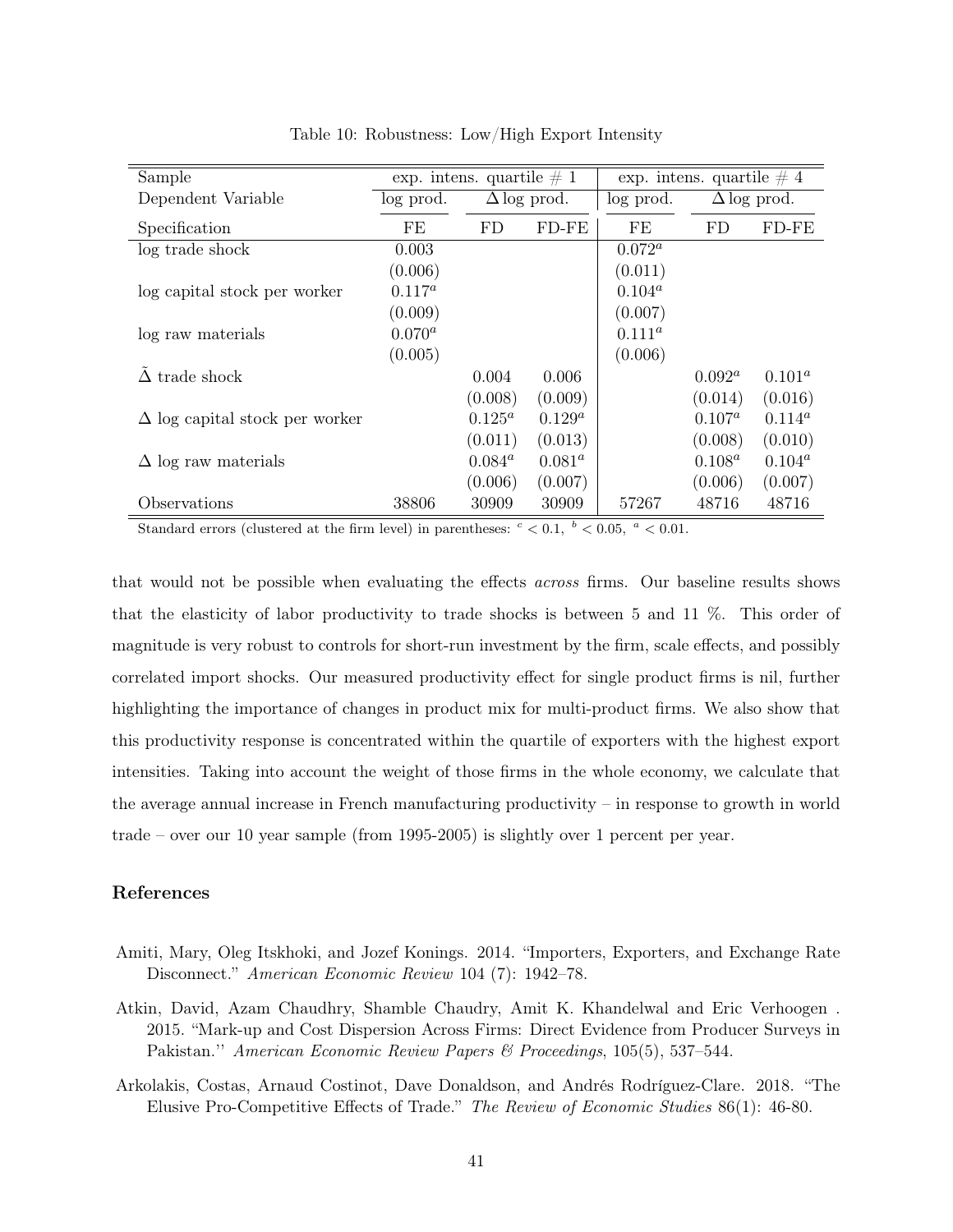Table 10: Robustness: Low/High Export Intensity

| Sample | exp. intens. quartile # 1 | | | exp. intens. quartile # 4 | | |
|---|---|---|---|---|---|---|
| Dependent Variable | log prod. | $\Delta$ log prod. | | log prod. | $\Delta$ log prod. | |
| Specification | FE | FD | FD-FE | FE | FD | FD-FE |
| log trade shock | 0.003 | | | $0.072^a$ | | |
| | (0.006) | | | (0.011) | | |
| log capital stock per worker | $0.117^a$ | | | $0.104^a$ | | |
| | (0.009) | | | (0.007) | | |
| log raw materials | $0.070^a$ | | | $0.111^a$ | | |
| | (0.005) | | | (0.006) | | |
| $\tilde{\Delta}$ trade shock | | 0.004 | 0.006 | | $0.092^a$ | $0.101^a$ |
| | | (0.008) | (0.009) | | (0.014) | (0.016) |
| $\Delta$ log capital stock per worker | | $0.125^a$ | $0.129^a$ | | $0.107^a$ | $0.114^a$ |
| | | (0.011) | (0.013) | | (0.008) | (0.010) |
| $\Delta$ log raw materials | | $0.084^a$ | $0.081^a$ | | $0.108^a$ | $0.104^a$ |
| | | (0.006) | (0.007) | | (0.006) | (0.007) |
| Observations | 38806 | 30909 | 30909 | 57267 | 48716 | 48716 |

Standard errors (clustered at the firm level) in parentheses: $^c < 0.1$, $^b < 0.05$, $^a < 0.01$.

that would not be possible when evaluating the effects *across* firms. Our baseline results shows that the elasticity of labor productivity to trade shocks is between 5 and 11 %. This order of magnitude is very robust to controls for short-run investment by the firm, scale effects, and possibly correlated import shocks. Our measured productivity effect for single product firms is nil, further highlighting the importance of changes in product mix for multi-product firms. We also show that this productivity response is concentrated within the quartile of exporters with the highest export intensities. Taking into account the weight of those firms in the whole economy, we calculate that the average annual increase in French manufacturing productivity – in response to growth in world trade – over our 10 year sample (from 1995-2005) is slightly over 1 percent per year.

## References

Amiti, Mary, Oleg Itskhoki, and Jozef Konings. 2014. "Importers, Exporters, and Exchange Rate Disconnect." *American Economic Review* 104 (7): 1942–78.

Atkin, David, Azam Chaudhry, Shamble Chaudry, Amit K. Khandelwal and Eric Verhoogen . 2015. "Mark-up and Cost Dispersion Across Firms: Direct Evidence from Producer Surveys in Pakistan.'' *American Economic Review Papers & Proceedings*, 105(5), 537–544.

Arkolakis, Costas, Arnaud Costinot, Dave Donaldson, and Andrés Rodríguez-Clare. 2018. "The Elusive Pro-Competitive Effects of Trade." *The Review of Economic Studies* 86(1): 46-80.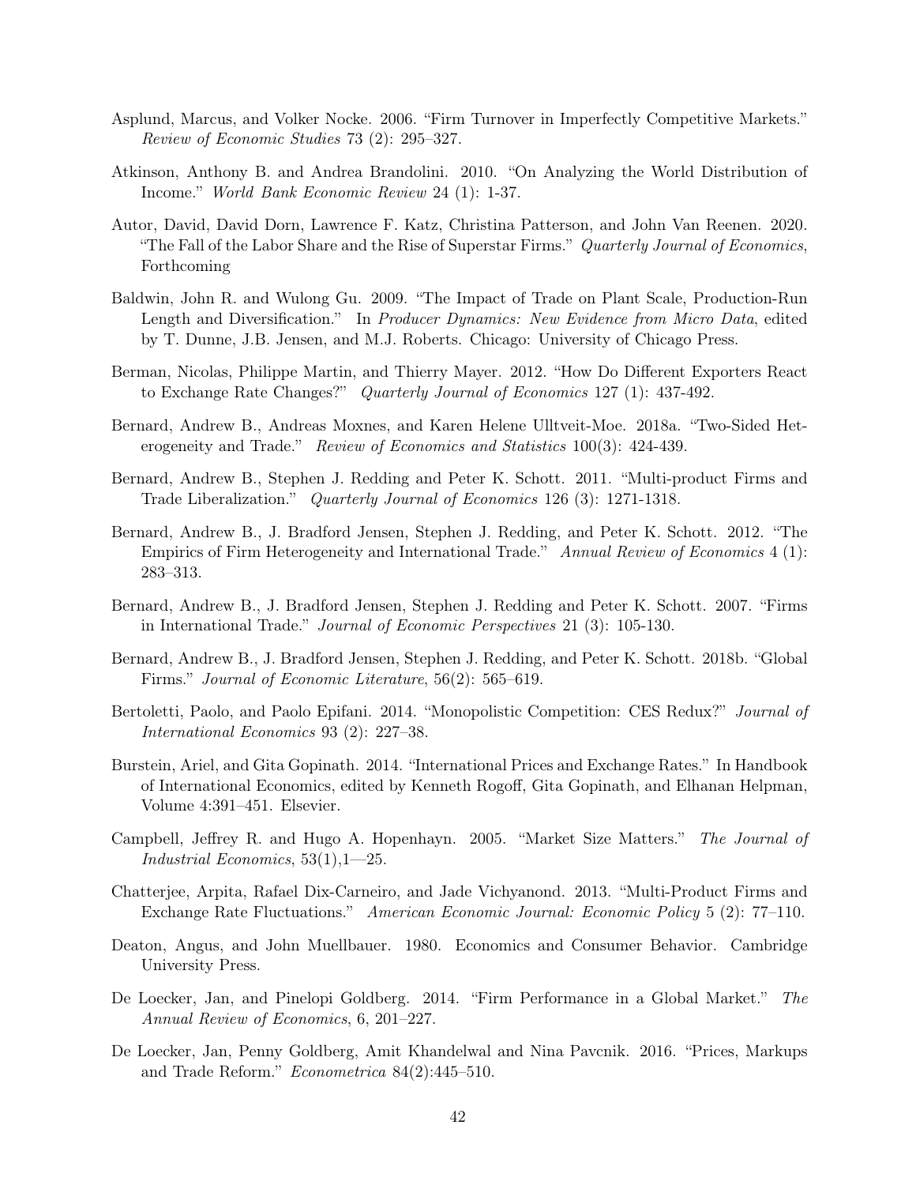Asplund, Marcus, and Volker Nocke. 2006. "Firm Turnover in Imperfectly Competitive Markets." *Review of Economic Studies* 73 (2): 295–327.

Atkinson, Anthony B. and Andrea Brandolini. 2010. "On Analyzing the World Distribution of Income." *World Bank Economic Review* 24 (1): 1-37.

Autor, David, David Dorn, Lawrence F. Katz, Christina Patterson, and John Van Reenen. 2020. "The Fall of the Labor Share and the Rise of Superstar Firms." *Quarterly Journal of Economics*, Forthcoming

Baldwin, John R. and Wulong Gu. 2009. "The Impact of Trade on Plant Scale, Production-Run Length and Diversification." In *Producer Dynamics: New Evidence from Micro Data*, edited by T. Dunne, J.B. Jensen, and M.J. Roberts. Chicago: University of Chicago Press.

Berman, Nicolas, Philippe Martin, and Thierry Mayer. 2012. "How Do Different Exporters React to Exchange Rate Changes?" *Quarterly Journal of Economics* 127 (1): 437-492.

Bernard, Andrew B., Andreas Moxnes, and Karen Helene Ulltveit-Moe. 2018a. "Two-Sided Heterogeneity and Trade." *Review of Economics and Statistics* 100(3): 424-439.

Bernard, Andrew B., Stephen J. Redding and Peter K. Schott. 2011. "Multi-product Firms and Trade Liberalization." *Quarterly Journal of Economics* 126 (3): 1271-1318.

Bernard, Andrew B., J. Bradford Jensen, Stephen J. Redding, and Peter K. Schott. 2012. "The Empirics of Firm Heterogeneity and International Trade." *Annual Review of Economics* 4 (1): 283–313.

Bernard, Andrew B., J. Bradford Jensen, Stephen J. Redding and Peter K. Schott. 2007. "Firms in International Trade." *Journal of Economic Perspectives* 21 (3): 105-130.

Bernard, Andrew B., J. Bradford Jensen, Stephen J. Redding, and Peter K. Schott. 2018b. "Global Firms." *Journal of Economic Literature*, 56(2): 565–619.

Bertoletti, Paolo, and Paolo Epifani. 2014. "Monopolistic Competition: CES Redux?" *Journal of International Economics* 93 (2): 227–38.

Burstein, Ariel, and Gita Gopinath. 2014. "International Prices and Exchange Rates." In Handbook of International Economics, edited by Kenneth Rogoff, Gita Gopinath, and Elhanan Helpman, Volume 4:391–451. Elsevier.

Campbell, Jeffrey R. and Hugo A. Hopenhayn. 2005. "Market Size Matters." *The Journal of Industrial Economics*, 53(1),1—25.

Chatterjee, Arpita, Rafael Dix-Carneiro, and Jade Vichyanond. 2013. "Multi-Product Firms and Exchange Rate Fluctuations." *American Economic Journal: Economic Policy* 5 (2): 77–110.

Deaton, Angus, and John Muellbauer. 1980. Economics and Consumer Behavior. Cambridge University Press.

De Loecker, Jan, and Pinelopi Goldberg. 2014. "Firm Performance in a Global Market." *The Annual Review of Economics*, 6, 201–227.

De Loecker, Jan, Penny Goldberg, Amit Khandelwal and Nina Pavcnik. 2016. "Prices, Markups and Trade Reform." *Econometrica* 84(2):445–510.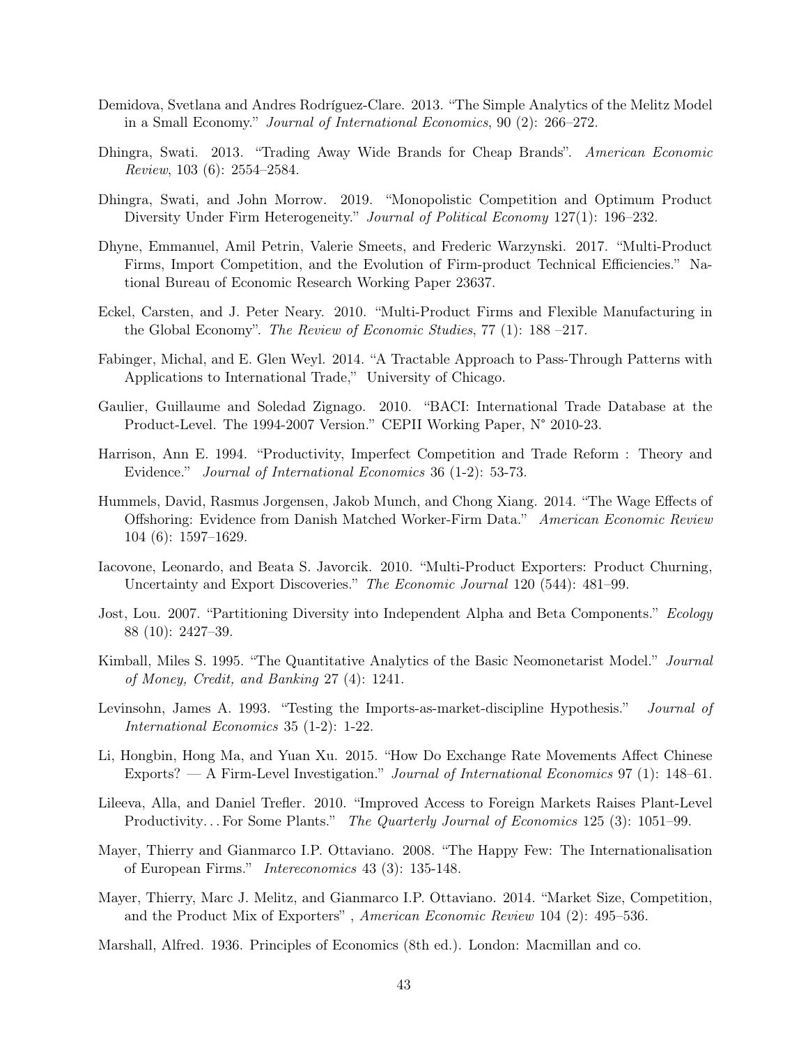Demidova, Svetlana and Andres Rodríguez-Clare. 2013. "The Simple Analytics of the Melitz Model in a Small Economy." *Journal of International Economics*, 90 (2): 266–272.

Dhingra, Swati. 2013. "Trading Away Wide Brands for Cheap Brands". *American Economic Review*, 103 (6): 2554–2584.

Dhingra, Swati, and John Morrow. 2019. "Monopolistic Competition and Optimum Product Diversity Under Firm Heterogeneity." *Journal of Political Economy* 127(1): 196–232.

Dhyne, Emmanuel, Amil Petrin, Valerie Smeets, and Frederic Warzynski. 2017. "Multi-Product Firms, Import Competition, and the Evolution of Firm-product Technical Efficiencies." National Bureau of Economic Research Working Paper 23637.

Eckel, Carsten, and J. Peter Neary. 2010. "Multi-Product Firms and Flexible Manufacturing in the Global Economy". *The Review of Economic Studies*, 77 (1): 188 –217.

Fabinger, Michal, and E. Glen Weyl. 2014. "A Tractable Approach to Pass-Through Patterns with Applications to International Trade," University of Chicago.

Gaulier, Guillaume and Soledad Zignago. 2010. "BACI: International Trade Database at the Product-Level. The 1994-2007 Version." CEPII Working Paper, N° 2010-23.

Harrison, Ann E. 1994. "Productivity, Imperfect Competition and Trade Reform : Theory and Evidence." *Journal of International Economics* 36 (1-2): 53-73.

Hummels, David, Rasmus Jorgensen, Jakob Munch, and Chong Xiang. 2014. "The Wage Effects of Offshoring: Evidence from Danish Matched Worker-Firm Data." *American Economic Review* 104 (6): 1597–1629.

Iacovone, Leonardo, and Beata S. Javorcik. 2010. "Multi-Product Exporters: Product Churning, Uncertainty and Export Discoveries." *The Economic Journal* 120 (544): 481–99.

Jost, Lou. 2007. "Partitioning Diversity into Independent Alpha and Beta Components." *Ecology* 88 (10): 2427–39.

Kimball, Miles S. 1995. "The Quantitative Analytics of the Basic Neomonetarist Model." *Journal of Money, Credit, and Banking* 27 (4): 1241.

Levinsohn, James A. 1993. "Testing the Imports-as-market-discipline Hypothesis." *Journal of International Economics* 35 (1-2): 1-22.

Li, Hongbin, Hong Ma, and Yuan Xu. 2015. "How Do Exchange Rate Movements Affect Chinese Exports? — A Firm-Level Investigation." *Journal of International Economics* 97 (1): 148–61.

Lileeva, Alla, and Daniel Trefler. 2010. "Improved Access to Foreign Markets Raises Plant-Level Productivity. . . For Some Plants." *The Quarterly Journal of Economics* 125 (3): 1051–99.

Mayer, Thierry and Gianmarco I.P. Ottaviano. 2008. "The Happy Few: The Internationalisation of European Firms." *Intereconomics* 43 (3): 135-148.

Mayer, Thierry, Marc J. Melitz, and Gianmarco I.P. Ottaviano. 2014. "Market Size, Competition, and the Product Mix of Exporters" , *American Economic Review* 104 (2): 495–536.

Marshall, Alfred. 1936. Principles of Economics (8th ed.). London: Macmillan and co.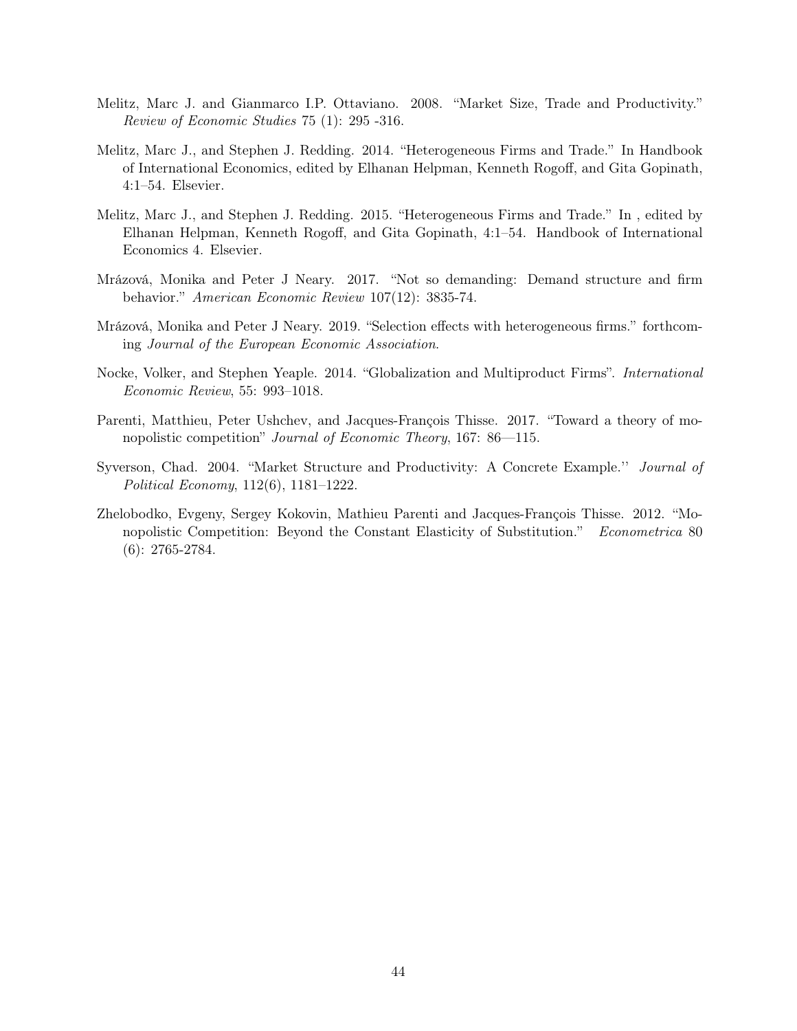Melitz, Marc J. and Gianmarco I.P. Ottaviano. 2008. "Market Size, Trade and Productivity." *Review of Economic Studies* 75 (1): 295 -316.

Melitz, Marc J., and Stephen J. Redding. 2014. "Heterogeneous Firms and Trade." In Handbook of International Economics, edited by Elhanan Helpman, Kenneth Rogoff, and Gita Gopinath, 4:1–54. Elsevier.

Melitz, Marc J., and Stephen J. Redding. 2015. "Heterogeneous Firms and Trade." In , edited by Elhanan Helpman, Kenneth Rogoff, and Gita Gopinath, 4:1–54. Handbook of International Economics 4. Elsevier.

Mrázová, Monika and Peter J Neary. 2017. "Not so demanding: Demand structure and firm behavior." *American Economic Review* 107(12): 3835-74.

Mrázová, Monika and Peter J Neary. 2019. "Selection effects with heterogeneous firms." forthcoming *Journal of the European Economic Association*.

Nocke, Volker, and Stephen Yeaple. 2014. "Globalization and Multiproduct Firms". *International Economic Review*, 55: 993–1018.

Parenti, Matthieu, Peter Ushchev, and Jacques-François Thisse. 2017. "Toward a theory of monopolistic competition" *Journal of Economic Theory*, 167: 86—115.

Syverson, Chad. 2004. "Market Structure and Productivity: A Concrete Example.'' *Journal of Political Economy*, 112(6), 1181–1222.

Zhelobodko, Evgeny, Sergey Kokovin, Mathieu Parenti and Jacques-François Thisse. 2012. "Monopolistic Competition: Beyond the Constant Elasticity of Substitution." *Econometrica* 80 (6): 2765-2784.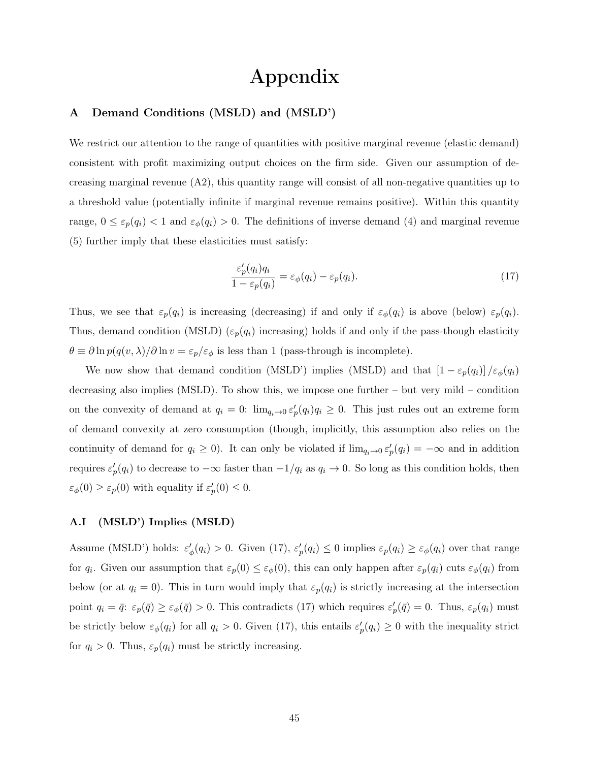# Appendix

## A Demand Conditions (MSLD) and (MSLD')

We restrict our attention to the range of quantities with positive marginal revenue (elastic demand) consistent with profit maximizing output choices on the firm side. Given our assumption of decreasing marginal revenue (A2), this quantity range will consist of all non-negative quantities up to a threshold value (potentially infinite if marginal revenue remains positive). Within this quantity range, $0 \leq \varepsilon_p(q_i) < 1$ and $\varepsilon_\phi(q_i) > 0$. The definitions of inverse demand (4) and marginal revenue (5) further imply that these elasticities must satisfy:

$$\frac{\varepsilon_p'(q_i)q_i}{1-\varepsilon_p(q_i)} = \varepsilon_\phi(q_i) - \varepsilon_p(q_i). \tag{17}$$

Thus, we see that $\varepsilon_p(q_i)$ is increasing (decreasing) if and only if $\varepsilon_\phi(q_i)$ is above (below) $\varepsilon_p(q_i)$. Thus, demand condition (MSLD) ($\varepsilon_p(q_i)$ increasing) holds if and only if the pass-though elasticity $\theta \equiv \partial \ln p(q(v,\lambda)/\partial \ln v = \varepsilon_p/\varepsilon_\phi$ is less than 1 (pass-through is incomplete).

We now show that demand condition (MSLD') implies (MSLD) and that $[1-\varepsilon_p(q_i)]/\varepsilon_\phi(q_i)$ decreasing also implies (MSLD). To show this, we impose one further – but very mild – condition on the convexity of demand at $q_i = 0$: $\lim_{q_i \to 0} \varepsilon_p'(q_i)q_i \geq 0$. This just rules out an extreme form of demand convexity at zero consumption (though, implicitly, this assumption also relies on the continuity of demand for $q_i \geq 0$). It can only be violated if $\lim_{q_i \to 0} \varepsilon_p'(q_i) = -\infty$ and in addition requires $\varepsilon_p'(q_i)$ to decrease to $-\infty$ faster than $-1/q_i$ as $q_i \to 0$. So long as this condition holds, then $\varepsilon_\phi(0) \geq \varepsilon_p(0)$ with equality if $\varepsilon_p'(0) \leq 0$.

### A.I (MSLD') Implies (MSLD)

Assume (MSLD') holds: $\varepsilon_\phi'(q_i) > 0$. Given (17), $\varepsilon_p'(q_i) \leq 0$ implies $\varepsilon_p(q_i) \geq \varepsilon_\phi(q_i)$ over that range for $q_i$. Given our assumption that $\varepsilon_p(0) \leq \varepsilon_\phi(0)$, this can only happen after $\varepsilon_p(q_i)$ cuts $\varepsilon_\phi(q_i)$ from below (or at $q_i = 0$). This in turn would imply that $\varepsilon_p(q_i)$ is strictly increasing at the intersection point $q_i = \bar{q}$: $\varepsilon_p(\bar{q}) \geq \varepsilon_\phi(\bar{q}) > 0$. This contradicts (17) which requires $\varepsilon_p'(\bar{q}) = 0$. Thus, $\varepsilon_p(q_i)$ must be strictly below $\varepsilon_\phi(q_i)$ for all $q_i > 0$. Given (17), this entails $\varepsilon_p'(q_i) \geq 0$ with the inequality strict for $q_i > 0$. Thus, $\varepsilon_p(q_i)$ must be strictly increasing.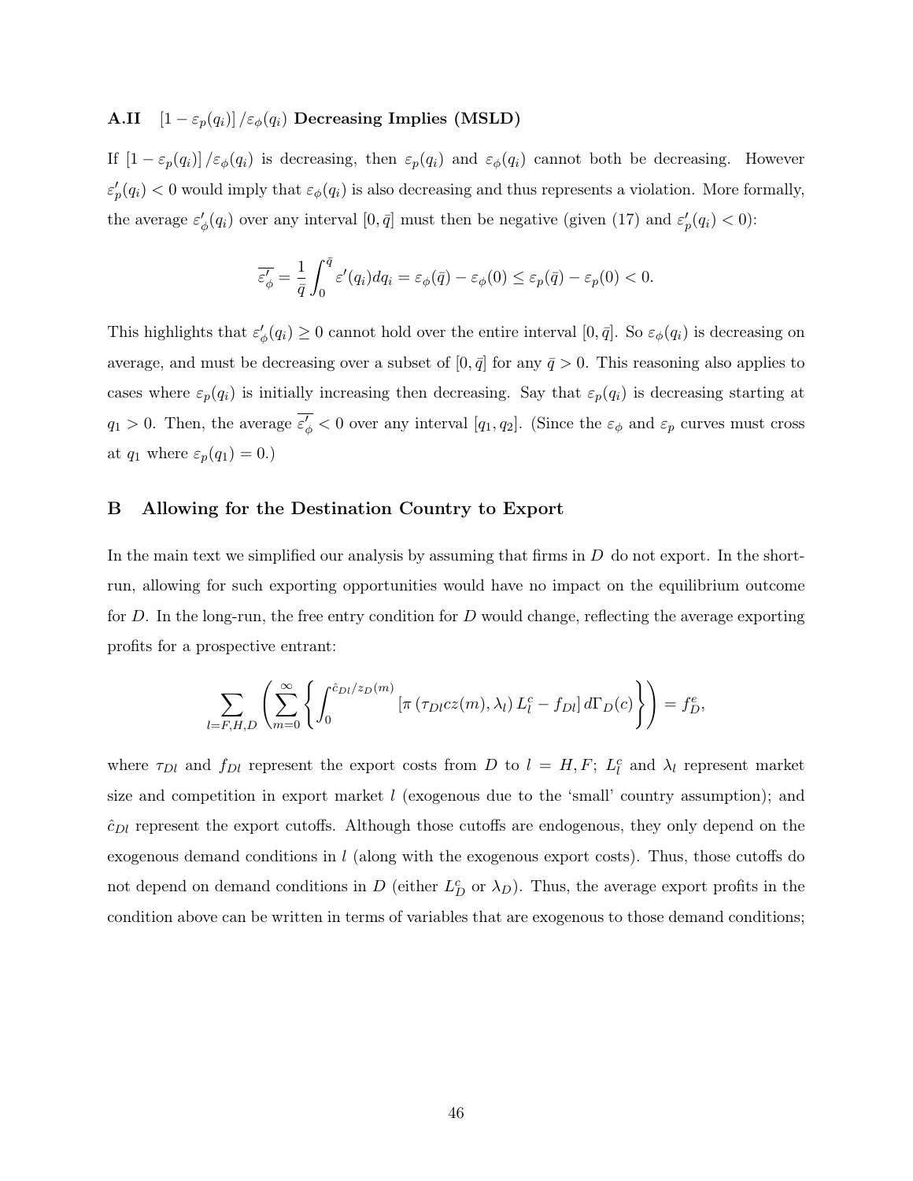### A.II $[1 - \varepsilon_p(q_i)] / \varepsilon_\phi(q_i)$ Decreasing Implies (MSLD)

If $[1 - \varepsilon_p(q_i)] / \varepsilon_\phi(q_i)$ is decreasing, then $\varepsilon_p(q_i)$ and $\varepsilon_\phi(q_i)$ cannot both be decreasing. However $\varepsilon_p'(q_i) < 0$ would imply that $\varepsilon_\phi(q_i)$ is also decreasing and thus represents a violation. More formally, the average $\varepsilon_\phi'(q_i)$ over any interval $[0, \bar{q}]$ must then be negative (given (17) and $\varepsilon_p'(q_i) < 0$):

$$\overline{\varepsilon_\phi'} = \frac{1}{\bar{q}} \int_0^{\bar{q}} \varepsilon'(q_i) dq_i = \varepsilon_\phi(\bar{q}) - \varepsilon_\phi(0) \leq \varepsilon_p(\bar{q}) - \varepsilon_p(0) < 0.$$

This highlights that $\varepsilon_\phi'(q_i) \geq 0$ cannot hold over the entire interval $[0, \bar{q}]$. So $\varepsilon_\phi(q_i)$ is decreasing on average, and must be decreasing over a subset of $[0, \bar{q}]$ for any $\bar{q} > 0$. This reasoning also applies to cases where $\varepsilon_p(q_i)$ is initially increasing then decreasing. Say that $\varepsilon_p(q_i)$ is decreasing starting at $q_1 > 0$. Then, the average $\overline{\varepsilon_\phi'} < 0$ over any interval $[q_1, q_2]$. (Since the $\varepsilon_\phi$ and $\varepsilon_p$ curves must cross at $q_1$ where $\varepsilon_p(q_1) = 0$.)

## B Allowing for the Destination Country to Export

In the main text we simplified our analysis by assuming that firms in $D$ do not export. In the short-run, allowing for such exporting opportunities would have no impact on the equilibrium outcome for $D$. In the long-run, the free entry condition for $D$ would change, reflecting the average exporting profits for a prospective entrant:

$$\sum_{l=F,H,D} \left( \sum_{m=0}^{\infty} \left\{ \int_0^{\hat{c}_{Dl}/z_D(m)} \left[ \pi\left(\tau_{Dl} c z(m), \lambda_l\right) L_l^c - f_{Dl} \right] d\Gamma_D(c) \right\} \right) = f_D^e,$$

where $\tau_{Dl}$ and $f_{Dl}$ represent the export costs from $D$ to $l = H, F$; $L_l^c$ and $\lambda_l$ represent market size and competition in export market $l$ (exogenous due to the 'small' country assumption); and $\hat{c}_{Dl}$ represent the export cutoffs. Although those cutoffs are endogenous, they only depend on the exogenous demand conditions in $l$ (along with the exogenous export costs). Thus, those cutoffs do not depend on demand conditions in $D$ (either $L_D^c$ or $\lambda_D$). Thus, the average export profits in the condition above can be written in terms of variables that are exogenous to those demand conditions;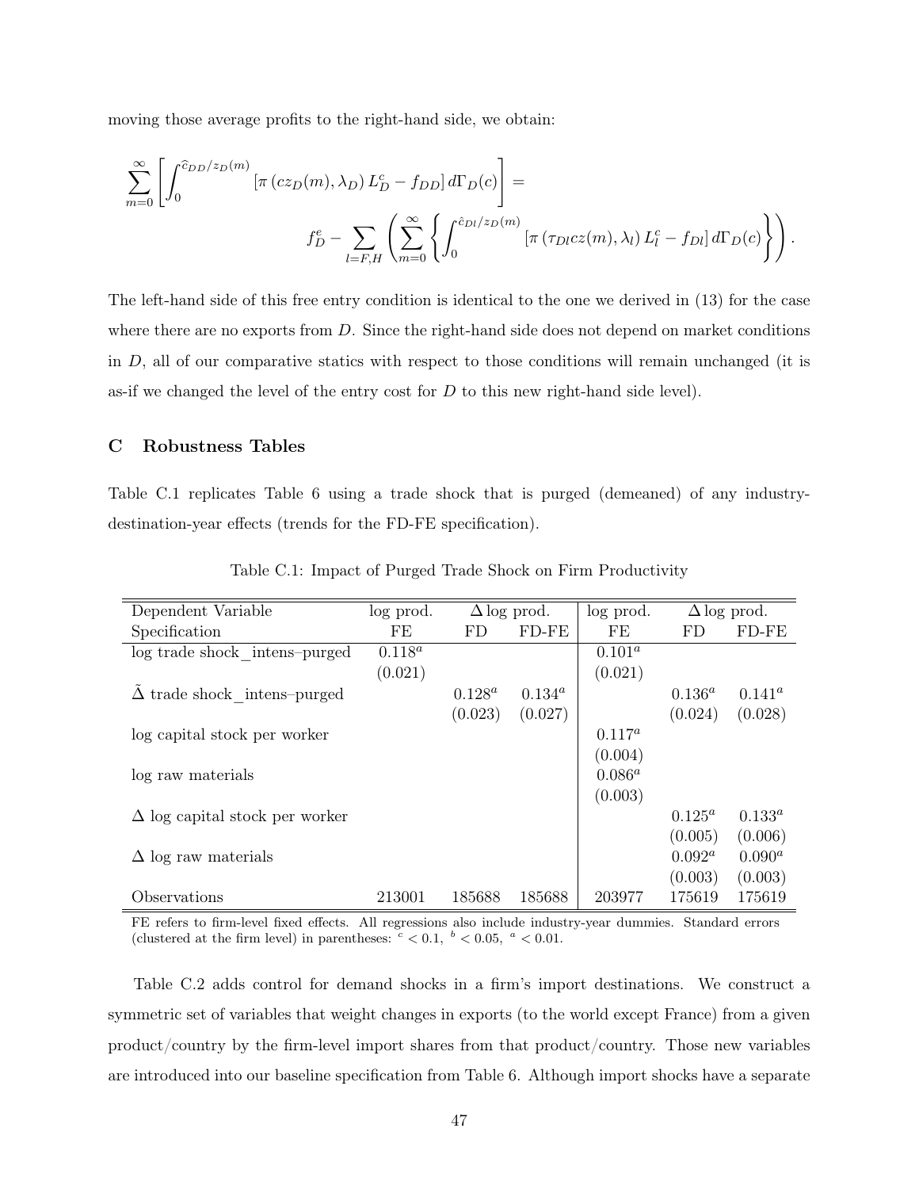moving those average profits to the right-hand side, we obtain:

$$\sum_{m=0}^{\infty}\left[\int_0^{\hat{c}_{DD}/z_D(m)}\left[\pi\left(cz_D(m),\lambda_D\right)L_D^c - f_{DD}\right]d\Gamma_D(c)\right] =$$
$$f_D^e - \sum_{l=F,H}\left(\sum_{m=0}^{\infty}\left\{\int_0^{\hat{c}_{Dl}/z_D(m)}\left[\pi\left(\tau_{Dl}cz(m),\lambda_l\right)L_l^c - f_{Dl}\right]d\Gamma_D(c)\right\}\right).$$

The left-hand side of this free entry condition is identical to the one we derived in (13) for the case where there are no exports from $D$. Since the right-hand side does not depend on market conditions in $D$, all of our comparative statics with respect to those conditions will remain unchanged (it is as-if we changed the level of the entry cost for $D$ to this new right-hand side level).

## C Robustness Tables

Table C.1 replicates Table 6 using a trade shock that is purged (demeaned) of any industry-destination-year effects (trends for the FD-FE specification).

Table C.1: Impact of Purged Trade Shock on Firm Productivity

| Dependent Variable | log prod. | $\Delta$ log prod. | | log prod. | $\Delta$ log prod. | |
|---|---|---|---|---|---|---|
| Specification | FE | FD | FD-FE | FE | FD | FD-FE |
| log trade shock_intens–purged | $0.118^a$ | | | $0.101^a$ | | |
| | (0.021) | | | (0.021) | | |
| $\tilde{\Delta}$ trade shock_intens–purged | | $0.128^a$ | $0.134^a$ | | $0.136^a$ | $0.141^a$ |
| | | (0.023) | (0.027) | | (0.024) | (0.028) |
| log capital stock per worker | | | | $0.117^a$ | | |
| | | | | (0.004) | | |
| log raw materials | | | | $0.086^a$ | | |
| | | | | (0.003) | | |
| $\Delta$ log capital stock per worker | | | | | $0.125^a$ | $0.133^a$ |
| | | | | | (0.005) | (0.006) |
| $\Delta$ log raw materials | | | | | $0.092^a$ | $0.090^a$ |
| | | | | | (0.003) | (0.003) |
| Observations | 213001 | 185688 | 185688 | 203977 | 175619 | 175619 |

FE refers to firm-level fixed effects. All regressions also include industry-year dummies. Standard errors (clustered at the firm level) in parentheses: $^c < 0.1$, $^b < 0.05$, $^a < 0.01$.

Table C.2 adds control for demand shocks in a firm's import destinations. We construct a symmetric set of variables that weight changes in exports (to the world except France) from a given product/country by the firm-level import shares from that product/country. Those new variables are introduced into our baseline specification from Table 6. Although import shocks have a separate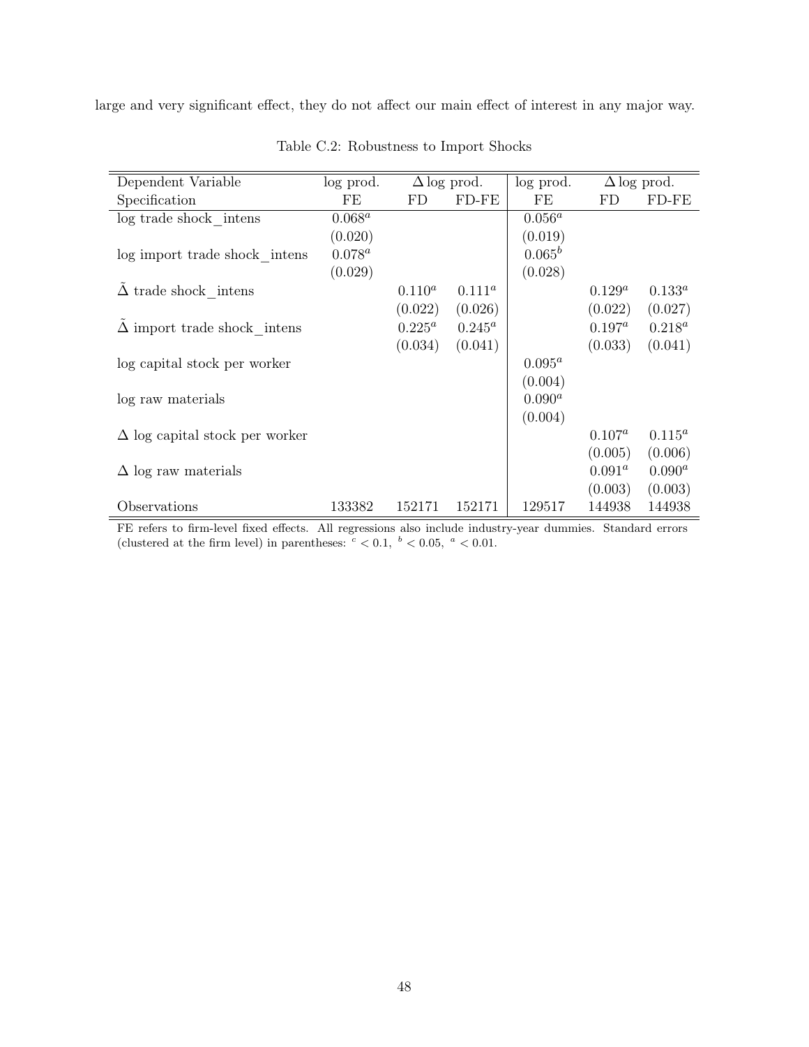large and very significant effect, they do not affect our main effect of interest in any major way.

Table C.2: Robustness to Import Shocks

| Dependent Variable | log prod. | $\Delta$ log prod. | | log prod. | $\Delta$ log prod. | |
|---|---|---|---|---|---|---|
| Specification | FE | FD | FD-FE | FE | FD | FD-FE |
| log trade shock_intens | $0.068^a$ | | | $0.056^a$ | | |
| | (0.020) | | | (0.019) | | |
| log import trade shock_intens | $0.078^a$ | | | $0.065^b$ | | |
| | (0.029) | | | (0.028) | | |
| $\tilde{\Delta}$ trade shock_intens | | $0.110^a$ | $0.111^a$ | | $0.129^a$ | $0.133^a$ |
| | | (0.022) | (0.026) | | (0.022) | (0.027) |
| $\tilde{\Delta}$ import trade shock_intens | | $0.225^a$ | $0.245^a$ | | $0.197^a$ | $0.218^a$ |
| | | (0.034) | (0.041) | | (0.033) | (0.041) |
| log capital stock per worker | | | | $0.095^a$ | | |
| | | | | (0.004) | | |
| log raw materials | | | | $0.090^a$ | | |
| | | | | (0.004) | | |
| $\Delta$ log capital stock per worker | | | | | $0.107^a$ | $0.115^a$ |
| | | | | | (0.005) | (0.006) |
| $\Delta$ log raw materials | | | | | $0.091^a$ | $0.090^a$ |
| | | | | | (0.003) | (0.003) |
| Observations | 133382 | 152171 | 152171 | 129517 | 144938 | 144938 |

FE refers to firm-level fixed effects. All regressions also include industry-year dummies. Standard errors (clustered at the firm level) in parentheses: $^c < 0.1$, $^b < 0.05$, $^a < 0.01$.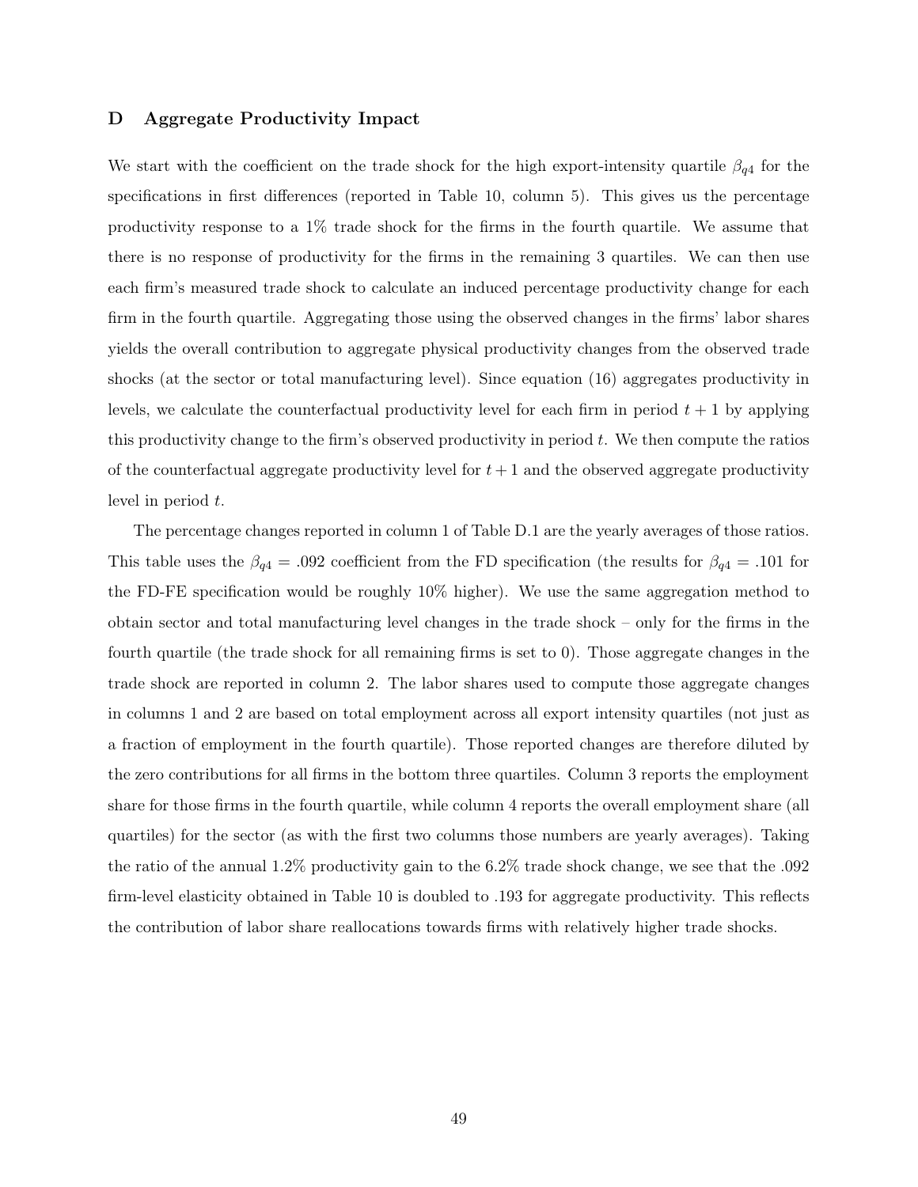## D Aggregate Productivity Impact

We start with the coefficient on the trade shock for the high export-intensity quartile $\beta_{q4}$ for the specifications in first differences (reported in Table 10, column 5). This gives us the percentage productivity response to a 1% trade shock for the firms in the fourth quartile. We assume that there is no response of productivity for the firms in the remaining 3 quartiles. We can then use each firm's measured trade shock to calculate an induced percentage productivity change for each firm in the fourth quartile. Aggregating those using the observed changes in the firms' labor shares yields the overall contribution to aggregate physical productivity changes from the observed trade shocks (at the sector or total manufacturing level). Since equation (16) aggregates productivity in levels, we calculate the counterfactual productivity level for each firm in period $t+1$ by applying this productivity change to the firm's observed productivity in period $t$. We then compute the ratios of the counterfactual aggregate productivity level for $t+1$ and the observed aggregate productivity level in period $t$.

The percentage changes reported in column 1 of Table D.1 are the yearly averages of those ratios. This table uses the $\beta_{q4} = .092$ coefficient from the FD specification (the results for $\beta_{q4} = .101$ for the FD-FE specification would be roughly 10% higher). We use the same aggregation method to obtain sector and total manufacturing level changes in the trade shock – only for the firms in the fourth quartile (the trade shock for all remaining firms is set to 0). Those aggregate changes in the trade shock are reported in column 2. The labor shares used to compute those aggregate changes in columns 1 and 2 are based on total employment across all export intensity quartiles (not just as a fraction of employment in the fourth quartile). Those reported changes are therefore diluted by the zero contributions for all firms in the bottom three quartiles. Column 3 reports the employment share for those firms in the fourth quartile, while column 4 reports the overall employment share (all quartiles) for the sector (as with the first two columns those numbers are yearly averages). Taking the ratio of the annual 1.2% productivity gain to the 6.2% trade shock change, we see that the .092 firm-level elasticity obtained in Table 10 is doubled to .193 for aggregate productivity. This reflects the contribution of labor share reallocations towards firms with relatively higher trade shocks.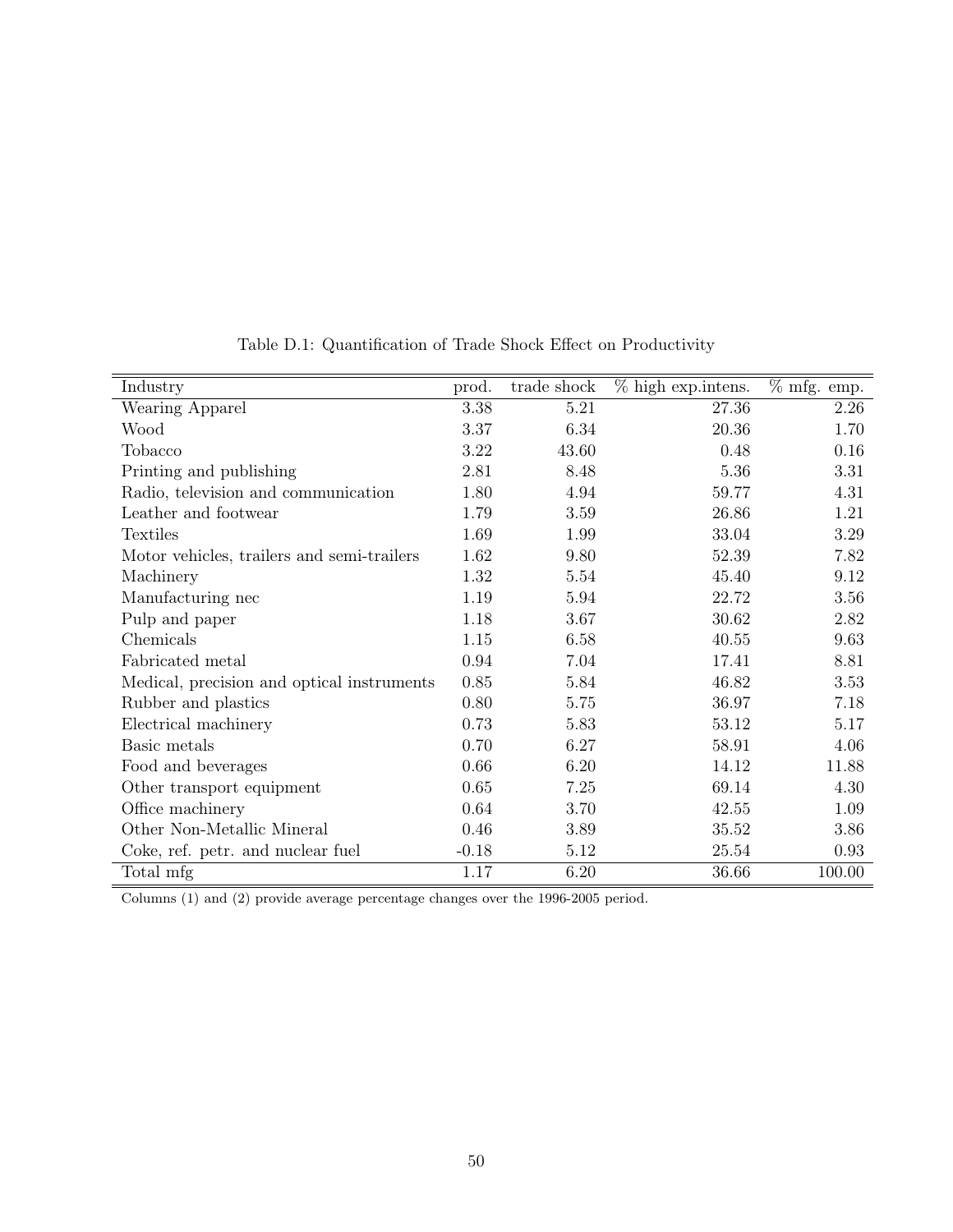Table D.1: Quantification of Trade Shock Effect on Productivity

| Industry | prod. | trade shock | % high exp.intens. | % mfg. emp. |
|---|---|---|---|---|
| Wearing Apparel | 3.38 | 5.21 | 27.36 | 2.26 |
| Wood | 3.37 | 6.34 | 20.36 | 1.70 |
| Tobacco | 3.22 | 43.60 | 0.48 | 0.16 |
| Printing and publishing | 2.81 | 8.48 | 5.36 | 3.31 |
| Radio, television and communication | 1.80 | 4.94 | 59.77 | 4.31 |
| Leather and footwear | 1.79 | 3.59 | 26.86 | 1.21 |
| Textiles | 1.69 | 1.99 | 33.04 | 3.29 |
| Motor vehicles, trailers and semi-trailers | 1.62 | 9.80 | 52.39 | 7.82 |
| Machinery | 1.32 | 5.54 | 45.40 | 9.12 |
| Manufacturing nec | 1.19 | 5.94 | 22.72 | 3.56 |
| Pulp and paper | 1.18 | 3.67 | 30.62 | 2.82 |
| Chemicals | 1.15 | 6.58 | 40.55 | 9.63 |
| Fabricated metal | 0.94 | 7.04 | 17.41 | 8.81 |
| Medical, precision and optical instruments | 0.85 | 5.84 | 46.82 | 3.53 |
| Rubber and plastics | 0.80 | 5.75 | 36.97 | 7.18 |
| Electrical machinery | 0.73 | 5.83 | 53.12 | 5.17 |
| Basic metals | 0.70 | 6.27 | 58.91 | 4.06 |
| Food and beverages | 0.66 | 6.20 | 14.12 | 11.88 |
| Other transport equipment | 0.65 | 7.25 | 69.14 | 4.30 |
| Office machinery | 0.64 | 3.70 | 42.55 | 1.09 |
| Other Non-Metallic Mineral | 0.46 | 3.89 | 35.52 | 3.86 |
| Coke, ref. petr. and nuclear fuel | -0.18 | 5.12 | 25.54 | 0.93 |
| Total mfg | 1.17 | 6.20 | 36.66 | 100.00 |

Columns (1) and (2) provide average percentage changes over the 1996-2005 period.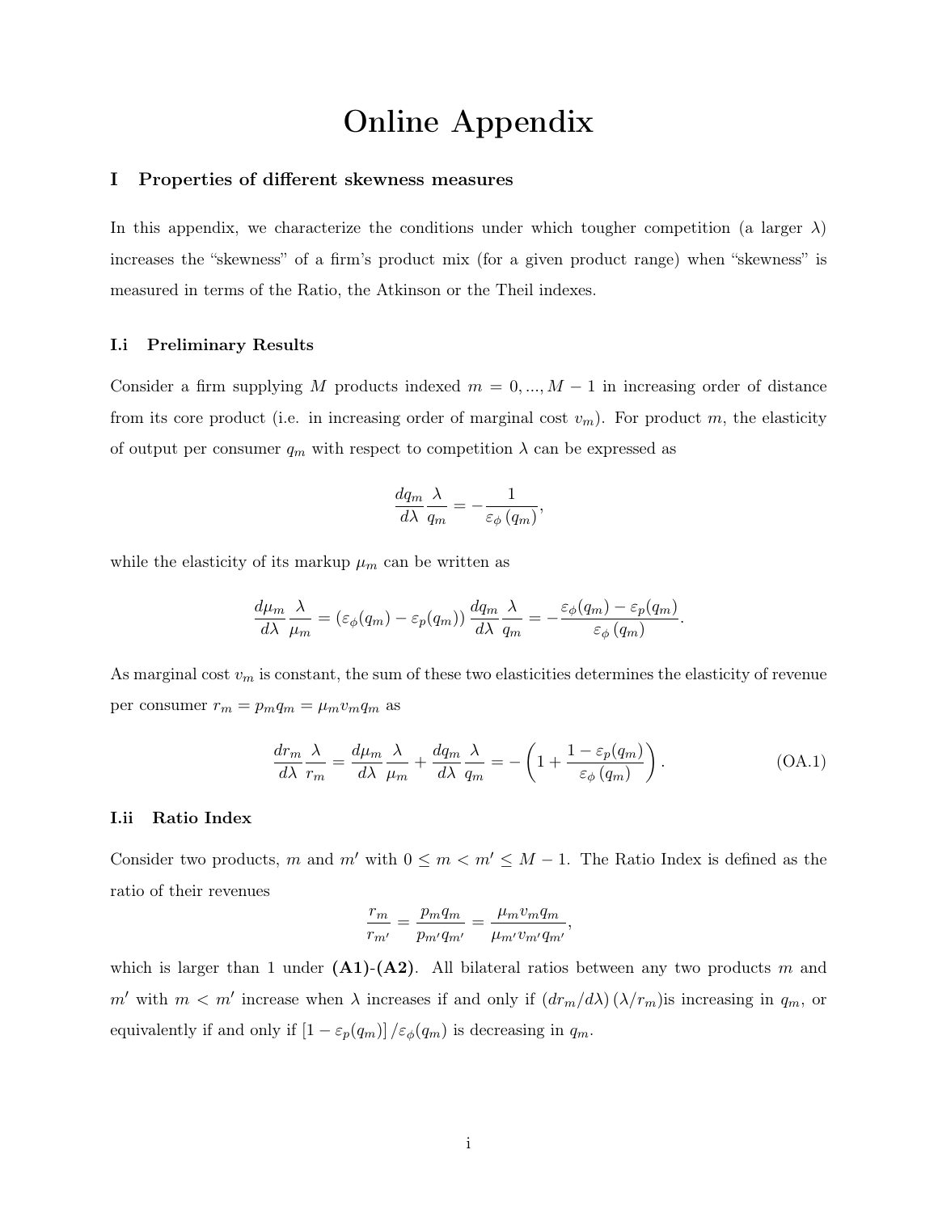# Online Appendix

## I Properties of different skewness measures

In this appendix, we characterize the conditions under which tougher competition (a larger $\lambda$) increases the "skewness" of a firm's product mix (for a given product range) when "skewness" is measured in terms of the Ratio, the Atkinson or the Theil indexes.

### I.i Preliminary Results

Consider a firm supplying $M$ products indexed $m = 0, ..., M-1$ in increasing order of distance from its core product (i.e. in increasing order of marginal cost $v_m$). For product $m$, the elasticity of output per consumer $q_m$ with respect to competition $\lambda$ can be expressed as

$$\frac{dq_m}{d\lambda}\frac{\lambda}{q_m} = -\frac{1}{\varepsilon_\phi(q_m)},$$

while the elasticity of its markup $\mu_m$ can be written as

$$\frac{d\mu_m}{d\lambda}\frac{\lambda}{\mu_m} = (\varepsilon_\phi(q_m) - \varepsilon_p(q_m))\frac{dq_m}{d\lambda}\frac{\lambda}{q_m} = -\frac{\varepsilon_\phi(q_m) - \varepsilon_p(q_m)}{\varepsilon_\phi(q_m)}.$$

As marginal cost $v_m$ is constant, the sum of these two elasticities determines the elasticity of revenue per consumer $r_m = p_m q_m = \mu_m v_m q_m$ as

$$\frac{dr_m}{d\lambda}\frac{\lambda}{r_m} = \frac{d\mu_m}{d\lambda}\frac{\lambda}{\mu_m} + \frac{dq_m}{d\lambda}\frac{\lambda}{q_m} = -\left(1 + \frac{1-\varepsilon_p(q_m)}{\varepsilon_\phi(q_m)}\right). \tag{OA.1}$$

### I.ii Ratio Index

Consider two products, $m$ and $m'$ with $0 \le m < m' \le M-1$. The Ratio Index is defined as the ratio of their revenues

$$\frac{r_m}{r_{m'}} = \frac{p_m q_m}{p_{m'} q_{m'}} = \frac{\mu_m v_m q_m}{\mu_{m'} v_{m'} q_{m'}},$$

which is larger than 1 under **(A1)-(A2)**. All bilateral ratios between any two products $m$ and $m'$ with $m < m'$ increase when $\lambda$ increases if and only if $(dr_m/d\lambda)(\lambda/r_m)$is increasing in $q_m$, or equivalently if and only if $[1-\varepsilon_p(q_m)]/\varepsilon_\phi(q_m)$ is decreasing in $q_m$.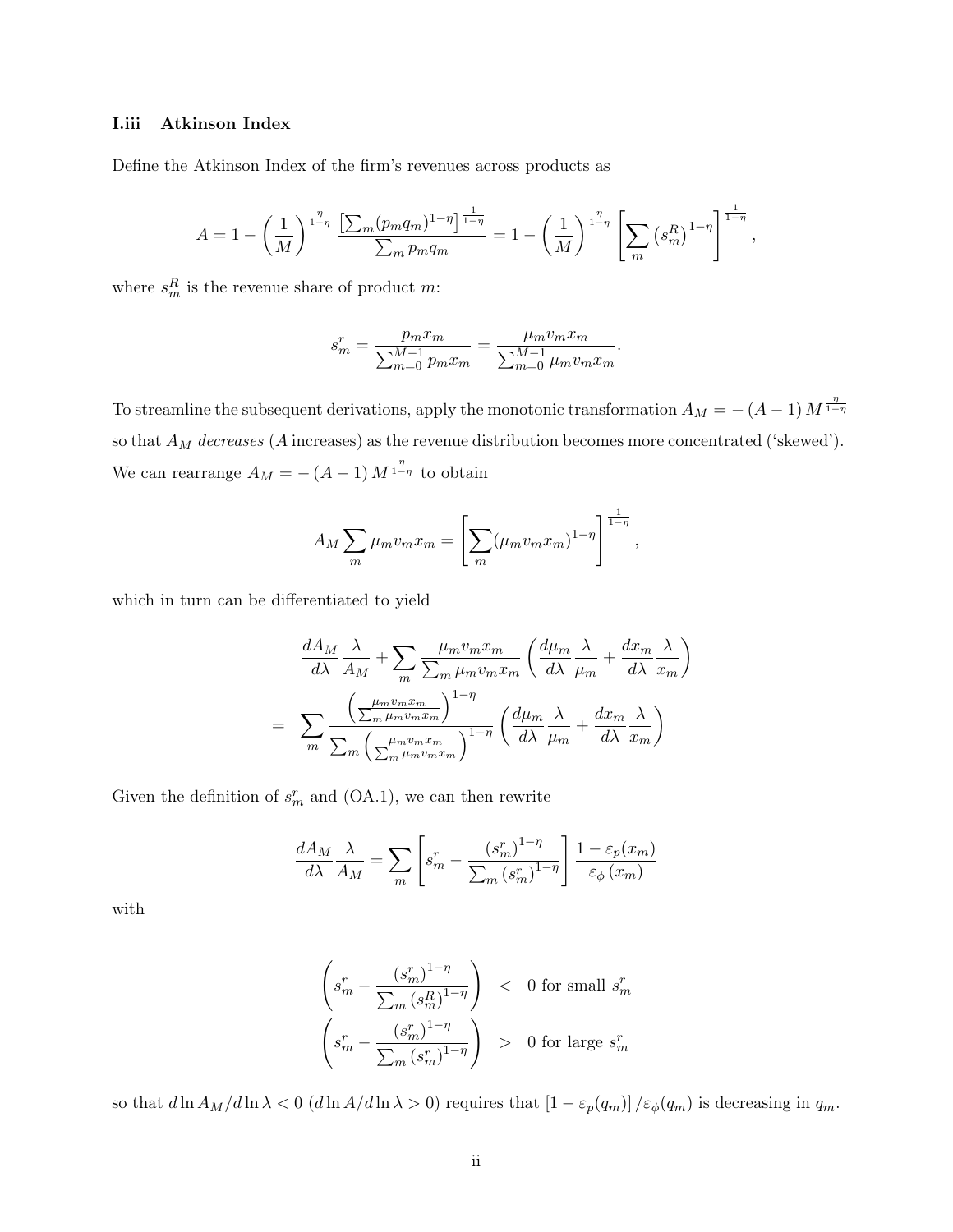### I.iii Atkinson Index

Define the Atkinson Index of the firm's revenues across products as

$$A = 1 - \left(\frac{1}{M}\right)^{\frac{\eta}{1-\eta}} \frac{\left[\sum_m (p_m q_m)^{1-\eta}\right]^{\frac{1}{1-\eta}}}{\sum_m p_m q_m} = 1 - \left(\frac{1}{M}\right)^{\frac{\eta}{1-\eta}} \left[\sum_m \left(s_m^R\right)^{1-\eta}\right]^{\frac{1}{1-\eta}},$$

where $s_m^R$ is the revenue share of product $m$:

$$s_m^r = \frac{p_m x_m}{\sum_{m=0}^{M-1} p_m x_m} = \frac{\mu_m v_m x_m}{\sum_{m=0}^{M-1} \mu_m v_m x_m}.$$

To streamline the subsequent derivations, apply the monotonic transformation $A_M = -(A-1)\,M^{\frac{\eta}{1-\eta}}$ so that $A_M$ *decreases* ($A$ increases) as the revenue distribution becomes more concentrated ('skewed'). We can rearrange $A_M = -(A-1)\,M^{\frac{\eta}{1-\eta}}$ to obtain

$$A_M \sum_m \mu_m v_m x_m = \left[\sum_m (\mu_m v_m x_m)^{1-\eta}\right]^{\frac{1}{1-\eta}},$$

which in turn can be differentiated to yield

$$\frac{dA_M}{d\lambda}\frac{\lambda}{A_M} + \sum_m \frac{\mu_m v_m x_m}{\sum_m \mu_m v_m x_m}\left(\frac{d\mu_m}{d\lambda}\frac{\lambda}{\mu_m} + \frac{dx_m}{d\lambda}\frac{\lambda}{x_m}\right)$$

$$= \sum_m \frac{\left(\frac{\mu_m v_m x_m}{\sum_m \mu_m v_m x_m}\right)^{1-\eta}}{\sum_m \left(\frac{\mu_m v_m x_m}{\sum_m \mu_m v_m x_m}\right)^{1-\eta}}\left(\frac{d\mu_m}{d\lambda}\frac{\lambda}{\mu_m} + \frac{dx_m}{d\lambda}\frac{\lambda}{x_m}\right)$$

Given the definition of $s_m^r$ and (OA.1), we can then rewrite

$$\frac{dA_M}{d\lambda}\frac{\lambda}{A_M} = \sum_m \left[s_m^r - \frac{\left(s_m^r\right)^{1-\eta}}{\sum_m \left(s_m^r\right)^{1-\eta}}\right]\frac{1-\varepsilon_p(x_m)}{\varepsilon_\phi(x_m)}$$

with

$$\left(s_m^r - \frac{\left(s_m^r\right)^{1-\eta}}{\sum_m \left(s_m^R\right)^{1-\eta}}\right) < 0 \text{ for small } s_m^r$$

$$\left(s_m^r - \frac{\left(s_m^r\right)^{1-\eta}}{\sum_m \left(s_m^r\right)^{1-\eta}}\right) > 0 \text{ for large } s_m^r$$

so that $d\ln A_M / d\ln\lambda < 0$ ($d\ln A/d\ln\lambda > 0$) requires that $\left[1-\varepsilon_p(q_m)\right]/\varepsilon_\phi(q_m)$ is decreasing in $q_m$.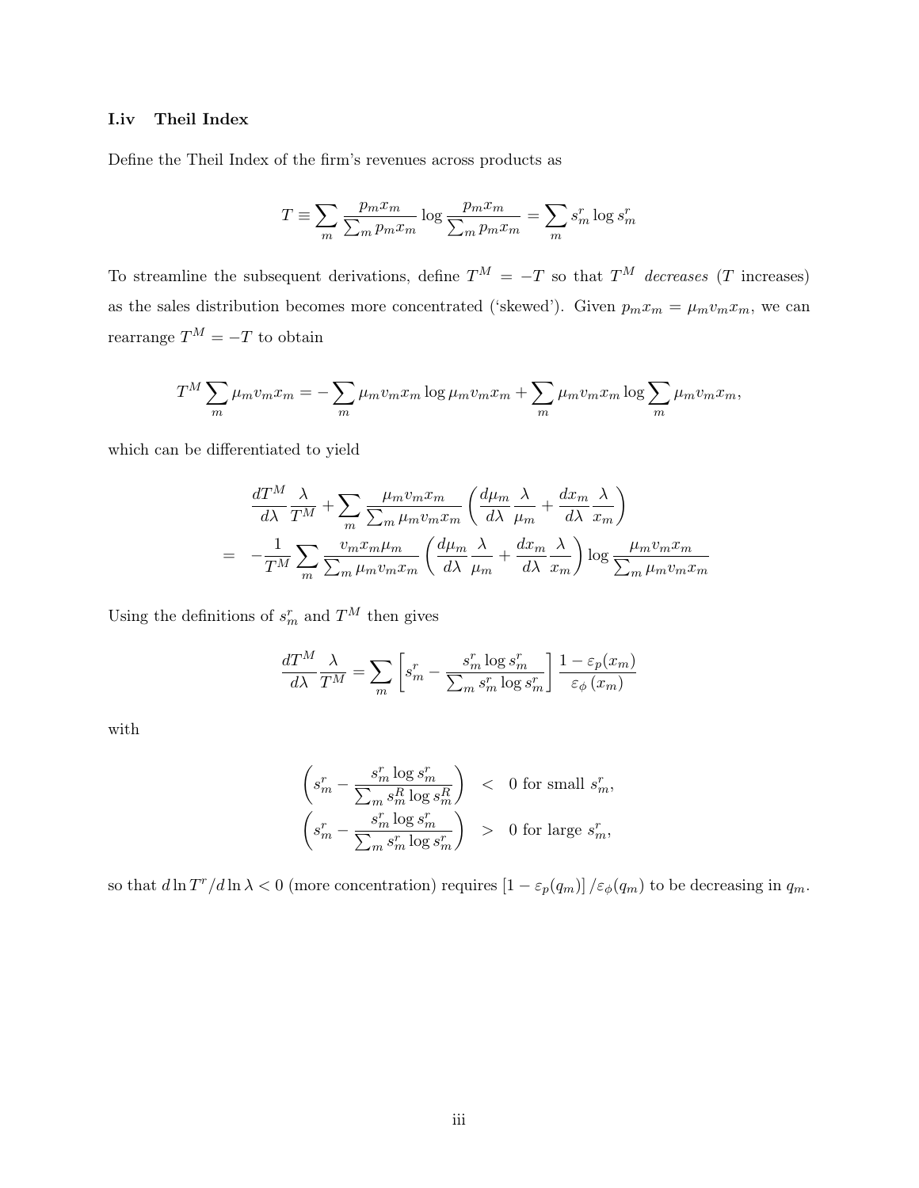### I.iv Theil Index

Define the Theil Index of the firm's revenues across products as

$$T \equiv \sum_m \frac{p_m x_m}{\sum_m p_m x_m} \log \frac{p_m x_m}{\sum_m p_m x_m} = \sum_m s_m^r \log s_m^r$$

To streamline the subsequent derivations, define $T^M = -T$ so that $T^M$ *decreases* ($T$ increases) as the sales distribution becomes more concentrated ('skewed'). Given $p_m x_m = \mu_m v_m x_m$, we can rearrange $T^M = -T$ to obtain

$$T^M \sum_m \mu_m v_m x_m = -\sum_m \mu_m v_m x_m \log \mu_m v_m x_m + \sum_m \mu_m v_m x_m \log \sum_m \mu_m v_m x_m,$$

which can be differentiated to yield

$$\begin{aligned}
& \frac{dT^M}{d\lambda}\frac{\lambda}{T^M} + \sum_m \frac{\mu_m v_m x_m}{\sum_m \mu_m v_m x_m}\left(\frac{d\mu_m}{d\lambda}\frac{\lambda}{\mu_m} + \frac{dx_m}{d\lambda}\frac{\lambda}{x_m}\right) \\
= \quad & -\frac{1}{T^M}\sum_m \frac{v_m x_m \mu_m}{\sum_m \mu_m v_m x_m}\left(\frac{d\mu_m}{d\lambda}\frac{\lambda}{\mu_m} + \frac{dx_m}{d\lambda}\frac{\lambda}{x_m}\right)\log\frac{\mu_m v_m x_m}{\sum_m \mu_m v_m x_m}
\end{aligned}$$

Using the definitions of $s_m^r$ and $T^M$ then gives

$$\frac{dT^M}{d\lambda}\frac{\lambda}{T^M} = \sum_m \left[s_m^r - \frac{s_m^r \log s_m^r}{\sum_m s_m^r \log s_m^r}\right]\frac{1 - \varepsilon_p(x_m)}{\varepsilon_\phi(x_m)}$$

with

$$\begin{aligned}
\left(s_m^r - \frac{s_m^r \log s_m^r}{\sum_m s_m^R \log s_m^R}\right) &< 0 \text{ for small } s_m^r, \\
\left(s_m^r - \frac{s_m^r \log s_m^r}{\sum_m s_m^r \log s_m^r}\right) &> 0 \text{ for large } s_m^r,
\end{aligned}$$

so that $d\ln T^r / d\ln\lambda < 0$ (more concentration) requires $[1 - \varepsilon_p(q_m)]/\varepsilon_\phi(q_m)$ to be decreasing in $q_m$.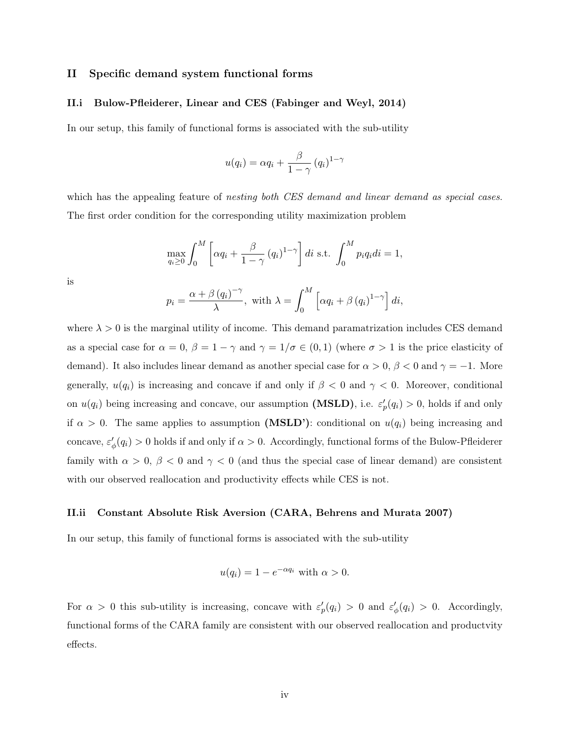## II Specific demand system functional forms

### II.i Bulow-Pfleiderer, Linear and CES (Fabinger and Weyl, 2014)

In our setup, this family of functional forms is associated with the sub-utility

$$u(q_i) = \alpha q_i + \frac{\beta}{1-\gamma}(q_i)^{1-\gamma}$$

which has the appealing feature of *nesting both CES demand and linear demand as special cases.* The first order condition for the corresponding utility maximization problem

$$\max_{q_i \geq 0} \int_0^M \left[\alpha q_i + \frac{\beta}{1-\gamma}(q_i)^{1-\gamma}\right] di \text{ s.t. } \int_0^M p_i q_i di = 1,$$

is

$$p_i = \frac{\alpha + \beta (q_i)^{-\gamma}}{\lambda}, \text{ with } \lambda = \int_0^M \left[\alpha q_i + \beta (q_i)^{1-\gamma}\right] di,$$

where $\lambda > 0$ is the marginal utility of income. This demand paramatrization includes CES demand as a special case for $\alpha = 0$, $\beta = 1 - \gamma$ and $\gamma = 1/\sigma \in (0, 1)$ (where $\sigma > 1$ is the price elasticity of demand). It also includes linear demand as another special case for $\alpha > 0$, $\beta < 0$ and $\gamma = -1$. More generally, $u(q_i)$ is increasing and concave if and only if $\beta < 0$ and $\gamma < 0$. Moreover, conditional on $u(q_i)$ being increasing and concave, our assumption **(MSLD)**, i.e. $\varepsilon'_p(q_i) > 0$, holds if and only if $\alpha > 0$. The same applies to assumption **(MSLD')**: conditional on $u(q_i)$ being increasing and concave, $\varepsilon'_\phi(q_i) > 0$ holds if and only if $\alpha > 0$. Accordingly, functional forms of the Bulow-Pfleiderer family with $\alpha > 0$, $\beta < 0$ and $\gamma < 0$ (and thus the special case of linear demand) are consistent with our observed reallocation and productivity effects while CES is not.

### II.ii Constant Absolute Risk Aversion (CARA, Behrens and Murata 2007)

In our setup, this family of functional forms is associated with the sub-utility

$$u(q_i) = 1 - e^{-\alpha q_i} \text{ with } \alpha > 0.$$

For $\alpha > 0$ this sub-utility is increasing, concave with $\varepsilon'_p(q_i) > 0$ and $\varepsilon'_\phi(q_i) > 0$. Accordingly, functional forms of the CARA family are consistent with our observed reallocation and productvity effects.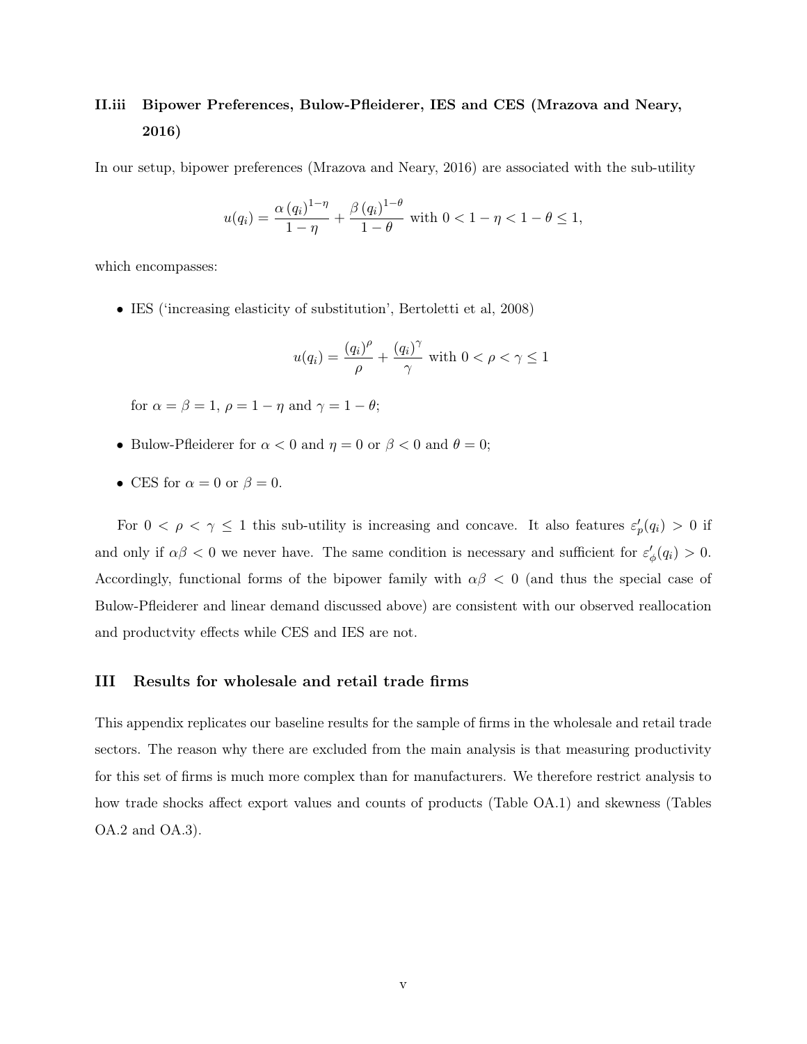### II.iii Bipower Preferences, Bulow-Pfleiderer, IES and CES (Mrazova and Neary, 2016)

In our setup, bipower preferences (Mrazova and Neary, 2016) are associated with the sub-utility

$$u(q_i) = \frac{\alpha\,(q_i)^{1-\eta}}{1-\eta} + \frac{\beta\,(q_i)^{1-\theta}}{1-\theta} \text{ with } 0 < 1-\eta < 1-\theta \leq 1,$$

which encompasses:

- IES ('increasing elasticity of substitution', Bertoletti et al, 2008)

$$u(q_i) = \frac{(q_i)^{\rho}}{\rho} + \frac{(q_i)^{\gamma}}{\gamma} \text{ with } 0 < \rho < \gamma \leq 1$$

  for $\alpha = \beta = 1$, $\rho = 1-\eta$ and $\gamma = 1-\theta$;

- Bulow-Pfleiderer for $\alpha < 0$ and $\eta = 0$ or $\beta < 0$ and $\theta = 0$;

- CES for $\alpha = 0$ or $\beta = 0$.

For $0 < \rho < \gamma \leq 1$ this sub-utility is increasing and concave. It also features $\varepsilon_p'(q_i) > 0$ if and only if $\alpha\beta < 0$ we never have. The same condition is necessary and sufficient for $\varepsilon_\phi'(q_i) > 0$. Accordingly, functional forms of the bipower family with $\alpha\beta < 0$ (and thus the special case of Bulow-Pfleiderer and linear demand discussed above) are consistent with our observed reallocation and productvity effects while CES and IES are not.

## III Results for wholesale and retail trade firms

This appendix replicates our baseline results for the sample of firms in the wholesale and retail trade sectors. The reason why there are excluded from the main analysis is that measuring productivity for this set of firms is much more complex than for manufacturers. We therefore restrict analysis to how trade shocks affect export values and counts of products (Table OA.1) and skewness (Tables OA.2 and OA.3).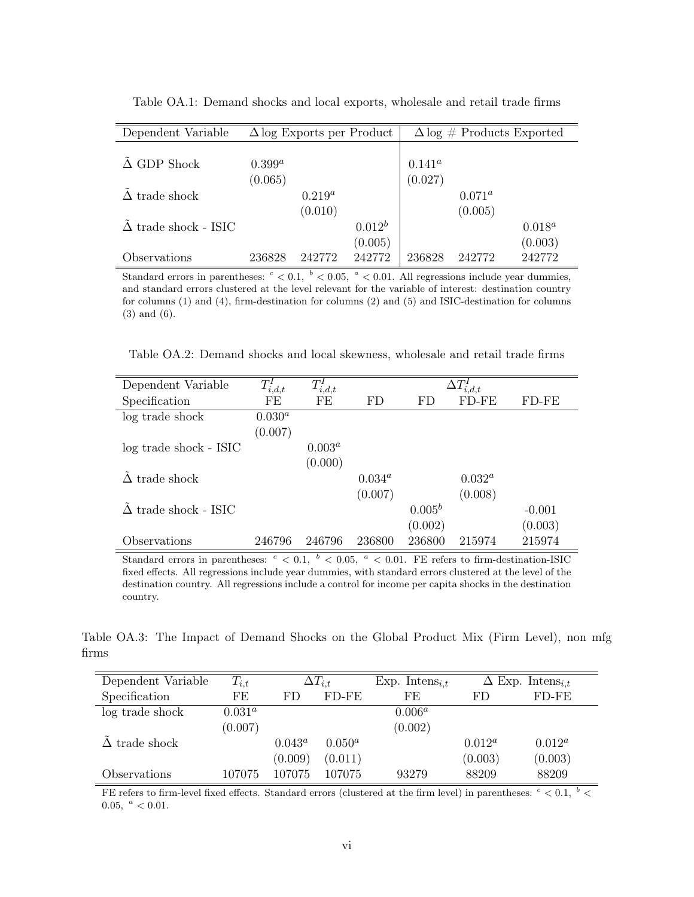Table OA.1: Demand shocks and local exports, wholesale and retail trade firms

| Dependent Variable | $\Delta$ log Exports per Product | | | $\Delta$ log # Products Exported | | |
|---|---|---|---|---|---|---|
| $\tilde{\Delta}$ GDP Shock | $0.399^a$ | | | $0.141^a$ | | |
| | (0.065) | | | (0.027) | | |
| $\tilde{\Delta}$ trade shock | | $0.219^a$ | | | $0.071^a$ | |
| | | (0.010) | | | (0.005) | |
| $\tilde{\Delta}$ trade shock - ISIC | | | $0.012^b$ | | | $0.018^a$ |
| | | | (0.005) | | | (0.003) |
| Observations | 236828 | 242772 | 242772 | 236828 | 242772 | 242772 |

Standard errors in parentheses: $^c < 0.1$, $^b < 0.05$, $^a < 0.01$. All regressions include year dummies, and standard errors clustered at the level relevant for the variable of interest: destination country for columns (1) and (4), firm-destination for columns (2) and (5) and ISIC-destination for columns (3) and (6).

Table OA.2: Demand shocks and local skewness, wholesale and retail trade firms

| Dependent Variable | $T^I_{i,d,t}$ | $T^I_{i,d,t}$ | $\Delta T^I_{i,d,t}$ | | | |
|---|---|---|---|---|---|---|
| Specification | FE | FE | FD | FD | FD-FE | FD-FE |
| log trade shock | $0.030^a$ | | | | | |
| | (0.007) | | | | | |
| log trade shock - ISIC | | $0.003^a$ | | | | |
| | | (0.000) | | | | |
| $\tilde{\Delta}$ trade shock | | | $0.034^a$ | | $0.032^a$ | |
| | | | (0.007) | | (0.008) | |
| $\tilde{\Delta}$ trade shock - ISIC | | | | $0.005^b$ | | -0.001 |
| | | | | (0.002) | | (0.003) |
| Observations | 246796 | 246796 | 236800 | 236800 | 215974 | 215974 |

Standard errors in parentheses: $^c < 0.1$, $^b < 0.05$, $^a < 0.01$. FE refers to firm-destination-ISIC fixed effects. All regressions include year dummies, with standard errors clustered at the level of the destination country. All regressions include a control for income per capita shocks in the destination country.

Table OA.3: The Impact of Demand Shocks on the Global Product Mix (Firm Level), non mfg firms

| Dependent Variable | $T_{i,t}$ | $\Delta T_{i,t}$ | | Exp. Intens$_{i,t}$ | $\Delta$ Exp. Intens$_{i,t}$ | |
|---|---|---|---|---|---|---|
| Specification | FE | FD | FD-FE | FE | FD | FD-FE |
| log trade shock | $0.031^a$ | | | $0.006^a$ | | |
| | (0.007) | | | (0.002) | | |
| $\tilde{\Delta}$ trade shock | | $0.043^a$ | $0.050^a$ | | $0.012^a$ | $0.012^a$ |
| | | (0.009) | (0.011) | | (0.003) | (0.003) |
| Observations | 107075 | 107075 | 107075 | 93279 | 88209 | 88209 |

FE refers to firm-level fixed effects. Standard errors (clustered at the firm level) in parentheses: $^c < 0.1$, $^b < 0.05$, $^a < 0.01$.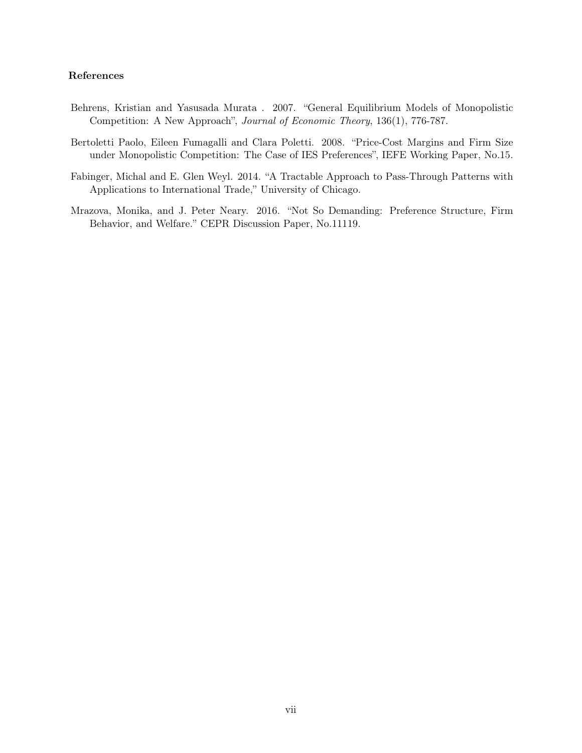### References

Behrens, Kristian and Yasusada Murata . 2007. "General Equilibrium Models of Monopolistic Competition: A New Approach", *Journal of Economic Theory*, 136(1), 776-787.

Bertoletti Paolo, Eileen Fumagalli and Clara Poletti. 2008. "Price-Cost Margins and Firm Size under Monopolistic Competition: The Case of IES Preferences", IEFE Working Paper, No.15.

Fabinger, Michal and E. Glen Weyl. 2014. "A Tractable Approach to Pass-Through Patterns with Applications to International Trade," University of Chicago.

Mrazova, Monika, and J. Peter Neary. 2016. "Not So Demanding: Preference Structure, Firm Behavior, and Welfare." CEPR Discussion Paper, No.11119.